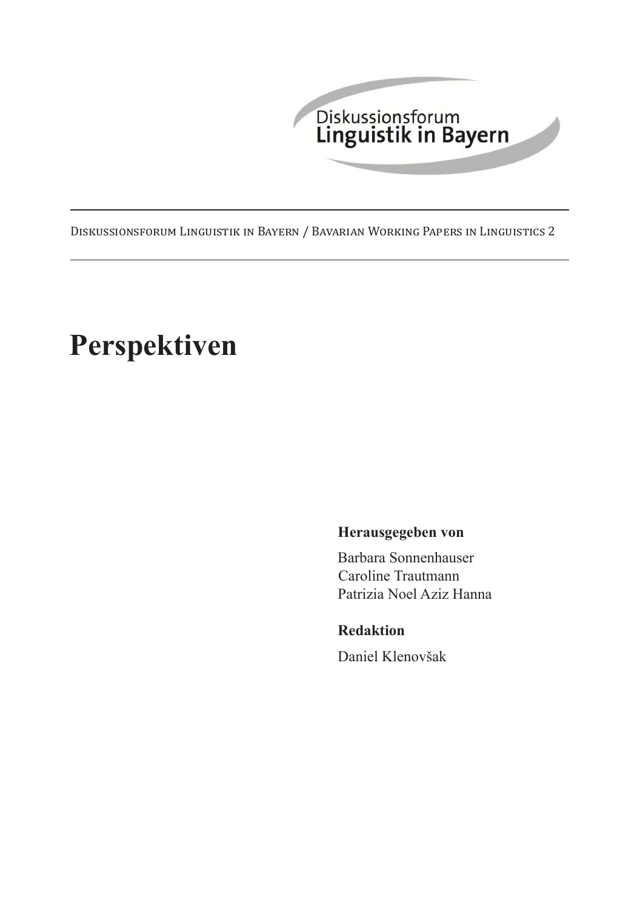Diskussionsforum
Linguistik in Bayern

Diskussionsforum Linguistik in Bayern / Bavarian Working Papers in Linguistics 2

# Perspektiven

**Herausgegeben von**

Barbara Sonnenhauser
Caroline Trautmann
Patrizia Noel Aziz Hanna

**Redaktion**

Daniel Klenovšak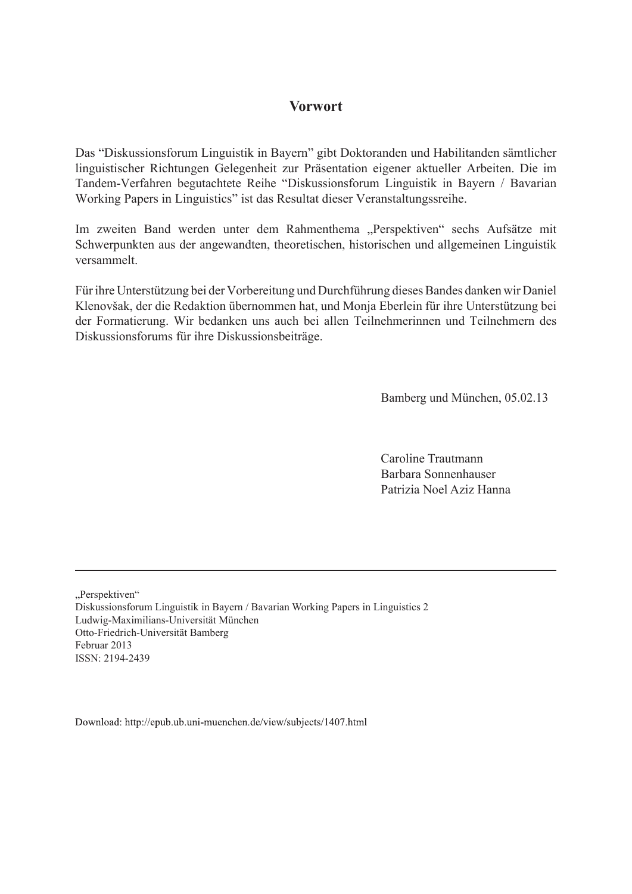# Vorwort

Das “Diskussionsforum Linguistik in Bayern” gibt Doktoranden und Habilitanden sämtlicher linguistischer Richtungen Gelegenheit zur Präsentation eigener aktueller Arbeiten. Die im Tandem-Verfahren begutachtete Reihe “Diskussionsforum Linguistik in Bayern / Bavarian Working Papers in Linguistics” ist das Resultat dieser Veranstaltungsreihe.

Im zweiten Band werden unter dem Rahmenthema „Perspektiven“ sechs Aufsätze mit Schwerpunkten aus der angewandten, theoretischen, historischen und allgemeinen Linguistik versammelt.

Für ihre Unterstützung bei der Vorbereitung und Durchführung dieses Bandes danken wir Daniel Klenovšak, der die Redaktion übernommen hat, und Monja Eberlein für ihre Unterstützung bei der Formatierung. Wir bedanken uns auch bei allen Teilnehmerinnen und Teilnehmern des Diskussionsforums für ihre Diskussionsbeiträge.

Bamberg und München, 05.02.13

Caroline Trautmann
Barbara Sonnenhauser
Patrizia Noel Aziz Hanna

---

„Perspektiven“
Diskussionsforum Linguistik in Bayern / Bavarian Working Papers in Linguistics 2
Ludwig-Maximilians-Universität München
Otto-Friedrich-Universität Bamberg
Februar 2013
ISSN: 2194-2439

Download: http://epub.ub.uni-muenchen.de/view/subjects/1407.html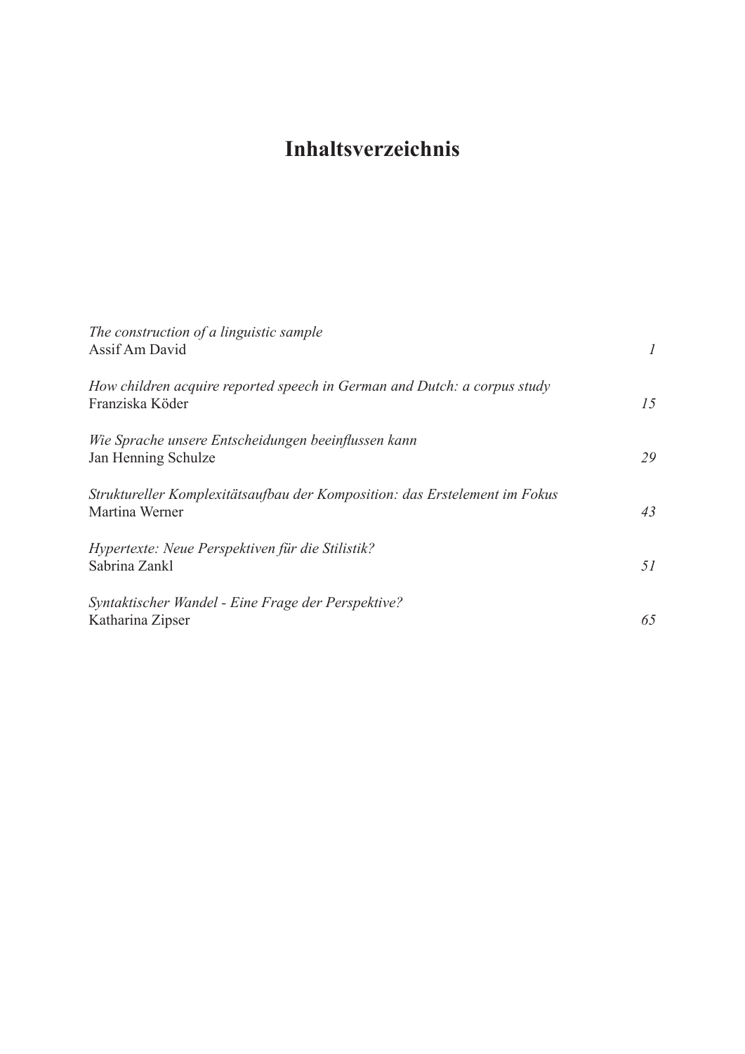# Inhaltsverzeichnis

*The construction of a linguistic sample*
Assif Am David — *1*

*How children acquire reported speech in German and Dutch: a corpus study*
Franziska Köder — *15*

*Wie Sprache unsere Entscheidungen beeinflussen kann*
Jan Henning Schulze — *29*

*Struktureller Komplexitätsaufbau der Komposition: das Erstelement im Fokus*
Martina Werner — *43*

*Hypertexte: Neue Perspektiven für die Stilistik?*
Sabrina Zankl — *51*

*Syntaktischer Wandel - Eine Frage der Perspektive?*
Katharina Zipser — *65*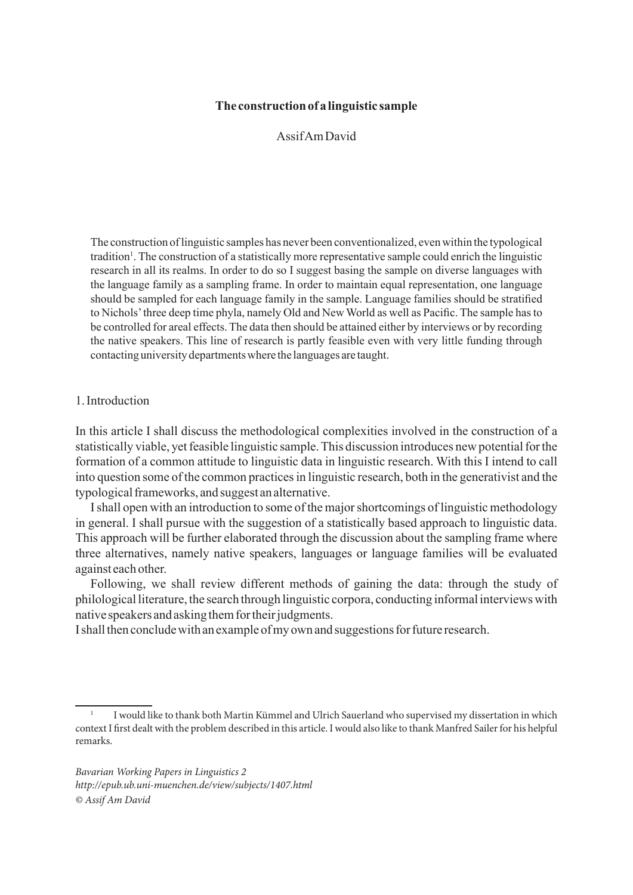# The construction of a linguistic sample

Assif Am David

> The construction of linguistic samples has never been conventionalized, even within the typological tradition[1]. The construction of a statistically more representative sample could enrich the linguistic research in all its realms. In order to do so I suggest basing the sample on diverse languages with the language family as a sampling frame. In order to maintain equal representation, one language should be sampled for each language family in the sample. Language families should be stratified to Nichols' three deep time phyla, namely Old and New World as well as Pacific. The sample has to be controlled for areal effects. The data then should be attained either by interviews or by recording the native speakers. This line of research is partly feasible even with very little funding through contacting university departments where the languages are taught.

## 1. Introduction

In this article I shall discuss the methodological complexities involved in the construction of a statistically viable, yet feasible linguistic sample. This discussion introduces new potential for the formation of a common attitude to linguistic data in linguistic research. With this I intend to call into question some of the common practices in linguistic research, both in the generativist and the typological frameworks, and suggest an alternative.

I shall open with an introduction to some of the major shortcomings of linguistic methodology in general. I shall pursue with the suggestion of a statistically based approach to linguistic data. This approach will be further elaborated through the discussion about the sampling frame where three alternatives, namely native speakers, languages or language families will be evaluated against each other.

Following, we shall review different methods of gaining the data: through the study of philological literature, the search through linguistic corpora, conducting informal interviews with native speakers and asking them for their judgments.

I shall then conclude with an example of my own and suggestions for future research.

---

[1] I would like to thank both Martin Kümmel and Ulrich Sauerland who supervised my dissertation in which context I first dealt with the problem described in this article. I would also like to thank Manfred Sailer for his helpful remarks.

*Bavarian Working Papers in Linguistics 2*
*http://epub.ub.uni-muenchen.de/view/subjects/1407.html*
*© Assif Am David*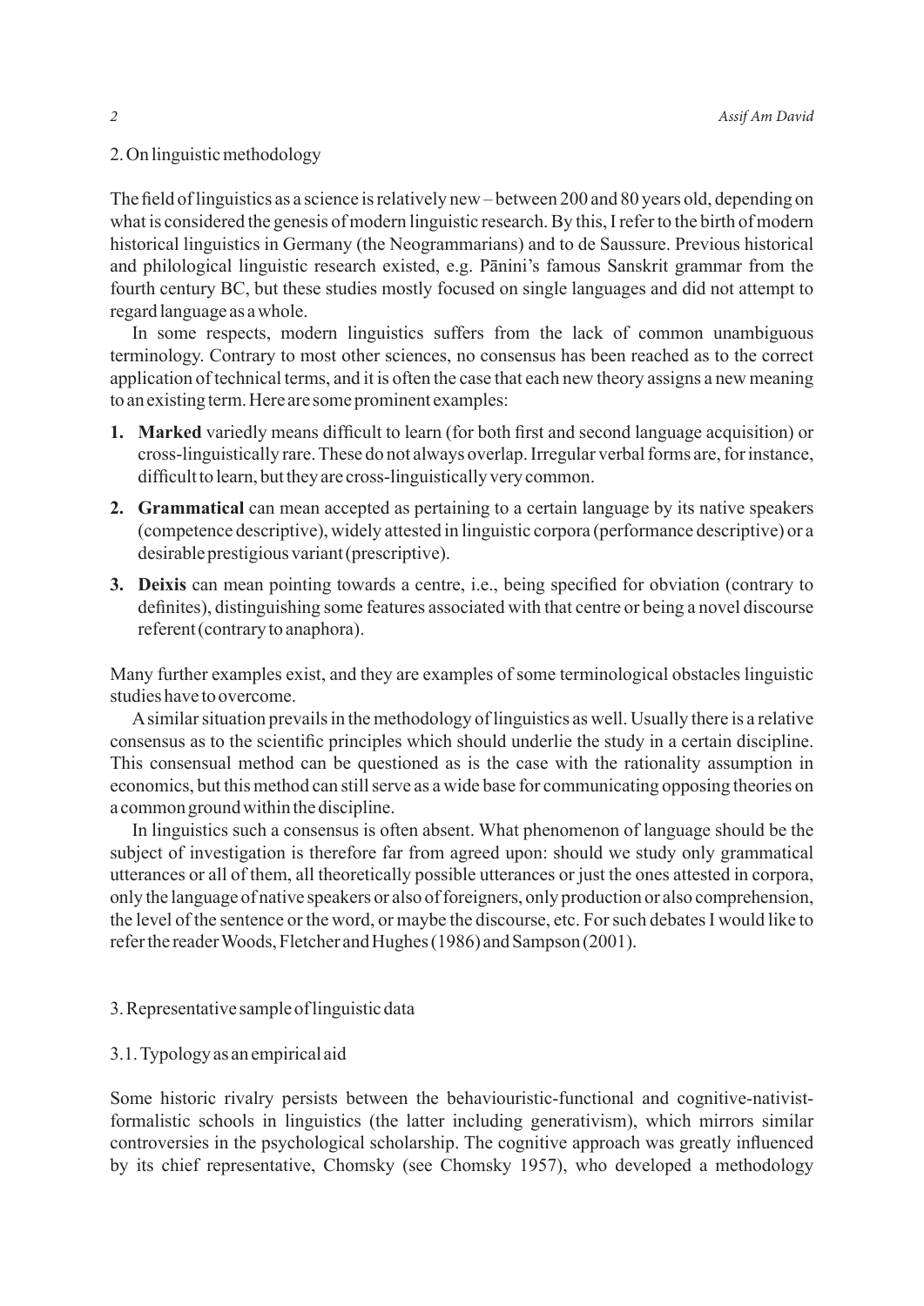## 2. On linguistic methodology

The field of linguistics as a science is relatively new – between 200 and 80 years old, depending on what is considered the genesis of modern linguistic research. By this, I refer to the birth of modern historical linguistics in Germany (the Neogrammarians) and to de Saussure. Previous historical and philological linguistic research existed, e.g. Pāṇini's famous Sanskrit grammar from the fourth century BC, but these studies mostly focused on single languages and did not attempt to regard language as a whole.

In some respects, modern linguistics suffers from the lack of common unambiguous terminology. Contrary to most other sciences, no consensus has been reached as to the correct application of technical terms, and it is often the case that each new theory assigns a new meaning to an existing term. Here are some prominent examples:

1. **Marked** variedly means difficult to learn (for both first and second language acquisition) or cross-linguistically rare. These do not always overlap. Irregular verbal forms are, for instance, difficult to learn, but they are cross-linguistically very common.
2. **Grammatical** can mean accepted as pertaining to a certain language by its native speakers (competence descriptive), widely attested in linguistic corpora (performance descriptive) or a desirable prestigious variant (prescriptive).
3. **Deixis** can mean pointing towards a centre, i.e., being specified for obviation (contrary to definites), distinguishing some features associated with that centre or being a novel discourse referent (contrary to anaphora).

Many further examples exist, and they are examples of some terminological obstacles linguistic studies have to overcome.

A similar situation prevails in the methodology of linguistics as well. Usually there is a relative consensus as to the scientific principles which should underlie the study in a certain discipline. This consensual method can be questioned as is the case with the rationality assumption in economics, but this method can still serve as a wide base for communicating opposing theories on a common ground within the discipline.

In linguistics such a consensus is often absent. What phenomenon of language should be the subject of investigation is therefore far from agreed upon: should we study only grammatical utterances or all of them, all theoretically possible utterances or just the ones attested in corpora, only the language of native speakers or also of foreigners, only production or also comprehension, the level of the sentence or the word, or maybe the discourse, etc. For such debates I would like to refer the reader Woods, Fletcher and Hughes (1986) and Sampson (2001).

## 3. Representative sample of linguistic data

### 3.1. Typology as an empirical aid

Some historic rivalry persists between the behaviouristic-functional and cognitive-nativist-formalistic schools in linguistics (the latter including generativism), which mirrors similar controversies in the psychological scholarship. The cognitive approach was greatly influenced by its chief representative, Chomsky (see Chomsky 1957), who developed a methodology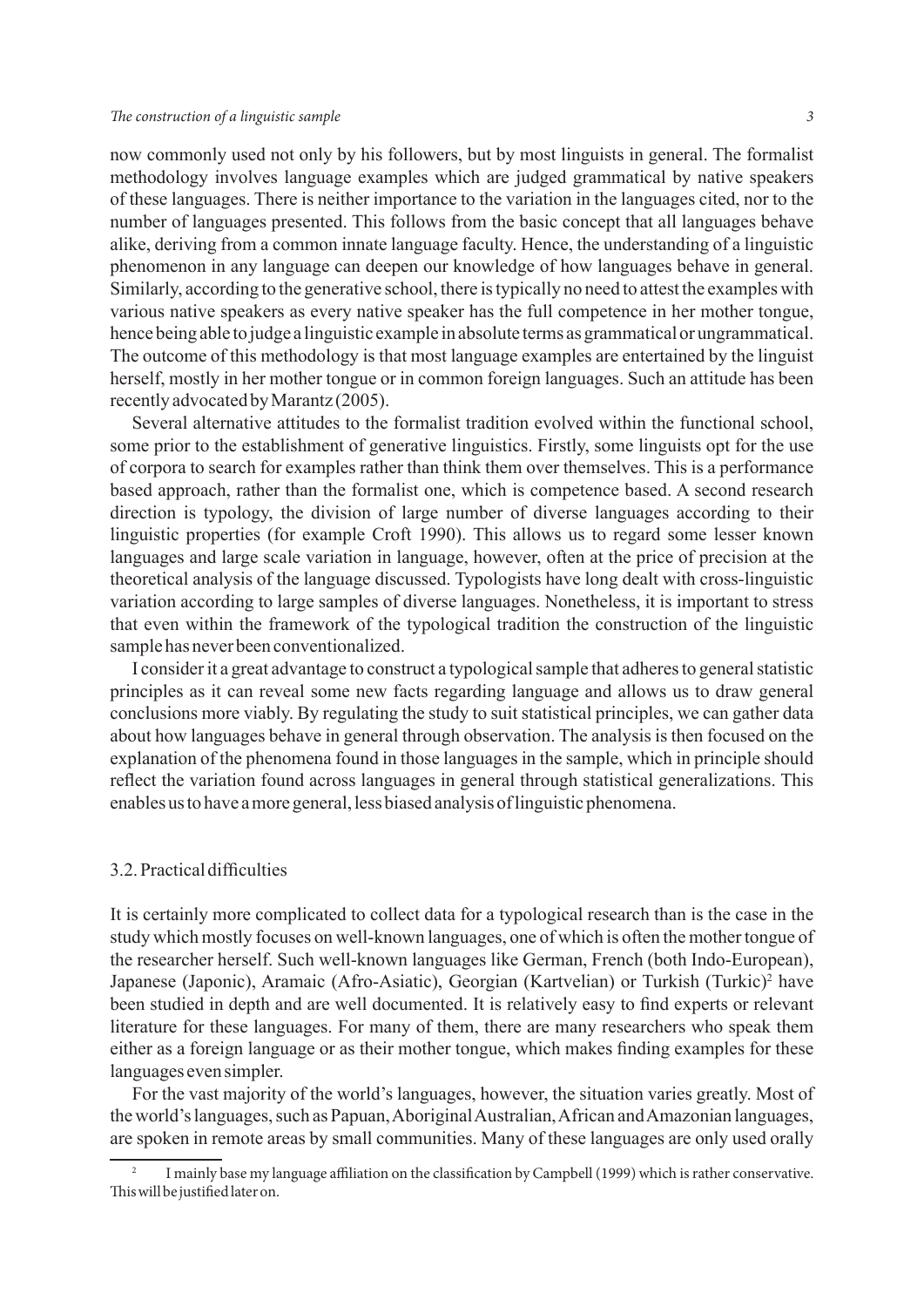now commonly used not only by his followers, but by most linguists in general. The formalist methodology involves language examples which are judged grammatical by native speakers of these languages. There is neither importance to the variation in the languages cited, nor to the number of languages presented. This follows from the basic concept that all languages behave alike, deriving from a common innate language faculty. Hence, the understanding of a linguistic phenomenon in any language can deepen our knowledge of how languages behave in general. Similarly, according to the generative school, there is typically no need to attest the examples with various native speakers as every native speaker has the full competence in her mother tongue, hence being able to judge a linguistic example in absolute terms as grammatical or ungrammatical. The outcome of this methodology is that most language examples are entertained by the linguist herself, mostly in her mother tongue or in common foreign languages. Such an attitude has been recently advocated by Marantz (2005).

Several alternative attitudes to the formalist tradition evolved within the functional school, some prior to the establishment of generative linguistics. Firstly, some linguists opt for the use of corpora to search for examples rather than think them over themselves. This is a performance based approach, rather than the formalist one, which is competence based. A second research direction is typology, the division of large number of diverse languages according to their linguistic properties (for example Croft 1990). This allows us to regard some lesser known languages and large scale variation in language, however, often at the price of precision at the theoretical analysis of the language discussed. Typologists have long dealt with cross-linguistic variation according to large samples of diverse languages. Nonetheless, it is important to stress that even within the framework of the typological tradition the construction of the linguistic sample has never been conventionalized.

I consider it a great advantage to construct a typological sample that adheres to general statistic principles as it can reveal some new facts regarding language and allows us to draw general conclusions more viably. By regulating the study to suit statistical principles, we can gather data about how languages behave in general through observation. The analysis is then focused on the explanation of the phenomena found in those languages in the sample, which in principle should reflect the variation found across languages in general through statistical generalizations. This enables us to have a more general, less biased analysis of linguistic phenomena.

### 3.2. Practical difficulties

It is certainly more complicated to collect data for a typological research than is the case in the study which mostly focuses on well-known languages, one of which is often the mother tongue of the researcher herself. Such well-known languages like German, French (both Indo-European), Japanese (Japonic), Aramaic (Afro-Asiatic), Georgian (Kartvelian) or Turkish (Turkic)[2] have been studied in depth and are well documented. It is relatively easy to find experts or relevant literature for these languages. For many of them, there are many researchers who speak them either as a foreign language or as their mother tongue, which makes finding examples for these languages even simpler.

For the vast majority of the world's languages, however, the situation varies greatly. Most of the world's languages, such as Papuan, Aboriginal Australian, African and Amazonian languages, are spoken in remote areas by small communities. Many of these languages are only used orally

[2] I mainly base my language affiliation on the classification by Campbell (1999) which is rather conservative. This will be justified later on.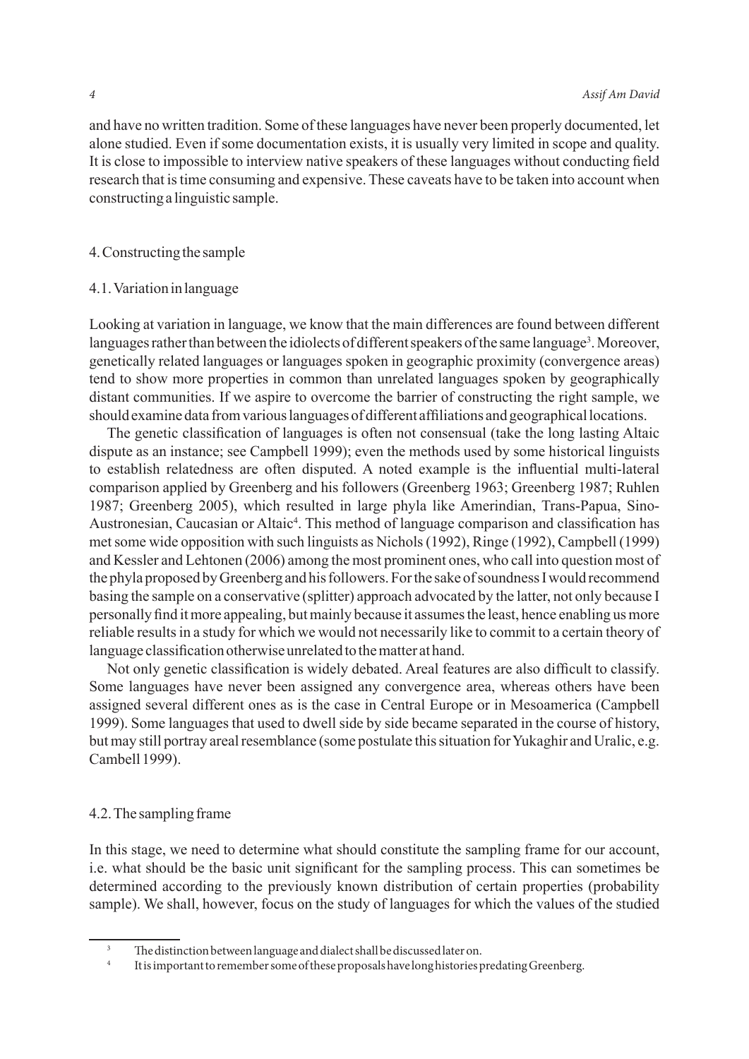and have no written tradition. Some of these languages have never been properly documented, let alone studied. Even if some documentation exists, it is usually very limited in scope and quality. It is close to impossible to interview native speakers of these languages without conducting field research that is time consuming and expensive. These caveats have to be taken into account when constructing a linguistic sample.

## 4. Constructing the sample

### 4.1. Variation in language

Looking at variation in language, we know that the main differences are found between different languages rather than between the idiolects of different speakers of the same language[3]. Moreover, genetically related languages or languages spoken in geographic proximity (convergence areas) tend to show more properties in common than unrelated languages spoken by geographically distant communities. If we aspire to overcome the barrier of constructing the right sample, we should examine data from various languages of different affiliations and geographical locations.

The genetic classification of languages is often not consensual (take the long lasting Altaic dispute as an instance; see Campbell 1999); even the methods used by some historical linguists to establish relatedness are often disputed. A noted example is the influential multi-lateral comparison applied by Greenberg and his followers (Greenberg 1963; Greenberg 1987; Ruhlen 1987; Greenberg 2005), which resulted in large phyla like Amerindian, Trans-Papua, Sino-Austronesian, Caucasian or Altaic[4]. This method of language comparison and classification has met some wide opposition with such linguists as Nichols (1992), Ringe (1992), Campbell (1999) and Kessler and Lehtonen (2006) among the most prominent ones, who call into question most of the phyla proposed by Greenberg and his followers. For the sake of soundness I would recommend basing the sample on a conservative (splitter) approach advocated by the latter, not only because I personally find it more appealing, but mainly because it assumes the least, hence enabling us more reliable results in a study for which we would not necessarily like to commit to a certain theory of language classification otherwise unrelated to the matter at hand.

Not only genetic classification is widely debated. Areal features are also difficult to classify. Some languages have never been assigned any convergence area, whereas others have been assigned several different ones as is the case in Central Europe or in Mesoamerica (Campbell 1999). Some languages that used to dwell side by side became separated in the course of history, but may still portray areal resemblance (some postulate this situation for Yukaghir and Uralic, e.g. Cambell 1999).

### 4.2. The sampling frame

In this stage, we need to determine what should constitute the sampling frame for our account, i.e. what should be the basic unit significant for the sampling process. This can sometimes be determined according to the previously known distribution of certain properties (probability sample). We shall, however, focus on the study of languages for which the values of the studied

---

[3] The distinction between language and dialect shall be discussed later on.

[4] It is important to remember some of these proposals have long histories predating Greenberg.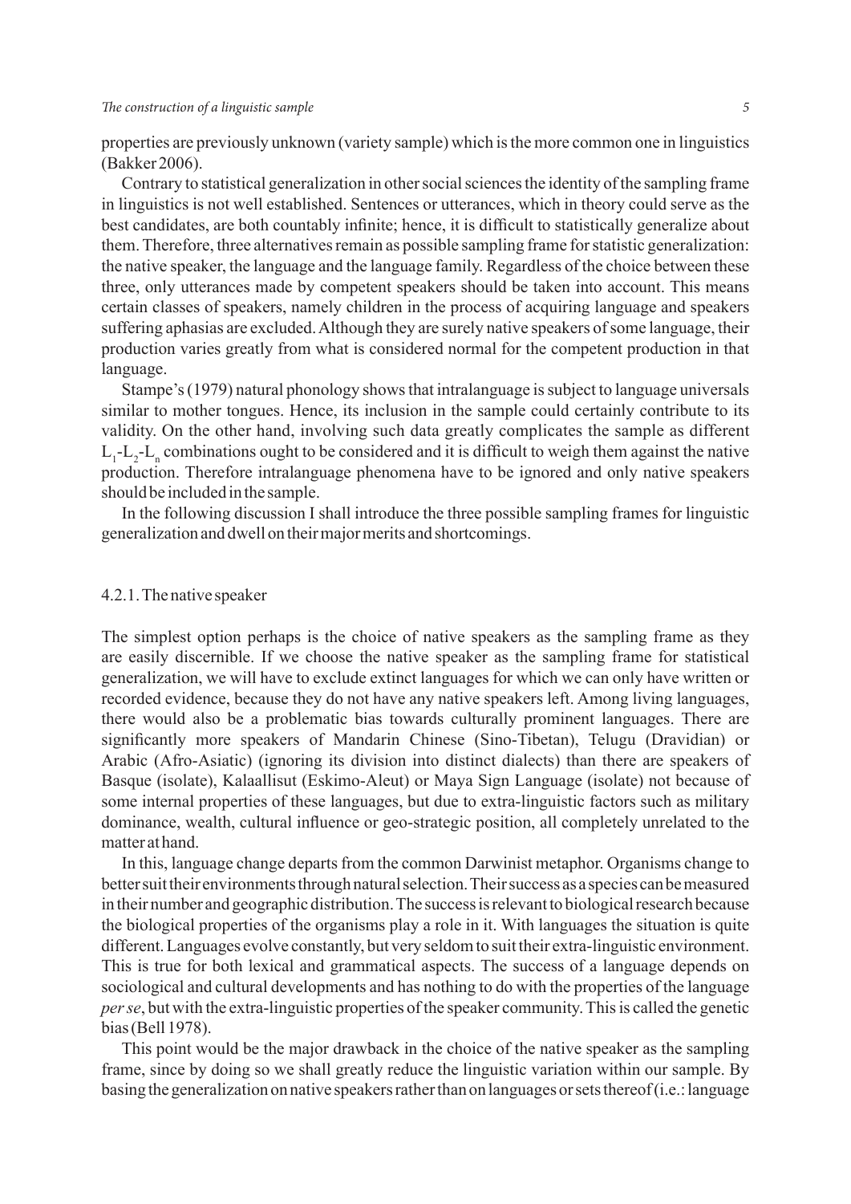properties are previously unknown (variety sample) which is the more common one in linguistics (Bakker 2006).

Contrary to statistical generalization in other social sciences the identity of the sampling frame in linguistics is not well established. Sentences or utterances, which in theory could serve as the best candidates, are both countably infinite; hence, it is difficult to statistically generalize about them. Therefore, three alternatives remain as possible sampling frame for statistic generalization: the native speaker, the language and the language family. Regardless of the choice between these three, only utterances made by competent speakers should be taken into account. This means certain classes of speakers, namely children in the process of acquiring language and speakers suffering aphasias are excluded. Although they are surely native speakers of some language, their production varies greatly from what is considered normal for the competent production in that language.

Stampe's (1979) natural phonology shows that intralanguage is subject to language universals similar to mother tongues. Hence, its inclusion in the sample could certainly contribute to its validity. On the other hand, involving such data greatly complicates the sample as different $L_1$-$L_2$-$L_n$ combinations ought to be considered and it is difficult to weigh them against the native production. Therefore intralanguage phenomena have to be ignored and only native speakers should be included in the sample.

In the following discussion I shall introduce the three possible sampling frames for linguistic generalization and dwell on their major merits and shortcomings.

### 4.2.1. The native speaker

The simplest option perhaps is the choice of native speakers as the sampling frame as they are easily discernible. If we choose the native speaker as the sampling frame for statistical generalization, we will have to exclude extinct languages for which we can only have written or recorded evidence, because they do not have any native speakers left. Among living languages, there would also be a problematic bias towards culturally prominent languages. There are significantly more speakers of Mandarin Chinese (Sino-Tibetan), Telugu (Dravidian) or Arabic (Afro-Asiatic) (ignoring its division into distinct dialects) than there are speakers of Basque (isolate), Kalaallisut (Eskimo-Aleut) or Maya Sign Language (isolate) not because of some internal properties of these languages, but due to extra-linguistic factors such as military dominance, wealth, cultural influence or geo-strategic position, all completely unrelated to the matter at hand.

In this, language change departs from the common Darwinist metaphor. Organisms change to better suit their environments through natural selection. Their success as a species can be measured in their number and geographic distribution. The success is relevant to biological research because the biological properties of the organisms play a role in it. With languages the situation is quite different. Languages evolve constantly, but very seldom to suit their extra-linguistic environment. This is true for both lexical and grammatical aspects. The success of a language depends on sociological and cultural developments and has nothing to do with the properties of the language *per se*, but with the extra-linguistic properties of the speaker community. This is called the genetic bias (Bell 1978).

This point would be the major drawback in the choice of the native speaker as the sampling frame, since by doing so we shall greatly reduce the linguistic variation within our sample. By basing the generalization on native speakers rather than on languages or sets thereof (i.e.: language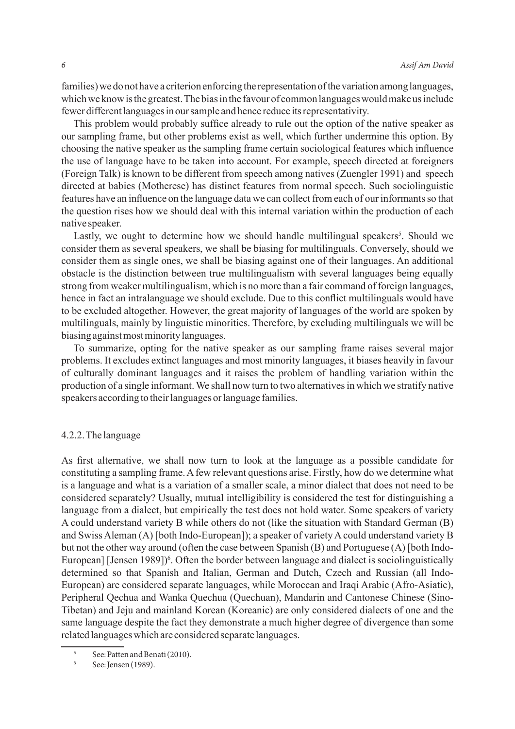families) we do not have a criterion enforcing the representation of the variation among languages, which we know is the greatest. The bias in the favour of common languages would make us include fewer different languages in our sample and hence reduce its representativity.

This problem would probably suffice already to rule out the option of the native speaker as our sampling frame, but other problems exist as well, which further undermine this option. By choosing the native speaker as the sampling frame certain sociological features which influence the use of language have to be taken into account. For example, speech directed at foreigners (Foreign Talk) is known to be different from speech among natives (Zuengler 1991) and speech directed at babies (Motherese) has distinct features from normal speech. Such sociolinguistic features have an influence on the language data we can collect from each of our informants so that the question rises how we should deal with this internal variation within the production of each native speaker.

Lastly, we ought to determine how we should handle multilingual speakers[5]. Should we consider them as several speakers, we shall be biasing for multilinguals. Conversely, should we consider them as single ones, we shall be biasing against one of their languages. An additional obstacle is the distinction between true multilingualism with several languages being equally strong from weaker multilingualism, which is no more than a fair command of foreign languages, hence in fact an intralanguage we should exclude. Due to this conflict multilinguals would have to be excluded altogether. However, the great majority of languages of the world are spoken by multilinguals, mainly by linguistic minorities. Therefore, by excluding multilinguals we will be biasing against most minority languages.

To summarize, opting for the native speaker as our sampling frame raises several major problems. It excludes extinct languages and most minority languages, it biases heavily in favour of culturally dominant languages and it raises the problem of handling variation within the production of a single informant. We shall now turn to two alternatives in which we stratify native speakers according to their languages or language families.

### 4.2.2. The language

As first alternative, we shall now turn to look at the language as a possible candidate for constituting a sampling frame. A few relevant questions arise. Firstly, how do we determine what is a language and what is a variation of a smaller scale, a minor dialect that does not need to be considered separately? Usually, mutual intelligibility is considered the test for distinguishing a language from a dialect, but empirically the test does not hold water. Some speakers of variety A could understand variety B while others do not (like the situation with Standard German (B) and Swiss Aleman (A) [both Indo-European]); a speaker of variety A could understand variety B but not the other way around (often the case between Spanish (B) and Portuguese (A) [both Indo-European] [Jensen 1989])[6]. Often the border between language and dialect is sociolinguistically determined so that Spanish and Italian, German and Dutch, Czech and Russian (all Indo-European) are considered separate languages, while Moroccan and Iraqi Arabic (Afro-Asiatic), Peripheral Qechua and Wanka Quechua (Quechuan), Mandarin and Cantonese Chinese (Sino-Tibetan) and Jeju and mainland Korean (Koreanic) are only considered dialects of one and the same language despite the fact they demonstrate a much higher degree of divergence than some related languages which are considered separate languages.

[5] See: Patten and Benati (2010).

[6] See: Jensen (1989).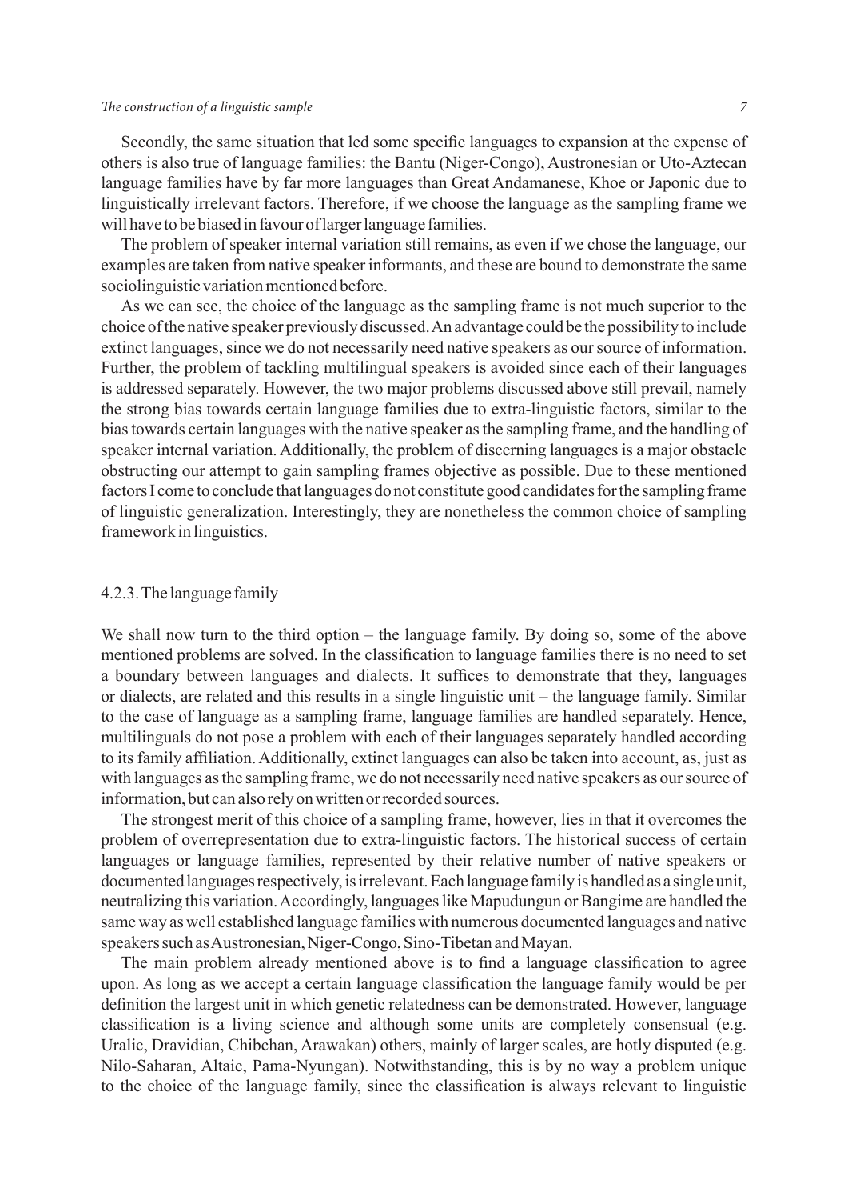Secondly, the same situation that led some specific languages to expansion at the expense of others is also true of language families: the Bantu (Niger-Congo), Austronesian or Uto-Aztecan language families have by far more languages than Great Andamanese, Khoe or Japonic due to linguistically irrelevant factors. Therefore, if we choose the language as the sampling frame we will have to be biased in favour of larger language families.

The problem of speaker internal variation still remains, as even if we chose the language, our examples are taken from native speaker informants, and these are bound to demonstrate the same sociolinguistic variation mentioned before.

As we can see, the choice of the language as the sampling frame is not much superior to the choice of the native speaker previously discussed. An advantage could be the possibility to include extinct languages, since we do not necessarily need native speakers as our source of information. Further, the problem of tackling multilingual speakers is avoided since each of their languages is addressed separately. However, the two major problems discussed above still prevail, namely the strong bias towards certain language families due to extra-linguistic factors, similar to the bias towards certain languages with the native speaker as the sampling frame, and the handling of speaker internal variation. Additionally, the problem of discerning languages is a major obstacle obstructing our attempt to gain sampling frames objective as possible. Due to these mentioned factors I come to conclude that languages do not constitute good candidates for the sampling frame of linguistic generalization. Interestingly, they are nonetheless the common choice of sampling framework in linguistics.

### 4.2.3. The language family

We shall now turn to the third option – the language family. By doing so, some of the above mentioned problems are solved. In the classification to language families there is no need to set a boundary between languages and dialects. It suffices to demonstrate that they, languages or dialects, are related and this results in a single linguistic unit – the language family. Similar to the case of language as a sampling frame, language families are handled separately. Hence, multilinguals do not pose a problem with each of their languages separately handled according to its family affiliation. Additionally, extinct languages can also be taken into account, as, just as with languages as the sampling frame, we do not necessarily need native speakers as our source of information, but can also rely on written or recorded sources.

The strongest merit of this choice of a sampling frame, however, lies in that it overcomes the problem of overrepresentation due to extra-linguistic factors. The historical success of certain languages or language families, represented by their relative number of native speakers or documented languages respectively, is irrelevant. Each language family is handled as a single unit, neutralizing this variation. Accordingly, languages like Mapudungun or Bangime are handled the same way as well established language families with numerous documented languages and native speakers such as Austronesian, Niger-Congo, Sino-Tibetan and Mayan.

The main problem already mentioned above is to find a language classification to agree upon. As long as we accept a certain language classification the language family would be per definition the largest unit in which genetic relatedness can be demonstrated. However, language classification is a living science and although some units are completely consensual (e.g. Uralic, Dravidian, Chibchan, Arawakan) others, mainly of larger scales, are hotly disputed (e.g. Nilo-Saharan, Altaic, Pama-Nyungan). Notwithstanding, this is by no way a problem unique to the choice of the language family, since the classification is always relevant to linguistic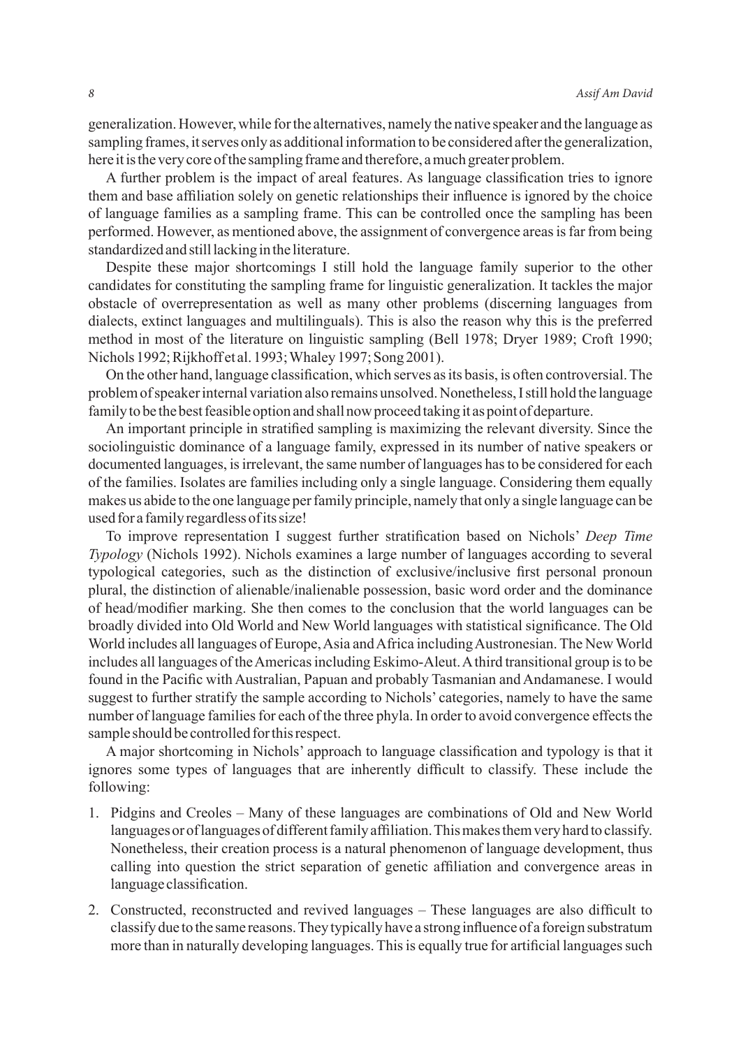generalization. However, while for the alternatives, namely the native speaker and the language as sampling frames, it serves only as additional information to be considered after the generalization, here it is the very core of the sampling frame and therefore, a much greater problem.

A further problem is the impact of areal features. As language classification tries to ignore them and base affiliation solely on genetic relationships their influence is ignored by the choice of language families as a sampling frame. This can be controlled once the sampling has been performed. However, as mentioned above, the assignment of convergence areas is far from being standardized and still lacking in the literature.

Despite these major shortcomings I still hold the language family superior to the other candidates for constituting the sampling frame for linguistic generalization. It tackles the major obstacle of overrepresentation as well as many other problems (discerning languages from dialects, extinct languages and multilinguals). This is also the reason why this is the preferred method in most of the literature on linguistic sampling (Bell 1978; Dryer 1989; Croft 1990; Nichols 1992; Rijkhoff et al. 1993; Whaley 1997; Song 2001).

On the other hand, language classification, which serves as its basis, is often controversial. The problem of speaker internal variation also remains unsolved. Nonetheless, I still hold the language family to be the best feasible option and shall now proceed taking it as point of departure.

An important principle in stratified sampling is maximizing the relevant diversity. Since the sociolinguistic dominance of a language family, expressed in its number of native speakers or documented languages, is irrelevant, the same number of languages has to be considered for each of the families. Isolates are families including only a single language. Considering them equally makes us abide to the one language per family principle, namely that only a single language can be used for a family regardless of its size!

To improve representation I suggest further stratification based on Nichols' *Deep Time Typology* (Nichols 1992). Nichols examines a large number of languages according to several typological categories, such as the distinction of exclusive/inclusive first personal pronoun plural, the distinction of alienable/inalienable possession, basic word order and the dominance of head/modifier marking. She then comes to the conclusion that the world languages can be broadly divided into Old World and New World languages with statistical significance. The Old World includes all languages of Europe, Asia and Africa including Austronesian. The New World includes all languages of the Americas including Eskimo-Aleut. A third transitional group is to be found in the Pacific with Australian, Papuan and probably Tasmanian and Andamanese. I would suggest to further stratify the sample according to Nichols' categories, namely to have the same number of language families for each of the three phyla. In order to avoid convergence effects the sample should be controlled for this respect.

A major shortcoming in Nichols' approach to language classification and typology is that it ignores some types of languages that are inherently difficult to classify. These include the following:

1. Pidgins and Creoles – Many of these languages are combinations of Old and New World languages or of languages of different family affiliation. This makes them very hard to classify. Nonetheless, their creation process is a natural phenomenon of language development, thus calling into question the strict separation of genetic affiliation and convergence areas in language classification.
2. Constructed, reconstructed and revived languages – These languages are also difficult to classify due to the same reasons. They typically have a strong influence of a foreign substratum more than in naturally developing languages. This is equally true for artificial languages such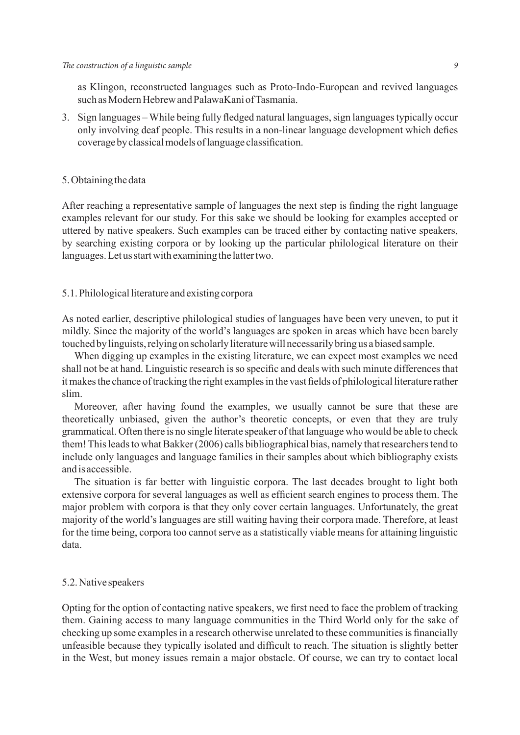as Klingon, reconstructed languages such as Proto-Indo-European and revived languages such as Modern Hebrew and PalawaKani of Tasmania.

3. Sign languages – While being fully fledged natural languages, sign languages typically occur only involving deaf people. This results in a non-linear language development which defies coverage by classical models of language classification.

## 5. Obtaining the data

After reaching a representative sample of languages the next step is finding the right language examples relevant for our study. For this sake we should be looking for examples accepted or uttered by native speakers. Such examples can be traced either by contacting native speakers, by searching existing corpora or by looking up the particular philological literature on their languages. Let us start with examining the latter two.

### 5.1. Philological literature and existing corpora

As noted earlier, descriptive philological studies of languages have been very uneven, to put it mildly. Since the majority of the world's languages are spoken in areas which have been barely touched by linguists, relying on scholarly literature will necessarily bring us a biased sample.

When digging up examples in the existing literature, we can expect most examples we need shall not be at hand. Linguistic research is so specific and deals with such minute differences that it makes the chance of tracking the right examples in the vast fields of philological literature rather slim.

Moreover, after having found the examples, we usually cannot be sure that these are theoretically unbiased, given the author's theoretic concepts, or even that they are truly grammatical. Often there is no single literate speaker of that language who would be able to check them! This leads to what Bakker (2006) calls bibliographical bias, namely that researchers tend to include only languages and language families in their samples about which bibliography exists and is accessible.

The situation is far better with linguistic corpora. The last decades brought to light both extensive corpora for several languages as well as efficient search engines to process them. The major problem with corpora is that they only cover certain languages. Unfortunately, the great majority of the world's languages are still waiting having their corpora made. Therefore, at least for the time being, corpora too cannot serve as a statistically viable means for attaining linguistic data.

### 5.2. Native speakers

Opting for the option of contacting native speakers, we first need to face the problem of tracking them. Gaining access to many language communities in the Third World only for the sake of checking up some examples in a research otherwise unrelated to these communities is financially unfeasible because they typically isolated and difficult to reach. The situation is slightly better in the West, but money issues remain a major obstacle. Of course, we can try to contact local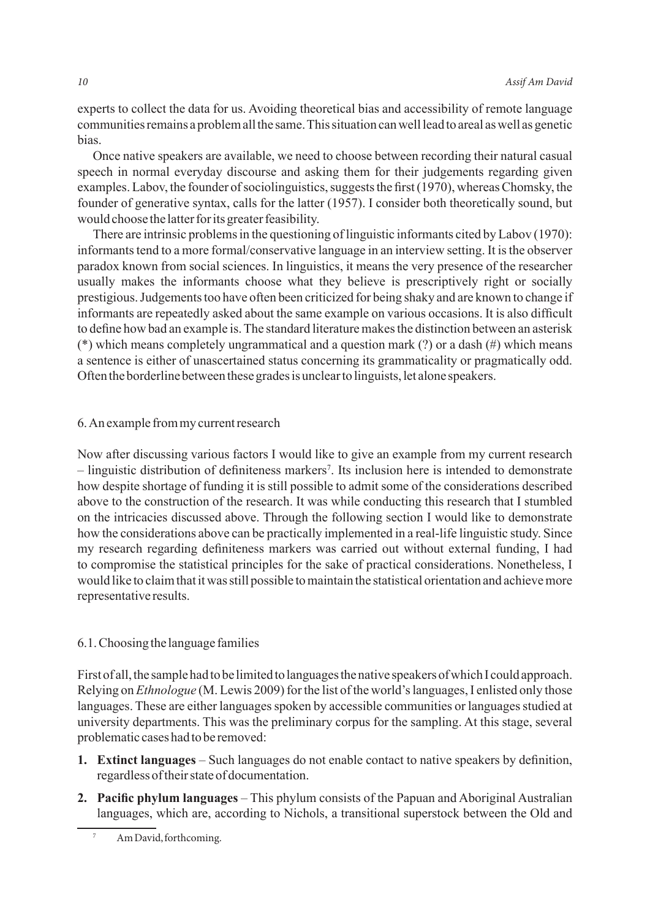experts to collect the data for us. Avoiding theoretical bias and accessibility of remote language communities remains a problem all the same. This situation can well lead to areal as well as genetic bias.

Once native speakers are available, we need to choose between recording their natural casual speech in normal everyday discourse and asking them for their judgements regarding given examples. Labov, the founder of sociolinguistics, suggests the first (1970), whereas Chomsky, the founder of generative syntax, calls for the latter (1957). I consider both theoretically sound, but would choose the latter for its greater feasibility.

There are intrinsic problems in the questioning of linguistic informants cited by Labov (1970): informants tend to a more formal/conservative language in an interview setting. It is the observer paradox known from social sciences. In linguistics, it means the very presence of the researcher usually makes the informants choose what they believe is prescriptively right or socially prestigious. Judgements too have often been criticized for being shaky and are known to change if informants are repeatedly asked about the same example on various occasions. It is also difficult to define how bad an example is. The standard literature makes the distinction between an asterisk (*) which means completely ungrammatical and a question mark (?) or a dash (#) which means a sentence is either of unascertained status concerning its grammaticality or pragmatically odd. Often the borderline between these grades is unclear to linguists, let alone speakers.

## 6. An example from my current research

Now after discussing various factors I would like to give an example from my current research – linguistic distribution of definiteness markers[7]. Its inclusion here is intended to demonstrate how despite shortage of funding it is still possible to admit some of the considerations described above to the construction of the research. It was while conducting this research that I stumbled on the intricacies discussed above. Through the following section I would like to demonstrate how the considerations above can be practically implemented in a real-life linguistic study. Since my research regarding definiteness markers was carried out without external funding, I had to compromise the statistical principles for the sake of practical considerations. Nonetheless, I would like to claim that it was still possible to maintain the statistical orientation and achieve more representative results.

### 6.1. Choosing the language families

First of all, the sample had to be limited to languages the native speakers of which I could approach. Relying on *Ethnologue* (M. Lewis 2009) for the list of the world's languages, I enlisted only those languages. These are either languages spoken by accessible communities or languages studied at university departments. This was the preliminary corpus for the sampling. At this stage, several problematic cases had to be removed:

1. **Extinct languages** – Such languages do not enable contact to native speakers by definition, regardless of their state of documentation.
2. **Pacific phylum languages** – This phylum consists of the Papuan and Aboriginal Australian languages, which are, according to Nichols, a transitional superstock between the Old and

[7] Am David, forthcoming.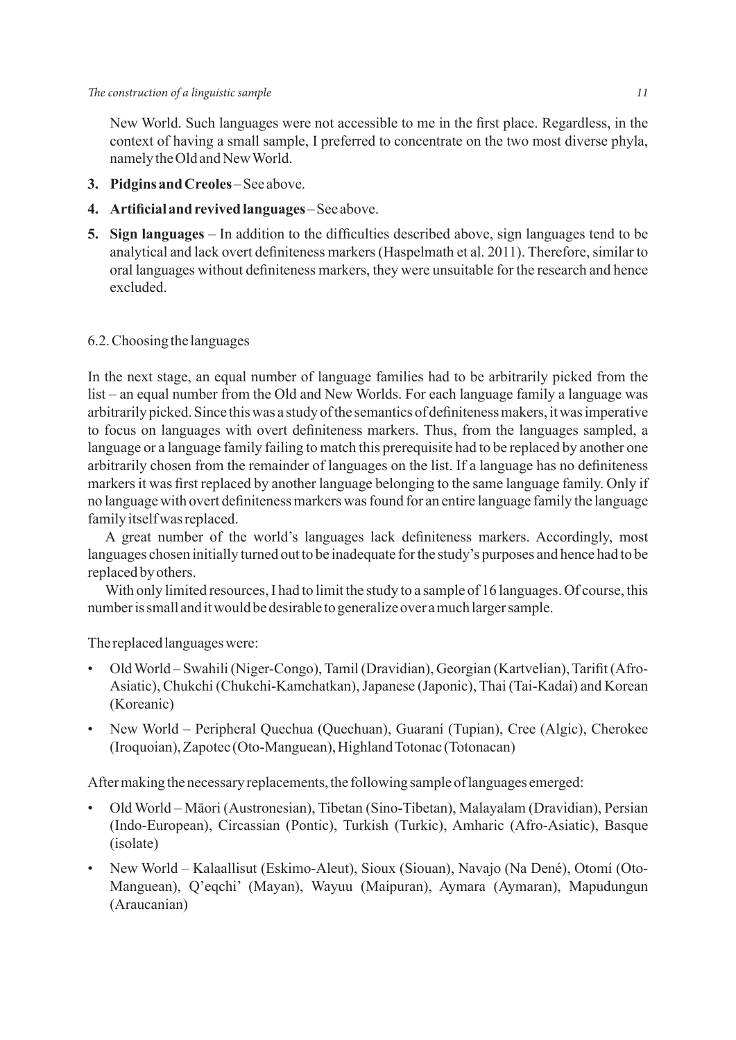New World. Such languages were not accessible to me in the first place. Regardless, in the context of having a small sample, I preferred to concentrate on the two most diverse phyla, namely the Old and New World.

3. **Pidgins and Creoles** – See above.
4. **Artificial and revived languages** – See above.
5. **Sign languages** – In addition to the difficulties described above, sign languages tend to be analytical and lack overt definiteness markers (Haspelmath et al. 2011). Therefore, similar to oral languages without definiteness markers, they were unsuitable for the research and hence excluded.

### 6.2. Choosing the languages

In the next stage, an equal number of language families had to be arbitrarily picked from the list – an equal number from the Old and New Worlds. For each language family a language was arbitrarily picked. Since this was a study of the semantics of definiteness makers, it was imperative to focus on languages with overt definiteness markers. Thus, from the languages sampled, a language or a language family failing to match this prerequisite had to be replaced by another one arbitrarily chosen from the remainder of languages on the list. If a language has no definiteness markers it was first replaced by another language belonging to the same language family. Only if no language with overt definiteness markers was found for an entire language family the language family itself was replaced.

A great number of the world's languages lack definiteness markers. Accordingly, most languages chosen initially turned out to be inadequate for the study's purposes and hence had to be replaced by others.

With only limited resources, I had to limit the study to a sample of 16 languages. Of course, this number is small and it would be desirable to generalize over a much larger sample.

The replaced languages were:

- Old World – Swahili (Niger-Congo), Tamil (Dravidian), Georgian (Kartvelian), Tarifit (Afro-Asiatic), Chukchi (Chukchi-Kamchatkan), Japanese (Japonic), Thai (Tai-Kadai) and Korean (Koreanic)
- New World – Peripheral Quechua (Quechuan), Guaraní (Tupian), Cree (Algic), Cherokee (Iroquoian), Zapotec (Oto-Manguean), Highland Totonac (Totonacan)

After making the necessary replacements, the following sample of languages emerged:

- Old World – Māori (Austronesian), Tibetan (Sino-Tibetan), Malayalam (Dravidian), Persian (Indo-European), Circassian (Pontic), Turkish (Turkic), Amharic (Afro-Asiatic), Basque (isolate)
- New World – Kalaallisut (Eskimo-Aleut), Sioux (Siouan), Navajo (Na Dené), Otomí (Oto-Manguean), Q'eqchi' (Mayan), Wayuu (Maipuran), Aymara (Aymaran), Mapudungun (Araucanian)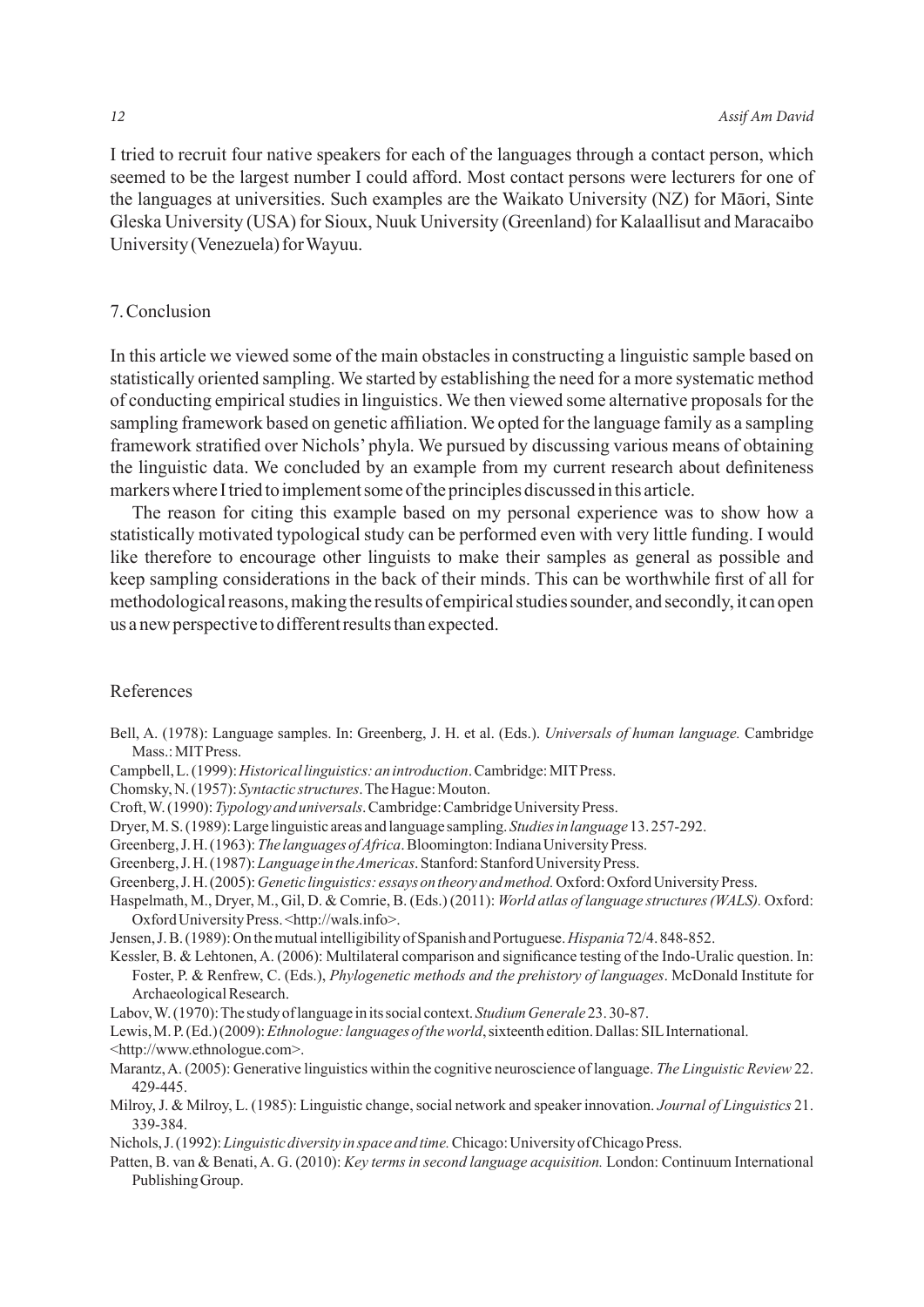I tried to recruit four native speakers for each of the languages through a contact person, which seemed to be the largest number I could afford. Most contact persons were lecturers for one of the languages at universities. Such examples are the Waikato University (NZ) for Māori, Sinte Gleska University (USA) for Sioux, Nuuk University (Greenland) for Kalaallisut and Maracaibo University (Venezuela) for Wayuu.

## 7. Conclusion

In this article we viewed some of the main obstacles in constructing a linguistic sample based on statistically oriented sampling. We started by establishing the need for a more systematic method of conducting empirical studies in linguistics. We then viewed some alternative proposals for the sampling framework based on genetic affiliation. We opted for the language family as a sampling framework stratified over Nichols' phyla. We pursued by discussing various means of obtaining the linguistic data. We concluded by an example from my current research about definiteness markers where I tried to implement some of the principles discussed in this article.

The reason for citing this example based on my personal experience was to show how a statistically motivated typological study can be performed even with very little funding. I would like therefore to encourage other linguists to make their samples as general as possible and keep sampling considerations in the back of their minds. This can be worthwhile first of all for methodological reasons, making the results of empirical studies sounder, and secondly, it can open us a new perspective to different results than expected.

## References

Bell, A. (1978): Language samples. In: Greenberg, J. H. et al. (Eds.). *Universals of human language.* Cambridge Mass.: MIT Press.

Campbell, L. (1999): *Historical linguistics: an introduction*. Cambridge: MIT Press.

Chomsky, N. (1957): *Syntactic structures*. The Hague: Mouton.

Croft, W. (1990): *Typology and universals*. Cambridge: Cambridge University Press.

Dryer, M. S. (1989): Large linguistic areas and language sampling. *Studies in language* 13. 257-292.

Greenberg, J. H. (1963): *The languages of Africa*. Bloomington: Indiana University Press.

Greenberg, J. H. (1987): *Language in the Americas*. Stanford: Stanford University Press.

Greenberg, J. H. (2005): *Genetic linguistics: essays on theory and method.* Oxford: Oxford University Press.

Haspelmath, M., Dryer, M., Gil, D. & Comrie, B. (Eds.) (2011): *World atlas of language structures (WALS).* Oxford: Oxford University Press. <http://wals.info>.

Jensen, J. B. (1989): On the mutual intelligibility of Spanish and Portuguese. *Hispania* 72/4. 848-852.

Kessler, B. & Lehtonen, A. (2006): Multilateral comparison and significance testing of the Indo-Uralic question. In: Foster, P. & Renfrew, C. (Eds.), *Phylogenetic methods and the prehistory of languages*. McDonald Institute for Archaeological Research.

Labov, W. (1970): The study of language in its social context. *Studium Generale* 23. 30-87.

Lewis, M. P. (Ed.) (2009): *Ethnologue: languages of the world*, sixteenth edition. Dallas: SIL International. <http://www.ethnologue.com>.

Marantz, A. (2005): Generative linguistics within the cognitive neuroscience of language. *The Linguistic Review* 22. 429-445.

Milroy, J. & Milroy, L. (1985): Linguistic change, social network and speaker innovation. *Journal of Linguistics* 21. 339-384.

Nichols, J. (1992): *Linguistic diversity in space and time.* Chicago: University of Chicago Press.

Patten, B. van & Benati, A. G. (2010): *Key terms in second language acquisition.* London: Continuum International Publishing Group.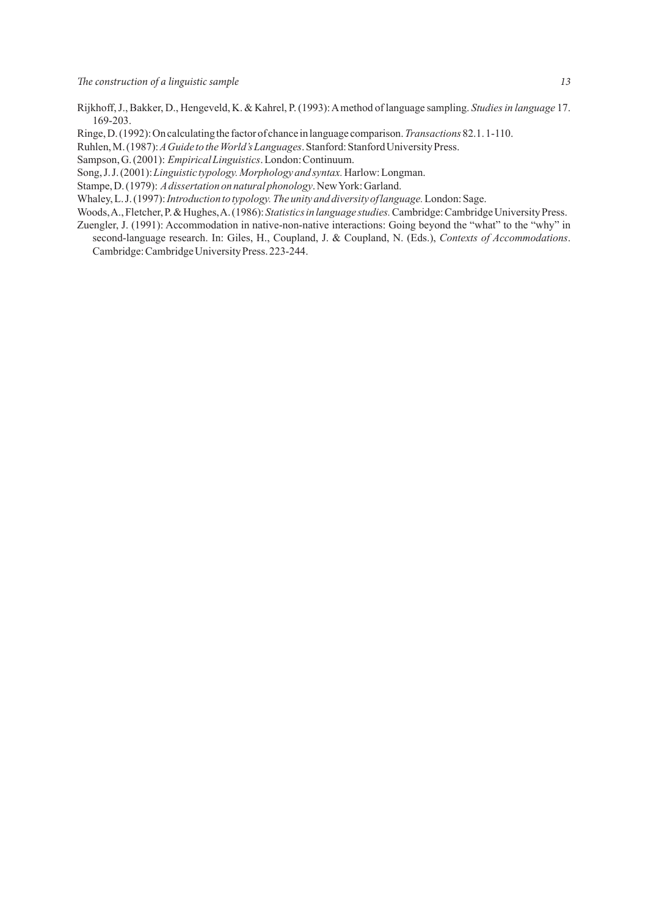Rijkhoff, J., Bakker, D., Hengeveld, K. & Kahrel, P. (1993): A method of language sampling. *Studies in language* 17. 169-203.

Ringe, D. (1992): On calculating the factor of chance in language comparison. *Transactions* 82.1. 1-110.

Ruhlen, M. (1987): *A Guide to the World's Languages*. Stanford: Stanford University Press.

Sampson, G. (2001): *Empirical Linguistics*. London: Continuum.

Song, J. J. (2001): *Linguistic typology. Morphology and syntax.* Harlow: Longman.

Stampe, D. (1979): *A dissertation on natural phonology*. New York: Garland.

Whaley, L. J. (1997): *Introduction to typology. The unity and diversity of language.* London: Sage.

Woods, A., Fletcher, P. & Hughes, A. (1986): *Statistics in language studies.* Cambridge: Cambridge University Press.

Zuengler, J. (1991): Accommodation in native-non-native interactions: Going beyond the "what" to the "why" in second-language research. In: Giles, H., Coupland, J. & Coupland, N. (Eds.), *Contexts of Accommodations*. Cambridge: Cambridge University Press. 223-244.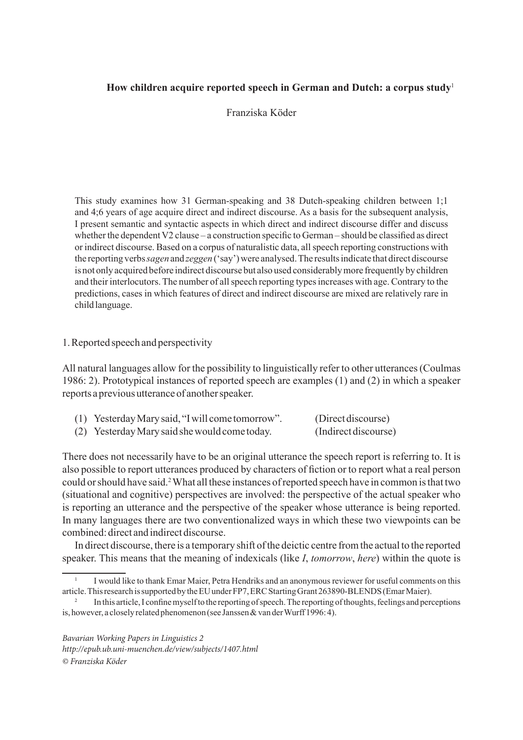## How children acquire reported speech in German and Dutch: a corpus study[1]

Franziska Köder

This study examines how 31 German-speaking and 38 Dutch-speaking children between 1;1 and 4;6 years of age acquire direct and indirect discourse. As a basis for the subsequent analysis, I present semantic and syntactic aspects in which direct and indirect discourse differ and discuss whether the dependent V2 clause – a construction specific to German – should be classified as direct or indirect discourse. Based on a corpus of naturalistic data, all speech reporting constructions with the reporting verbs *sagen* and *zeggen* ('say') were analysed. The results indicate that direct discourse is not only acquired before indirect discourse but also used considerably more frequently by children and their interlocutors. The number of all speech reporting types increases with age. Contrary to the predictions, cases in which features of direct and indirect discourse are mixed are relatively rare in child language.

### 1. Reported speech and perspectivity

All natural languages allow for the possibility to linguistically refer to other utterances (Coulmas 1986: 2). Prototypical instances of reported speech are examples (1) and (2) in which a speaker reports a previous utterance of another speaker.

(1) Yesterday Mary said, "I will come tomorrow". (Direct discourse)
(2) Yesterday Mary said she would come today. (Indirect discourse)

There does not necessarily have to be an original utterance the speech report is referring to. It is also possible to report utterances produced by characters of fiction or to report what a real person could or should have said.[2] What all these instances of reported speech have in common is that two (situational and cognitive) perspectives are involved: the perspective of the actual speaker who is reporting an utterance and the perspective of the speaker whose utterance is being reported. In many languages there are two conventionalized ways in which these two viewpoints can be combined: direct and indirect discourse.

In direct discourse, there is a temporary shift of the deictic centre from the actual to the reported speaker. This means that the meaning of indexicals (like *I*, *tomorrow*, *here*) within the quote is

[1] I would like to thank Emar Maier, Petra Hendriks and an anonymous reviewer for useful comments on this article. This research is supported by the EU under FP7, ERC Starting Grant 263890-BLENDS (Emar Maier).

[2] In this article, I confine myself to the reporting of speech. The reporting of thoughts, feelings and perceptions is, however, a closely related phenomenon (see Janssen & van der Wurff 1996: 4).

*Bavarian Working Papers in Linguistics 2*
*http://epub.ub.uni-muenchen.de/view/subjects/1407.html*
*© Franziska Köder*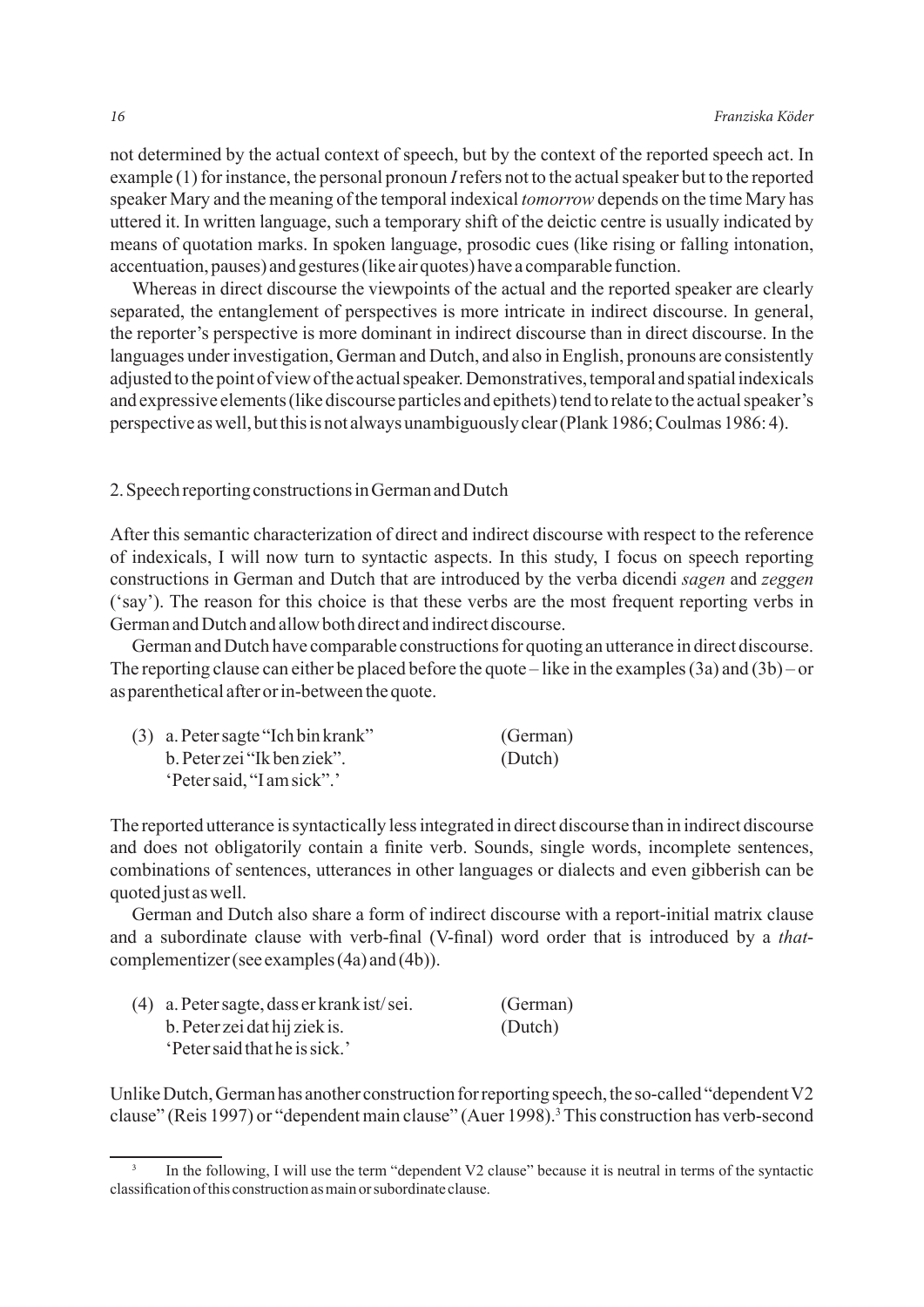not determined by the actual context of speech, but by the context of the reported speech act. In example (1) for instance, the personal pronoun *I* refers not to the actual speaker but to the reported speaker Mary and the meaning of the temporal indexical *tomorrow* depends on the time Mary has uttered it. In written language, such a temporary shift of the deictic centre is usually indicated by means of quotation marks. In spoken language, prosodic cues (like rising or falling intonation, accentuation, pauses) and gestures (like air quotes) have a comparable function.

Whereas in direct discourse the viewpoints of the actual and the reported speaker are clearly separated, the entanglement of perspectives is more intricate in indirect discourse. In general, the reporter's perspective is more dominant in indirect discourse than in direct discourse. In the languages under investigation, German and Dutch, and also in English, pronouns are consistently adjusted to the point of view of the actual speaker. Demonstratives, temporal and spatial indexicals and expressive elements (like discourse particles and epithets) tend to relate to the actual speaker's perspective as well, but this is not always unambiguously clear (Plank 1986; Coulmas 1986: 4).

## 2. Speech reporting constructions in German and Dutch

After this semantic characterization of direct and indirect discourse with respect to the reference of indexicals, I will now turn to syntactic aspects. In this study, I focus on speech reporting constructions in German and Dutch that are introduced by the verba dicendi *sagen* and *zeggen* ('say'). The reason for this choice is that these verbs are the most frequent reporting verbs in German and Dutch and allow both direct and indirect discourse.

German and Dutch have comparable constructions for quoting an utterance in direct discourse. The reporting clause can either be placed before the quote – like in the examples (3a) and (3b) – or as parenthetical after or in-between the quote.

(3) a. Peter sagte "Ich bin krank" (German)
 b. Peter zei "Ik ben ziek". (Dutch)
 'Peter said, "I am sick".'

The reported utterance is syntactically less integrated in direct discourse than in indirect discourse and does not obligatorily contain a finite verb. Sounds, single words, incomplete sentences, combinations of sentences, utterances in other languages or dialects and even gibberish can be quoted just as well.

German and Dutch also share a form of indirect discourse with a report-initial matrix clause and a subordinate clause with verb-final (V-final) word order that is introduced by a *that*-complementizer (see examples (4a) and (4b)).

(4) a. Peter sagte, dass er krank ist/ sei. (German)
 b. Peter zei dat hij ziek is. (Dutch)
 'Peter said that he is sick.'

Unlike Dutch, German has another construction for reporting speech, the so-called "dependent V2 clause" (Reis 1997) or "dependent main clause" (Auer 1998).[3] This construction has verb-second

[3] In the following, I will use the term "dependent V2 clause" because it is neutral in terms of the syntactic classification of this construction as main or subordinate clause.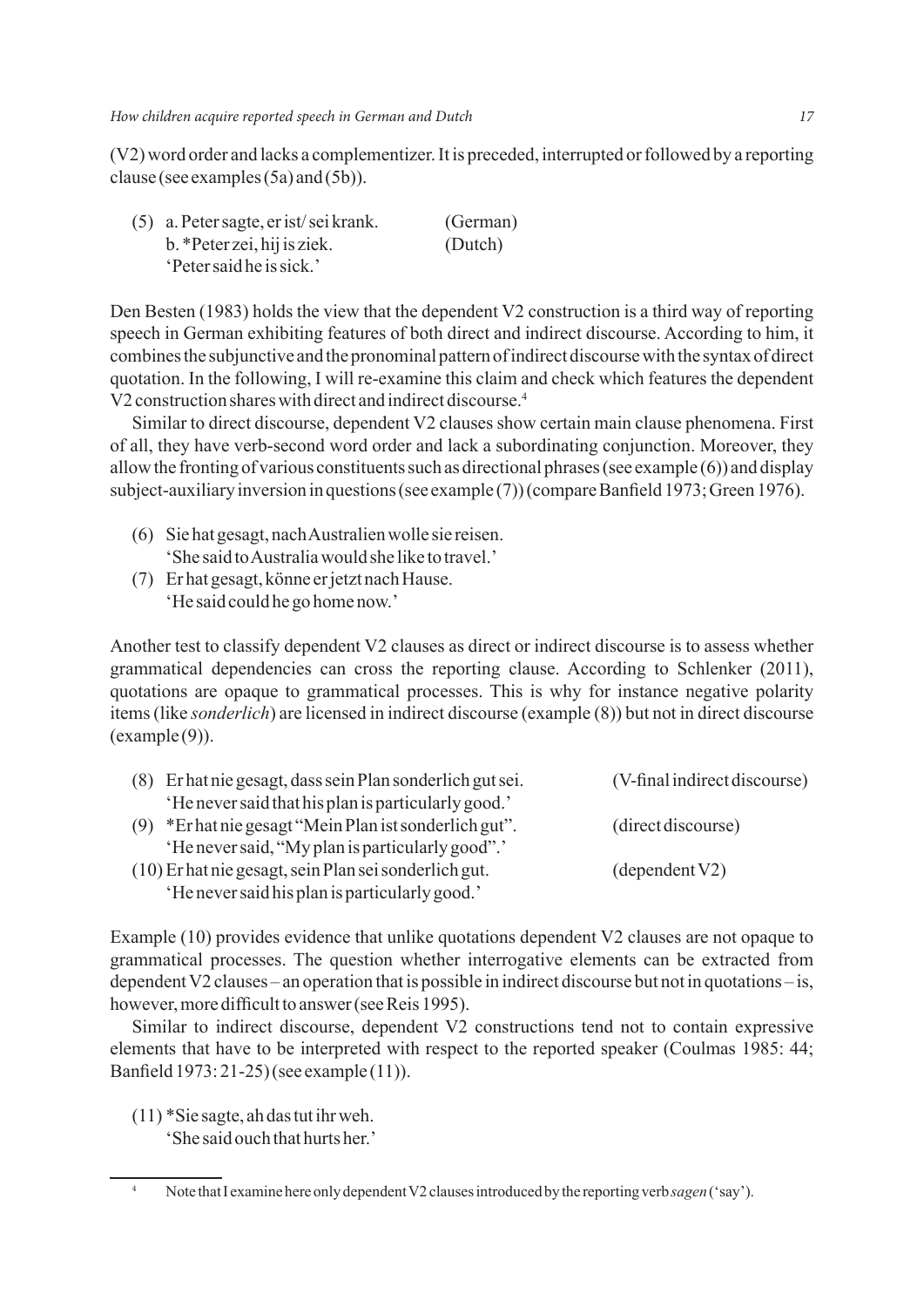(V2) word order and lacks a complementizer. It is preceded, interrupted or followed by a reporting clause (see examples (5a) and (5b)).

(5) a. Peter sagte, er ist/ sei krank. (German)
  b. *Peter zei, hij is ziek. (Dutch)
  'Peter said he is sick.'

Den Besten (1983) holds the view that the dependent V2 construction is a third way of reporting speech in German exhibiting features of both direct and indirect discourse. According to him, it combines the subjunctive and the pronominal pattern of indirect discourse with the syntax of direct quotation. In the following, I will re-examine this claim and check which features the dependent V2 construction shares with direct and indirect discourse.[4]

Similar to direct discourse, dependent V2 clauses show certain main clause phenomena. First of all, they have verb-second word order and lack a subordinating conjunction. Moreover, they allow the fronting of various constituents such as directional phrases (see example (6)) and display subject-auxiliary inversion in questions (see example (7)) (compare Banfield 1973; Green 1976).

(6) Sie hat gesagt, nach Australien wolle sie reisen.
  'She said to Australia would she like to travel.'

(7) Er hat gesagt, könne er jetzt nach Hause.
  'He said could he go home now.'

Another test to classify dependent V2 clauses as direct or indirect discourse is to assess whether grammatical dependencies can cross the reporting clause. According to Schlenker (2011), quotations are opaque to grammatical processes. This is why for instance negative polarity items (like *sonderlich*) are licensed in indirect discourse (example (8)) but not in direct discourse (example (9)).

(8) Er hat nie gesagt, dass sein Plan sonderlich gut sei. (V-final indirect discourse)
  'He never said that his plan is particularly good.'

(9) *Er hat nie gesagt "Mein Plan ist sonderlich gut". (direct discourse)
  'He never said, "My plan is particularly good".'

(10) Er hat nie gesagt, sein Plan sei sonderlich gut. (dependent V2)
  'He never said his plan is particularly good.'

Example (10) provides evidence that unlike quotations dependent V2 clauses are not opaque to grammatical processes. The question whether interrogative elements can be extracted from dependent V2 clauses – an operation that is possible in indirect discourse but not in quotations – is, however, more difficult to answer (see Reis 1995).

Similar to indirect discourse, dependent V2 constructions tend not to contain expressive elements that have to be interpreted with respect to the reported speaker (Coulmas 1985: 44; Banfield 1973: 21-25) (see example (11)).

(11) *Sie sagte, ah das tut ihr weh.
  'She said ouch that hurts her.'

---

[4] Note that I examine here only dependent V2 clauses introduced by the reporting verb *sagen* ('say').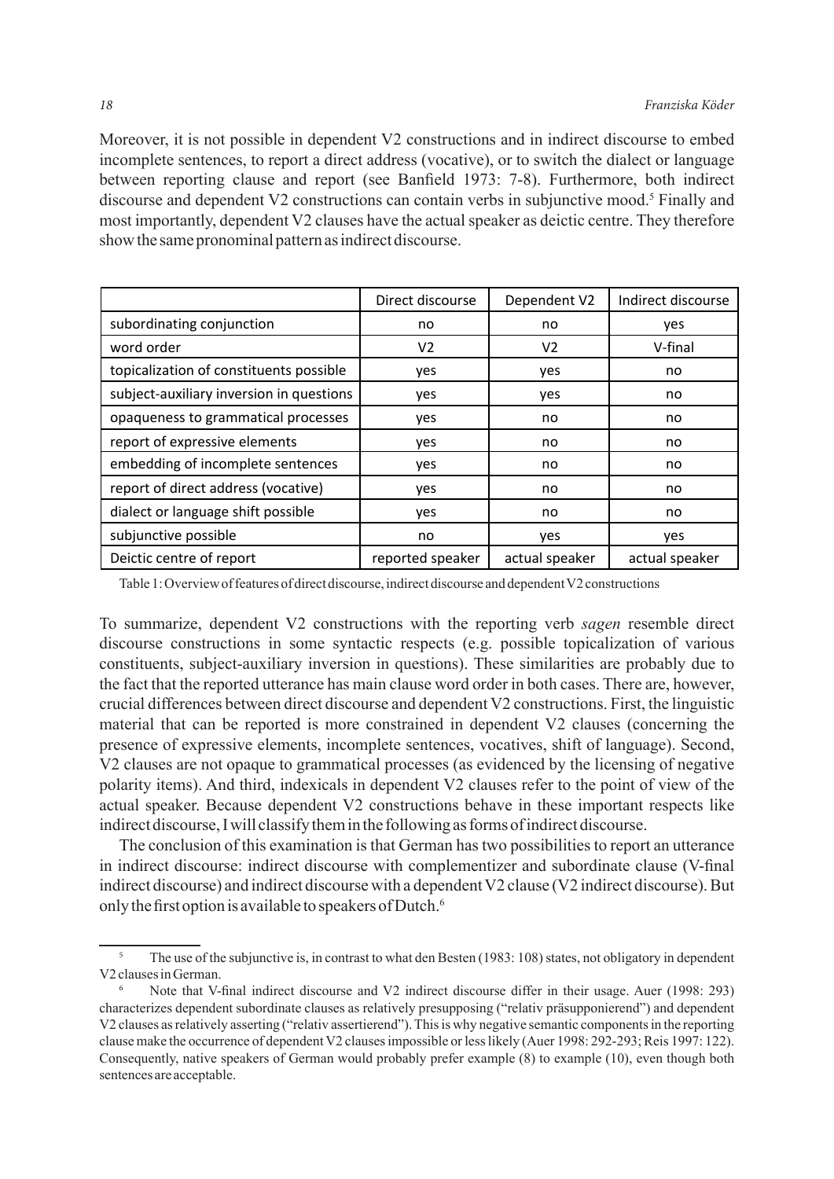Moreover, it is not possible in dependent V2 constructions and in indirect discourse to embed incomplete sentences, to report a direct address (vocative), or to switch the dialect or language between reporting clause and report (see Banfield 1973: 7-8). Furthermore, both indirect discourse and dependent V2 constructions can contain verbs in subjunctive mood.[5] Finally and most importantly, dependent V2 clauses have the actual speaker as deictic centre. They therefore show the same pronominal pattern as indirect discourse.

| | Direct discourse | Dependent V2 | Indirect discourse |
|---|---|---|---|
| subordinating conjunction | no | no | yes |
| word order | V2 | V2 | V-final |
| topicalization of constituents possible | yes | yes | no |
| subject-auxiliary inversion in questions | yes | yes | no |
| opaqueness to grammatical processes | yes | no | no |
| report of expressive elements | yes | no | no |
| embedding of incomplete sentences | yes | no | no |
| report of direct address (vocative) | yes | no | no |
| dialect or language shift possible | yes | no | no |
| subjunctive possible | no | yes | yes |
| Deictic centre of report | reported speaker | actual speaker | actual speaker |

Table 1: Overview of features of direct discourse, indirect discourse and dependent V2 constructions

To summarize, dependent V2 constructions with the reporting verb *sagen* resemble direct discourse constructions in some syntactic respects (e.g. possible topicalization of various constituents, subject-auxiliary inversion in questions). These similarities are probably due to the fact that the reported utterance has main clause word order in both cases. There are, however, crucial differences between direct discourse and dependent V2 constructions. First, the linguistic material that can be reported is more constrained in dependent V2 clauses (concerning the presence of expressive elements, incomplete sentences, vocatives, shift of language). Second, V2 clauses are not opaque to grammatical processes (as evidenced by the licensing of negative polarity items). And third, indexicals in dependent V2 clauses refer to the point of view of the actual speaker. Because dependent V2 constructions behave in these important respects like indirect discourse, I will classify them in the following as forms of indirect discourse.

The conclusion of this examination is that German has two possibilities to report an utterance in indirect discourse: indirect discourse with complementizer and subordinate clause (V-final indirect discourse) and indirect discourse with a dependent V2 clause (V2 indirect discourse). But only the first option is available to speakers of Dutch.[6]

---

[5] The use of the subjunctive is, in contrast to what den Besten (1983: 108) states, not obligatory in dependent V2 clauses in German.

[6] Note that V-final indirect discourse and V2 indirect discourse differ in their usage. Auer (1998: 293) characterizes dependent subordinate clauses as relatively presupposing ("relativ präsupponierend") and dependent V2 clauses as relatively asserting ("relativ assertierend"). This is why negative semantic components in the reporting clause make the occurrence of dependent V2 clauses impossible or less likely (Auer 1998: 292-293; Reis 1997: 122). Consequently, native speakers of German would probably prefer example (8) to example (10), even though both sentences are acceptable.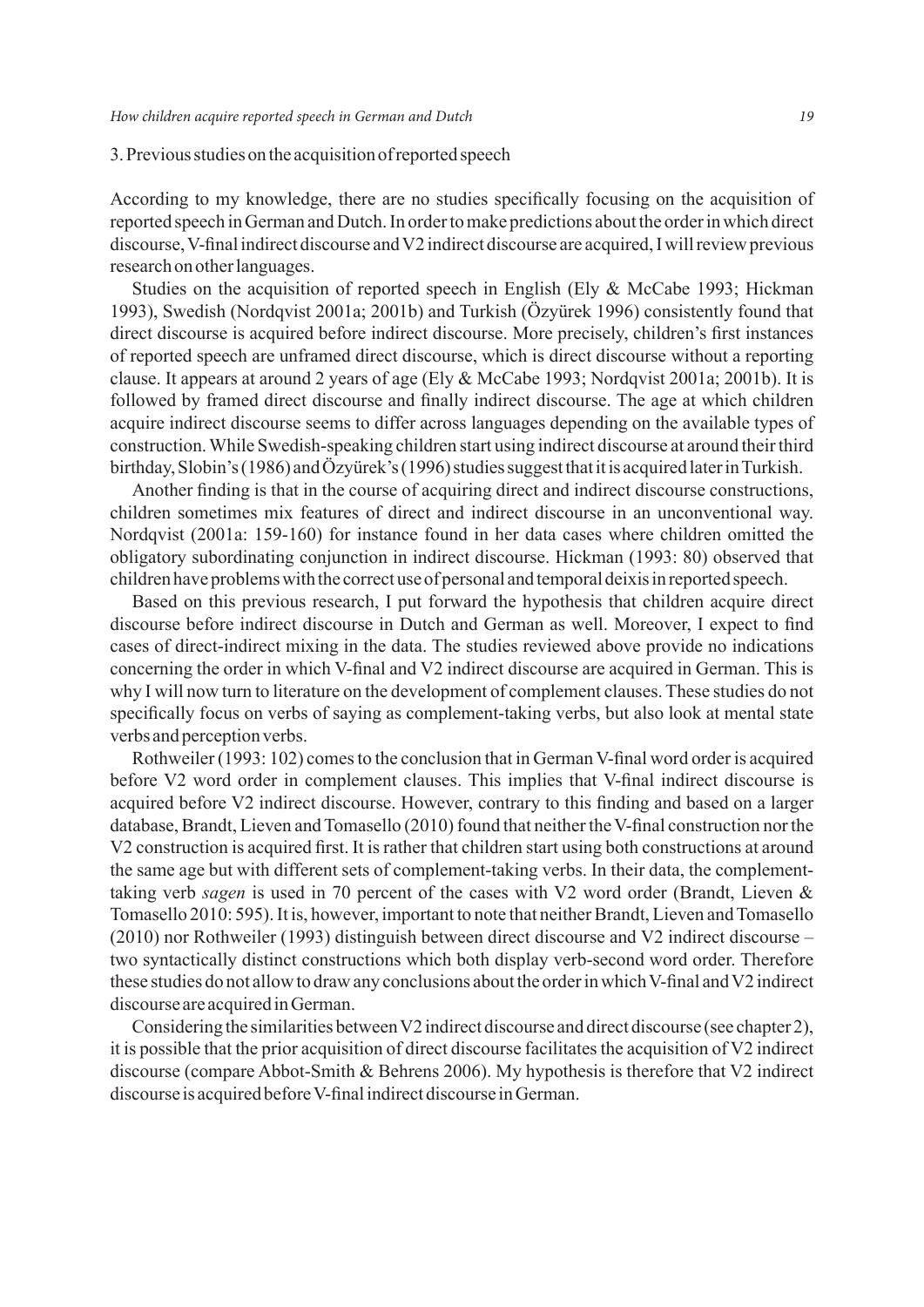## 3. Previous studies on the acquisition of reported speech

According to my knowledge, there are no studies specifically focusing on the acquisition of reported speech in German and Dutch. In order to make predictions about the order in which direct discourse, V-final indirect discourse and V2 indirect discourse are acquired, I will review previous research on other languages.

Studies on the acquisition of reported speech in English (Ely & McCabe 1993; Hickman 1993), Swedish (Nordqvist 2001a; 2001b) and Turkish (Özyürek 1996) consistently found that direct discourse is acquired before indirect discourse. More precisely, children's first instances of reported speech are unframed direct discourse, which is direct discourse without a reporting clause. It appears at around 2 years of age (Ely & McCabe 1993; Nordqvist 2001a; 2001b). It is followed by framed direct discourse and finally indirect discourse. The age at which children acquire indirect discourse seems to differ across languages depending on the available types of construction. While Swedish-speaking children start using indirect discourse at around their third birthday, Slobin's (1986) and Özyürek's (1996) studies suggest that it is acquired later in Turkish.

Another finding is that in the course of acquiring direct and indirect discourse constructions, children sometimes mix features of direct and indirect discourse in an unconventional way. Nordqvist (2001a: 159-160) for instance found in her data cases where children omitted the obligatory subordinating conjunction in indirect discourse. Hickman (1993: 80) observed that children have problems with the correct use of personal and temporal deixis in reported speech.

Based on this previous research, I put forward the hypothesis that children acquire direct discourse before indirect discourse in Dutch and German as well. Moreover, I expect to find cases of direct-indirect mixing in the data. The studies reviewed above provide no indications concerning the order in which V-final and V2 indirect discourse are acquired in German. This is why I will now turn to literature on the development of complement clauses. These studies do not specifically focus on verbs of saying as complement-taking verbs, but also look at mental state verbs and perception verbs.

Rothweiler (1993: 102) comes to the conclusion that in German V-final word order is acquired before V2 word order in complement clauses. This implies that V-final indirect discourse is acquired before V2 indirect discourse. However, contrary to this finding and based on a larger database, Brandt, Lieven and Tomasello (2010) found that neither the V-final construction nor the V2 construction is acquired first. It is rather that children start using both constructions at around the same age but with different sets of complement-taking verbs. In their data, the complement-taking verb *sagen* is used in 70 percent of the cases with V2 word order (Brandt, Lieven & Tomasello 2010: 595). It is, however, important to note that neither Brandt, Lieven and Tomasello (2010) nor Rothweiler (1993) distinguish between direct discourse and V2 indirect discourse – two syntactically distinct constructions which both display verb-second word order. Therefore these studies do not allow to draw any conclusions about the order in which V-final and V2 indirect discourse are acquired in German.

Considering the similarities between V2 indirect discourse and direct discourse (see chapter 2), it is possible that the prior acquisition of direct discourse facilitates the acquisition of V2 indirect discourse (compare Abbot-Smith & Behrens 2006). My hypothesis is therefore that V2 indirect discourse is acquired before V-final indirect discourse in German.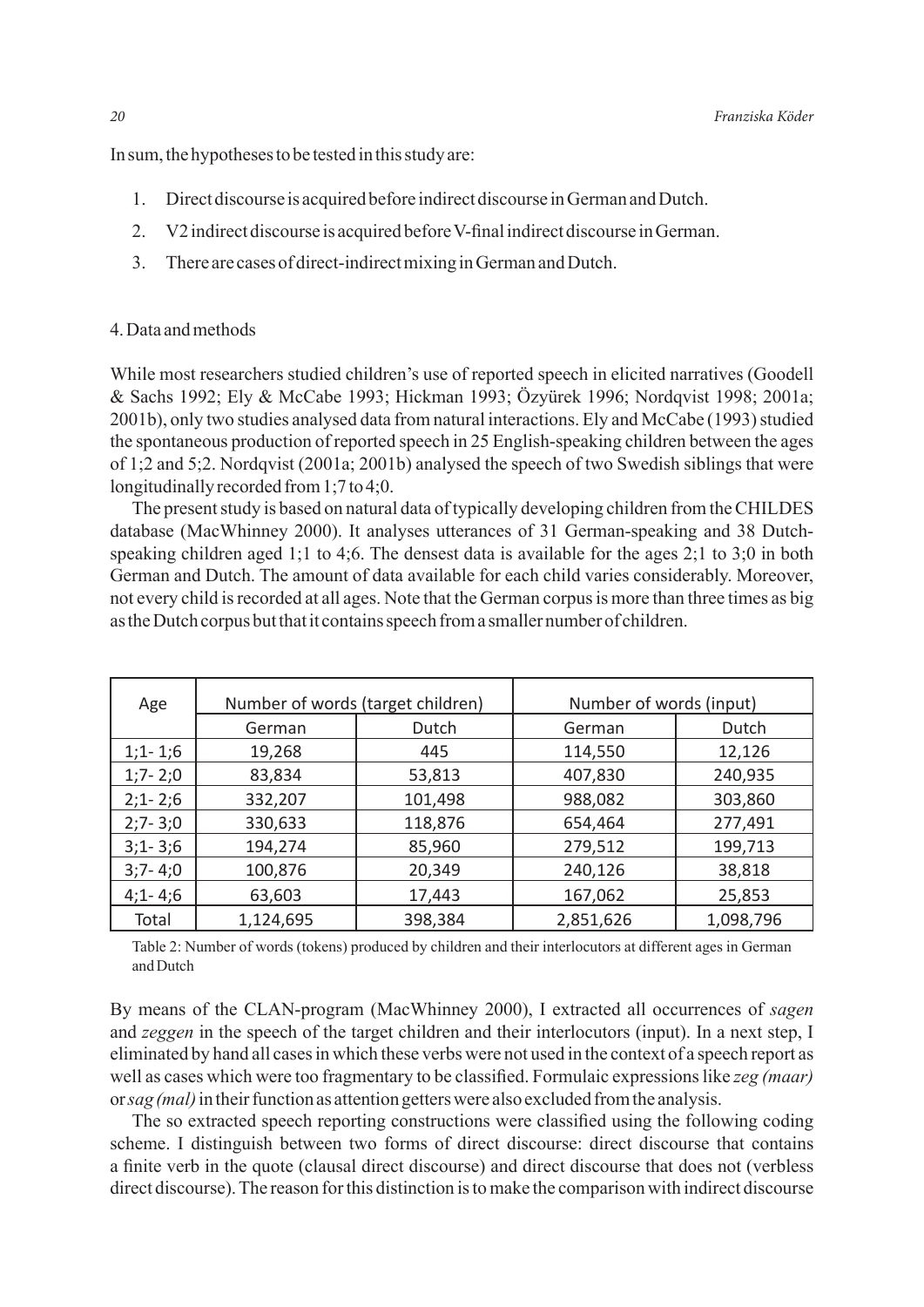In sum, the hypotheses to be tested in this study are:

1. Direct discourse is acquired before indirect discourse in German and Dutch.
2. V2 indirect discourse is acquired before V-final indirect discourse in German.
3. There are cases of direct-indirect mixing in German and Dutch.

## 4. Data and methods

While most researchers studied children's use of reported speech in elicited narratives (Goodell & Sachs 1992; Ely & McCabe 1993; Hickman 1993; Özyürek 1996; Nordqvist 1998; 2001a; 2001b), only two studies analysed data from natural interactions. Ely and McCabe (1993) studied the spontaneous production of reported speech in 25 English-speaking children between the ages of 1;2 and 5;2. Nordqvist (2001a; 2001b) analysed the speech of two Swedish siblings that were longitudinally recorded from 1;7 to 4;0.

The present study is based on natural data of typically developing children from the CHILDES database (MacWhinney 2000). It analyses utterances of 31 German-speaking and 38 Dutch-speaking children aged 1;1 to 4;6. The densest data is available for the ages 2;1 to 3;0 in both German and Dutch. The amount of data available for each child varies considerably. Moreover, not every child is recorded at all ages. Note that the German corpus is more than three times as big as the Dutch corpus but that it contains speech from a smaller number of children.

| Age | Number of words (target children) | | Number of words (input) | |
|---|---|---|---|---|
| | German | Dutch | German | Dutch |
| 1;1- 1;6 | 19,268 | 445 | 114,550 | 12,126 |
| 1;7- 2;0 | 83,834 | 53,813 | 407,830 | 240,935 |
| 2;1- 2;6 | 332,207 | 101,498 | 988,082 | 303,860 |
| 2;7- 3;0 | 330,633 | 118,876 | 654,464 | 277,491 |
| 3;1- 3;6 | 194,274 | 85,960 | 279,512 | 199,713 |
| 3;7- 4;0 | 100,876 | 20,349 | 240,126 | 38,818 |
| 4;1- 4;6 | 63,603 | 17,443 | 167,062 | 25,853 |
| Total | 1,124,695 | 398,384 | 2,851,626 | 1,098,796 |

Table 2: Number of words (tokens) produced by children and their interlocutors at different ages in German and Dutch

By means of the CLAN-program (MacWhinney 2000), I extracted all occurrences of *sagen* and *zeggen* in the speech of the target children and their interlocutors (input). In a next step, I eliminated by hand all cases in which these verbs were not used in the context of a speech report as well as cases which were too fragmentary to be classified. Formulaic expressions like *zeg (maar)* or *sag (mal)* in their function as attention getters were also excluded from the analysis.

The so extracted speech reporting constructions were classified using the following coding scheme. I distinguish between two forms of direct discourse: direct discourse that contains a finite verb in the quote (clausal direct discourse) and direct discourse that does not (verbless direct discourse). The reason for this distinction is to make the comparison with indirect discourse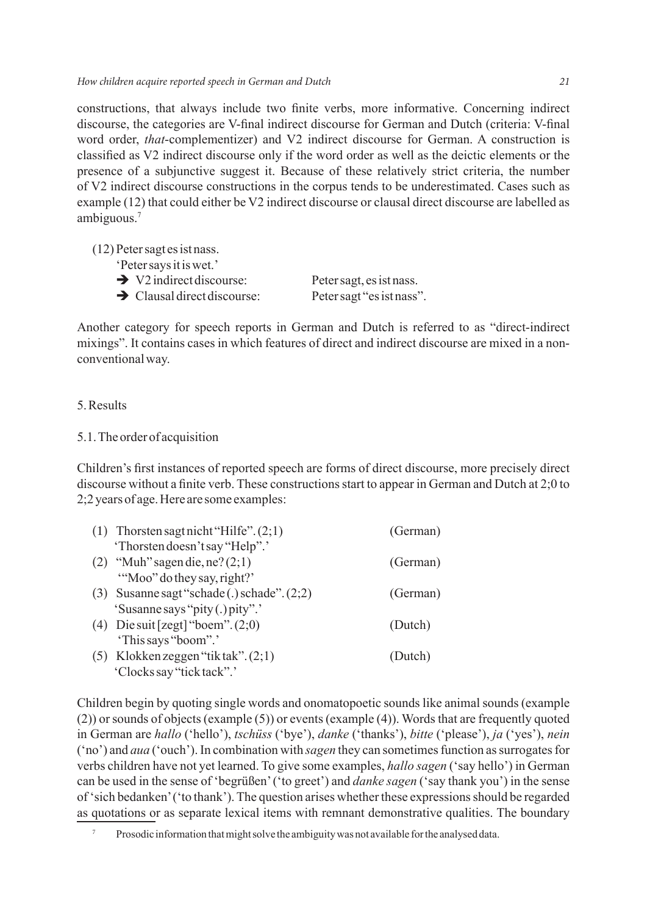constructions, that always include two finite verbs, more informative. Concerning indirect discourse, the categories are V-final indirect discourse for German and Dutch (criteria: V-final word order, *that*-complementizer) and V2 indirect discourse for German. A construction is classified as V2 indirect discourse only if the word order as well as the deictic elements or the presence of a subjunctive suggest it. Because of these relatively strict criteria, the number of V2 indirect discourse constructions in the corpus tends to be underestimated. Cases such as example (12) that could either be V2 indirect discourse or clausal direct discourse are labelled as ambiguous.[7]

(12) Peter sagt es ist nass.
'Peter says it is wet.'
→ V2 indirect discourse: Peter sagt, es ist nass.
→ Clausal direct discourse: Peter sagt "es ist nass".

Another category for speech reports in German and Dutch is referred to as "direct-indirect mixings". It contains cases in which features of direct and indirect discourse are mixed in a non-conventional way.

## 5. Results

### 5.1. The order of acquisition

Children's first instances of reported speech are forms of direct discourse, more precisely direct discourse without a finite verb. These constructions start to appear in German and Dutch at 2;0 to 2;2 years of age. Here are some examples:

(1) Thorsten sagt nicht "Hilfe". (2;1) (German)
'Thorsten doesn't say "Help".'

(2) "Muh" sagen die, ne? (2;1) (German)
'"Moo" do they say, right?'

(3) Susanne sagt "schade (.) schade". (2;2) (German)
'Susanne says "pity (.) pity".'

(4) Die suit [zegt] "boem". (2;0) (Dutch)
'This says "boom".'

(5) Klokken zeggen "tik tak". (2;1) (Dutch)
'Clocks say "tick tack".'

Children begin by quoting single words and onomatopoetic sounds like animal sounds (example (2)) or sounds of objects (example (5)) or events (example (4)). Words that are frequently quoted in German are *hallo* ('hello'), *tschüss* ('bye'), *danke* ('thanks'), *bitte* ('please'), *ja* ('yes'), *nein* ('no') and *aua* ('ouch'). In combination with *sagen* they can sometimes function as surrogates for verbs children have not yet learned. To give some examples, *hallo sagen* ('say hello') in German can be used in the sense of 'begrüßen' ('to greet') and *danke sagen* ('say thank you') in the sense of 'sich bedanken' ('to thank'). The question arises whether these expressions should be regarded as quotations or as separate lexical items with remnant demonstrative qualities. The boundary

[7] Prosodic information that might solve the ambiguity was not available for the analysed data.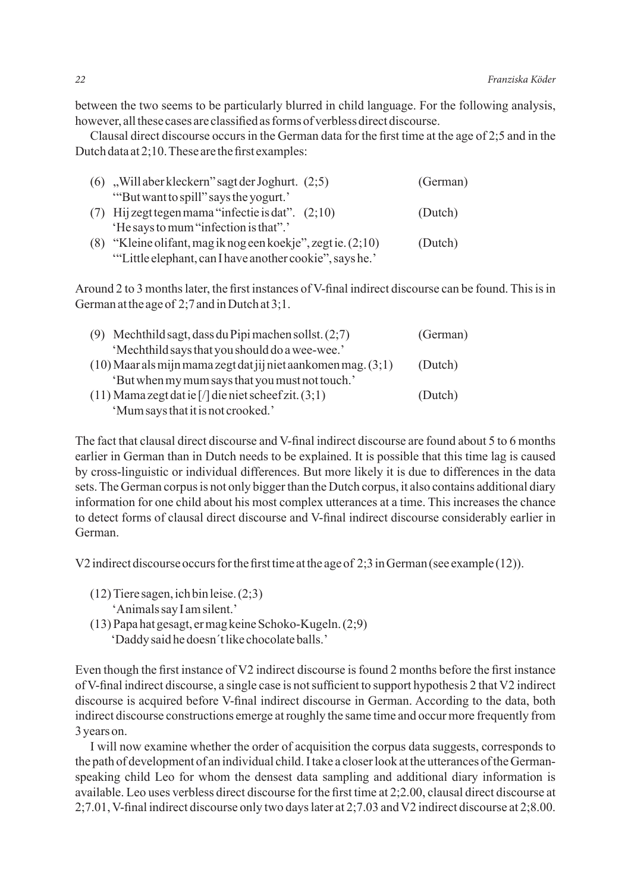between the two seems to be particularly blurred in child language. For the following analysis, however, all these cases are classified as forms of verbless direct discourse.

Clausal direct discourse occurs in the German data for the first time at the age of 2;5 and in the Dutch data at 2;10. These are the first examples:

(6) „Will aber kleckern" sagt der Joghurt. (2;5) (German)
'"But want to spill" says the yogurt.'

(7) Hij zegt tegen mama "infectie is dat". (2;10) (Dutch)
'He says to mum "infection is that".'

(8) "Kleine olifant, mag ik nog een koekje", zegt ie. (2;10) (Dutch)
'"Little elephant, can I have another cookie", says he.'

Around 2 to 3 months later, the first instances of V-final indirect discourse can be found. This is in German at the age of 2;7 and in Dutch at 3;1.

(9) Mechthild sagt, dass du Pipi machen sollst. (2;7) (German)
'Mechthild says that you should do a wee-wee.'

(10) Maar als mijn mama zegt dat jij niet aankomen mag. (3;1) (Dutch)
'But when my mum says that you must not touch.'

(11) Mama zegt dat ie [/] die niet scheef zit. (3;1) (Dutch)
'Mum says that it is not crooked.'

The fact that clausal direct discourse and V-final indirect discourse are found about 5 to 6 months earlier in German than in Dutch needs to be explained. It is possible that this time lag is caused by cross-linguistic or individual differences. But more likely it is due to differences in the data sets. The German corpus is not only bigger than the Dutch corpus, it also contains additional diary information for one child about his most complex utterances at a time. This increases the chance to detect forms of clausal direct discourse and V-final indirect discourse considerably earlier in German.

V2 indirect discourse occurs for the first time at the age of 2;3 in German (see example (12)).

(12) Tiere sagen, ich bin leise. (2;3)
'Animals say I am silent.'

(13) Papa hat gesagt, er mag keine Schoko-Kugeln. (2;9)
'Daddy said he doesn´t like chocolate balls.'

Even though the first instance of V2 indirect discourse is found 2 months before the first instance of V-final indirect discourse, a single case is not sufficient to support hypothesis 2 that V2 indirect discourse is acquired before V-final indirect discourse in German. According to the data, both indirect discourse constructions emerge at roughly the same time and occur more frequently from 3 years on.

I will now examine whether the order of acquisition the corpus data suggests, corresponds to the path of development of an individual child. I take a closer look at the utterances of the German-speaking child Leo for whom the densest data sampling and additional diary information is available. Leo uses verbless direct discourse for the first time at 2;2.00, clausal direct discourse at 2;7.01, V-final indirect discourse only two days later at 2;7.03 and V2 indirect discourse at 2;8.00.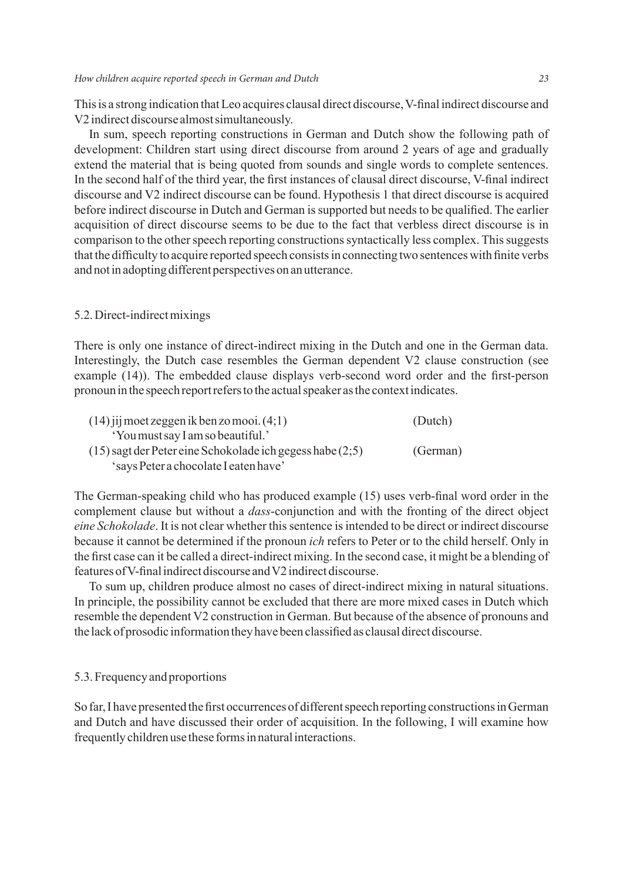This is a strong indication that Leo acquires clausal direct discourse, V-final indirect discourse and V2 indirect discourse almost simultaneously.

In sum, speech reporting constructions in German and Dutch show the following path of development: Children start using direct discourse from around 2 years of age and gradually extend the material that is being quoted from sounds and single words to complete sentences. In the second half of the third year, the first instances of clausal direct discourse, V-final indirect discourse and V2 indirect discourse can be found. Hypothesis 1 that direct discourse is acquired before indirect discourse in Dutch and German is supported but needs to be qualified. The earlier acquisition of direct discourse seems to be due to the fact that verbless direct discourse is in comparison to the other speech reporting constructions syntactically less complex. This suggests that the difficulty to acquire reported speech consists in connecting two sentences with finite verbs and not in adopting different perspectives on an utterance.

### 5.2. Direct-indirect mixings

There is only one instance of direct-indirect mixing in the Dutch and one in the German data. Interestingly, the Dutch case resembles the German dependent V2 clause construction (see example (14)). The embedded clause displays verb-second word order and the first-person pronoun in the speech report refers to the actual speaker as the context indicates.

(14) jij moet zeggen ik ben zo mooi. (4;1) (Dutch)
'You must say I am so beautiful.'

(15) sagt der Peter eine Schokolade ich gegess habe (2;5) (German)
'says Peter a chocolate I eaten have'

The German-speaking child who has produced example (15) uses verb-final word order in the complement clause but without a *dass*-conjunction and with the fronting of the direct object *eine Schokolade*. It is not clear whether this sentence is intended to be direct or indirect discourse because it cannot be determined if the pronoun *ich* refers to Peter or to the child herself. Only in the first case can it be called a direct-indirect mixing. In the second case, it might be a blending of features of V-final indirect discourse and V2 indirect discourse.

To sum up, children produce almost no cases of direct-indirect mixing in natural situations. In principle, the possibility cannot be excluded that there are more mixed cases in Dutch which resemble the dependent V2 construction in German. But because of the absence of pronouns and the lack of prosodic information they have been classified as clausal direct discourse.

### 5.3. Frequency and proportions

So far, I have presented the first occurrences of different speech reporting constructions in German and Dutch and have discussed their order of acquisition. In the following, I will examine how frequently children use these forms in natural interactions.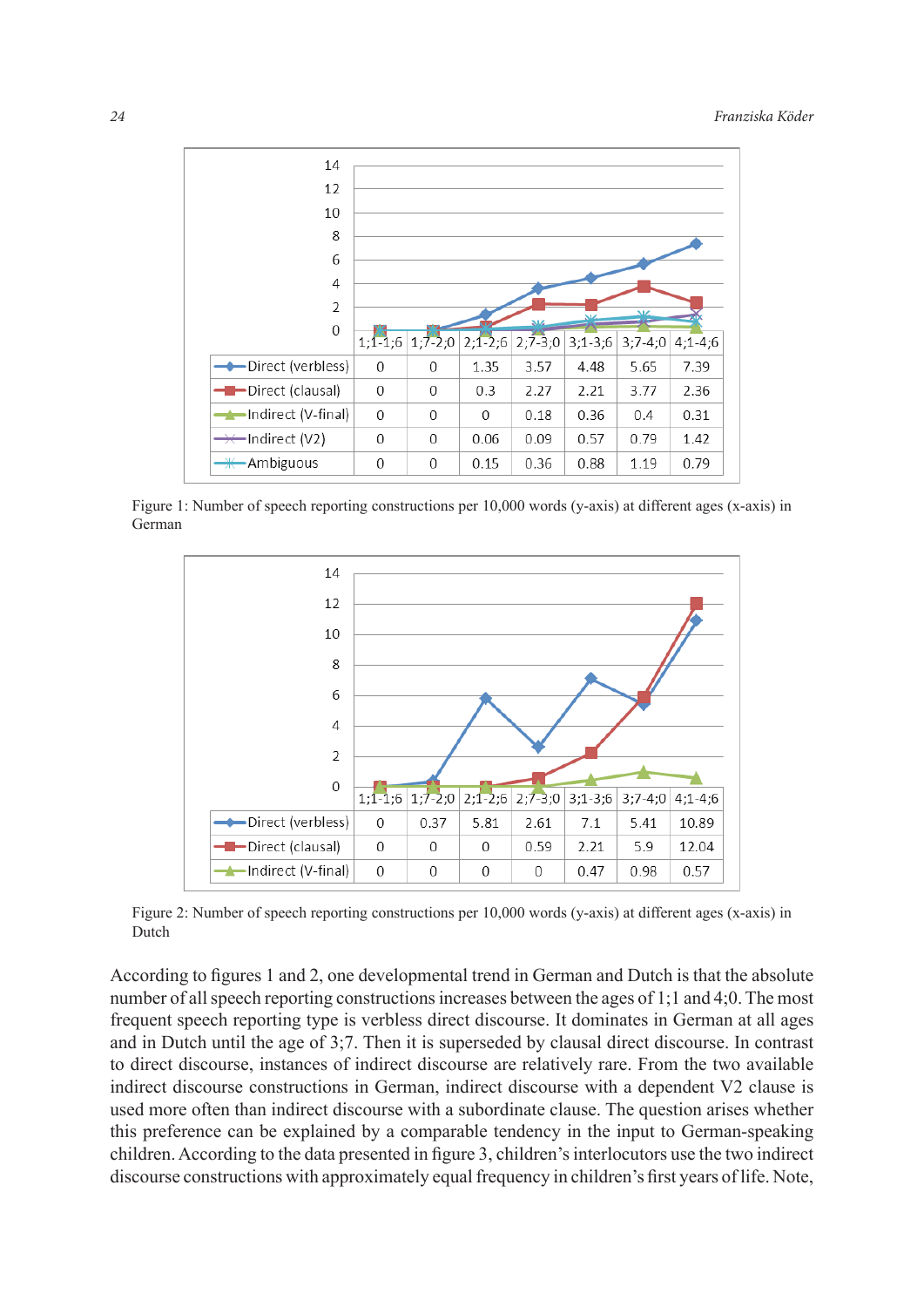| | 1;1-1;6 | 1;7-2;0 | 2;1-2;6 | 2;7-3;0 | 3;1-3;6 | 3;7-4;0 | 4;1-4;6 |
|---|---|---|---|---|---|---|---|
| Direct (verbless) | 0 | 0 | 1.35 | 3.57 | 4.48 | 5.65 | 7.39 |
| Direct (clausal) | 0 | 0 | 0.3 | 2.27 | 2.21 | 3.77 | 2.36 |
| Indirect (V-final) | 0 | 0 | 0 | 0.18 | 0.36 | 0.4 | 0.31 |
| Indirect (V2) | 0 | 0 | 0.06 | 0.09 | 0.57 | 0.79 | 1.42 |
| Ambiguous | 0 | 0 | 0.15 | 0.36 | 0.88 | 1.19 | 0.79 |

Figure 1: Number of speech reporting constructions per 10,000 words (y-axis) at different ages (x-axis) in German

| | 1;1-1;6 | 1;7-2;0 | 2;1-2;6 | 2;7-3;0 | 3;1-3;6 | 3;7-4;0 | 4;1-4;6 |
|---|---|---|---|---|---|---|---|
| Direct (verbless) | 0 | 0.37 | 5.81 | 2.61 | 7.1 | 5.41 | 10.89 |
| Direct (clausal) | 0 | 0 | 0 | 0.59 | 2.21 | 5.9 | 12.04 |
| Indirect (V-final) | 0 | 0 | 0 | 0 | 0.47 | 0.98 | 0.57 |

Figure 2: Number of speech reporting constructions per 10,000 words (y-axis) at different ages (x-axis) in Dutch

According to figures 1 and 2, one developmental trend in German and Dutch is that the absolute number of all speech reporting constructions increases between the ages of 1;1 and 4;0. The most frequent speech reporting type is verbless direct discourse. It dominates in German at all ages and in Dutch until the age of 3;7. Then it is superseded by clausal direct discourse. In contrast to direct discourse, instances of indirect discourse are relatively rare. From the two available indirect discourse constructions in German, indirect discourse with a dependent V2 clause is used more often than indirect discourse with a subordinate clause. The question arises whether this preference can be explained by a comparable tendency in the input to German-speaking children. According to the data presented in figure 3, children's interlocutors use the two indirect discourse constructions with approximately equal frequency in children's first years of life. Note,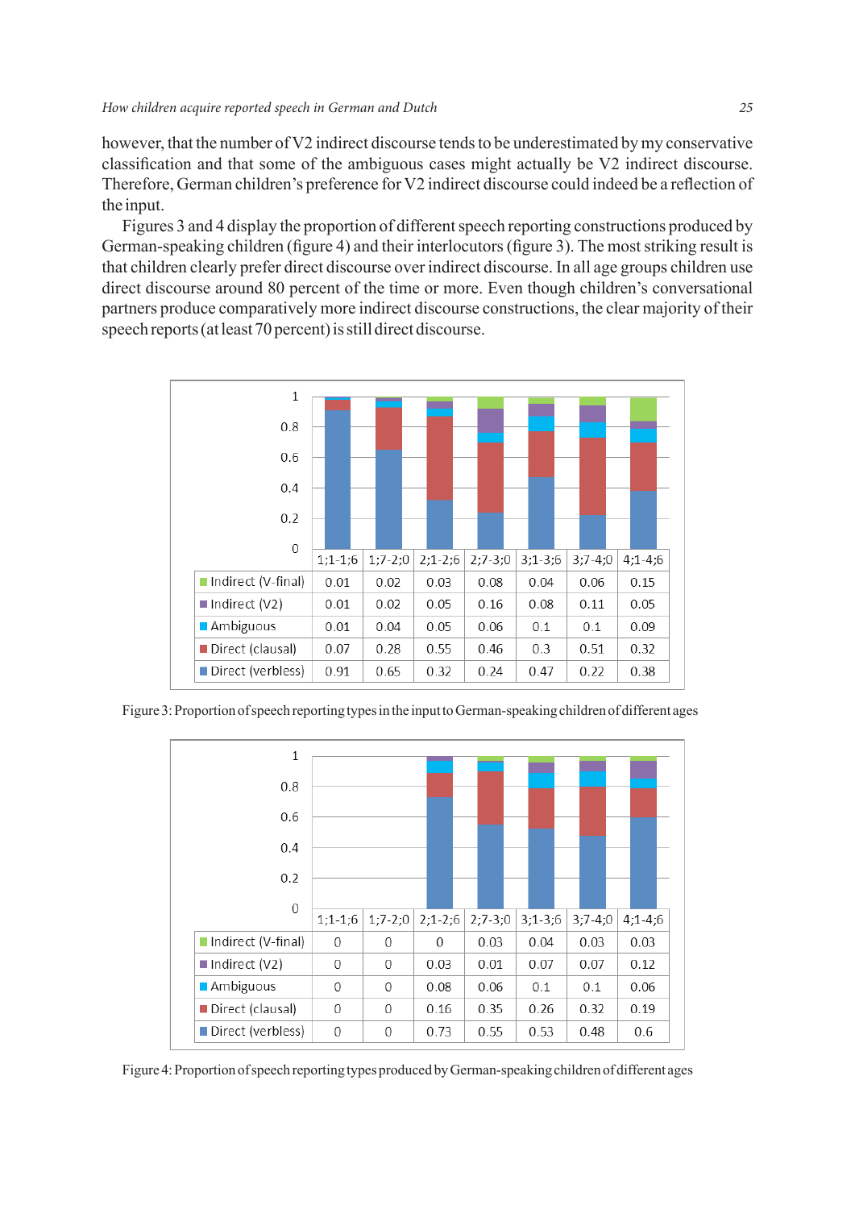however, that the number of V2 indirect discourse tends to be underestimated by my conservative classification and that some of the ambiguous cases might actually be V2 indirect discourse. Therefore, German children's preference for V2 indirect discourse could indeed be a reflection of the input.

Figures 3 and 4 display the proportion of different speech reporting constructions produced by German-speaking children (figure 4) and their interlocutors (figure 3). The most striking result is that children clearly prefer direct discourse over indirect discourse. In all age groups children use direct discourse around 80 percent of the time or more. Even though children's conversational partners produce comparatively more indirect discourse constructions, the clear majority of their speech reports (at least 70 percent) is still direct discourse.

| | 1;1-1;6 | 1;7-2;0 | 2;1-2;6 | 2;7-3;0 | 3;1-3;6 | 3;7-4;0 | 4;1-4;6 |
|---|---|---|---|---|---|---|---|
| Indirect (V-final) | 0.01 | 0.02 | 0.03 | 0.08 | 0.04 | 0.06 | 0.15 |
| Indirect (V2) | 0.01 | 0.02 | 0.05 | 0.16 | 0.08 | 0.11 | 0.05 |
| Ambiguous | 0.01 | 0.04 | 0.05 | 0.06 | 0.1 | 0.1 | 0.09 |
| Direct (clausal) | 0.07 | 0.28 | 0.55 | 0.46 | 0.3 | 0.51 | 0.32 |
| Direct (verbless) | 0.91 | 0.65 | 0.32 | 0.24 | 0.47 | 0.22 | 0.38 |

Figure 3: Proportion of speech reporting types in the input to German-speaking children of different ages

| | 1;1-1;6 | 1;7-2;0 | 2;1-2;6 | 2;7-3;0 | 3;1-3;6 | 3;7-4;0 | 4;1-4;6 |
|---|---|---|---|---|---|---|---|
| Indirect (V-final) | 0 | 0 | 0 | 0.03 | 0.04 | 0.03 | 0.03 |
| Indirect (V2) | 0 | 0 | 0.03 | 0.01 | 0.07 | 0.07 | 0.12 |
| Ambiguous | 0 | 0 | 0.08 | 0.06 | 0.1 | 0.1 | 0.06 |
| Direct (clausal) | 0 | 0 | 0.16 | 0.35 | 0.26 | 0.32 | 0.19 |
| Direct (verbless) | 0 | 0 | 0.73 | 0.55 | 0.53 | 0.48 | 0.6 |

Figure 4: Proportion of speech reporting types produced by German-speaking children of different ages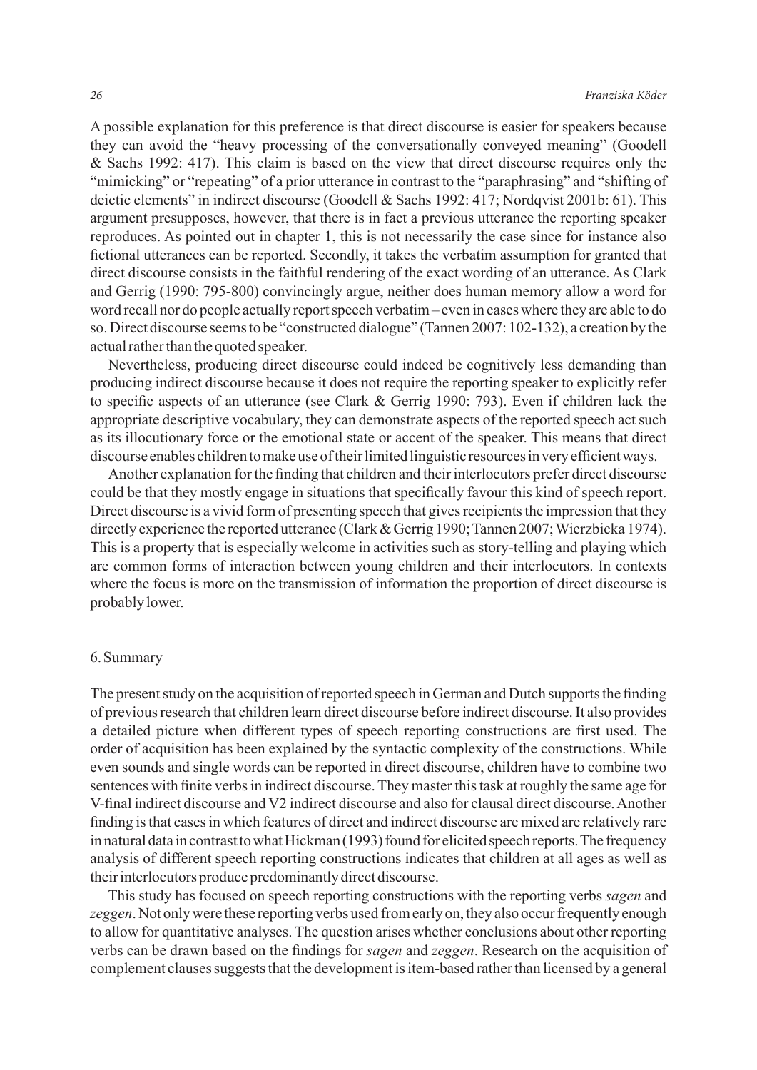A possible explanation for this preference is that direct discourse is easier for speakers because they can avoid the "heavy processing of the conversationally conveyed meaning" (Goodell & Sachs 1992: 417). This claim is based on the view that direct discourse requires only the "mimicking" or "repeating" of a prior utterance in contrast to the "paraphrasing" and "shifting of deictic elements" in indirect discourse (Goodell & Sachs 1992: 417; Nordqvist 2001b: 61). This argument presupposes, however, that there is in fact a previous utterance the reporting speaker reproduces. As pointed out in chapter 1, this is not necessarily the case since for instance also fictional utterances can be reported. Secondly, it takes the verbatim assumption for granted that direct discourse consists in the faithful rendering of the exact wording of an utterance. As Clark and Gerrig (1990: 795-800) convincingly argue, neither does human memory allow a word for word recall nor do people actually report speech verbatim – even in cases where they are able to do so. Direct discourse seems to be "constructed dialogue" (Tannen 2007: 102-132), a creation by the actual rather than the quoted speaker.

Nevertheless, producing direct discourse could indeed be cognitively less demanding than producing indirect discourse because it does not require the reporting speaker to explicitly refer to specific aspects of an utterance (see Clark & Gerrig 1990: 793). Even if children lack the appropriate descriptive vocabulary, they can demonstrate aspects of the reported speech act such as its illocutionary force or the emotional state or accent of the speaker. This means that direct discourse enables children to make use of their limited linguistic resources in very efficient ways.

Another explanation for the finding that children and their interlocutors prefer direct discourse could be that they mostly engage in situations that specifically favour this kind of speech report. Direct discourse is a vivid form of presenting speech that gives recipients the impression that they directly experience the reported utterance (Clark & Gerrig 1990; Tannen 2007; Wierzbicka 1974). This is a property that is especially welcome in activities such as story-telling and playing which are common forms of interaction between young children and their interlocutors. In contexts where the focus is more on the transmission of information the proportion of direct discourse is probably lower.

## 6. Summary

The present study on the acquisition of reported speech in German and Dutch supports the finding of previous research that children learn direct discourse before indirect discourse. It also provides a detailed picture when different types of speech reporting constructions are first used. The order of acquisition has been explained by the syntactic complexity of the constructions. While even sounds and single words can be reported in direct discourse, children have to combine two sentences with finite verbs in indirect discourse. They master this task at roughly the same age for V-final indirect discourse and V2 indirect discourse and also for clausal direct discourse. Another finding is that cases in which features of direct and indirect discourse are mixed are relatively rare in natural data in contrast to what Hickman (1993) found for elicited speech reports. The frequency analysis of different speech reporting constructions indicates that children at all ages as well as their interlocutors produce predominantly direct discourse.

This study has focused on speech reporting constructions with the reporting verbs *sagen* and *zeggen*. Not only were these reporting verbs used from early on, they also occur frequently enough to allow for quantitative analyses. The question arises whether conclusions about other reporting verbs can be drawn based on the findings for *sagen* and *zeggen*. Research on the acquisition of complement clauses suggests that the development is item-based rather than licensed by a general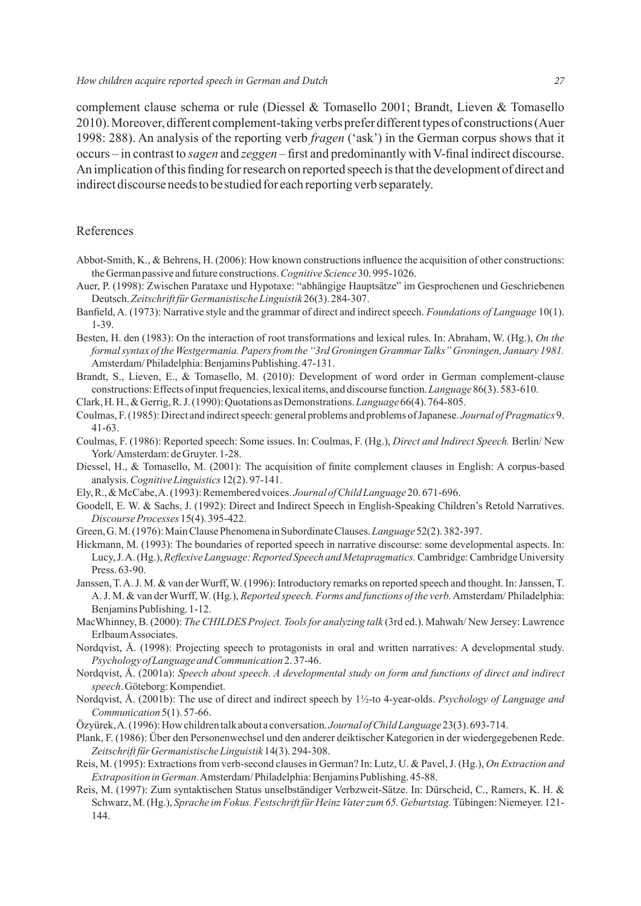complement clause schema or rule (Diessel & Tomasello 2001; Brandt, Lieven & Tomasello 2010). Moreover, different complement-taking verbs prefer different types of constructions (Auer 1998: 288). An analysis of the reporting verb *fragen* ('ask') in the German corpus shows that it occurs – in contrast to *sagen* and *zeggen* – first and predominantly with V-final indirect discourse. An implication of this finding for research on reported speech is that the development of direct and indirect discourse needs to be studied for each reporting verb separately.

## References

Abbot-Smith, K., & Behrens, H. (2006): How known constructions influence the acquisition of other constructions: the German passive and future constructions. *Cognitive Science* 30. 995-1026.

Auer, P. (1998): Zwischen Parataxe und Hypotaxe: "abhängige Hauptsätze" im Gesprochenen und Geschriebenen Deutsch. *Zeitschrift für Germanistische Linguistik* 26(3). 284-307.

Banfield, A. (1973): Narrative style and the grammar of direct and indirect speech. *Foundations of Language* 10(1). 1-39.

Besten, H. den (1983): On the interaction of root transformations and lexical rules. In: Abraham, W. (Hg.), *On the formal syntax of the Westgermania. Papers from the "3rd Groningen Grammar Talks" Groningen, January 1981.* Amsterdam/ Philadelphia: Benjamins Publishing. 47-131.

Brandt, S., Lieven, E., & Tomasello, M. (2010): Development of word order in German complement-clause constructions: Effects of input frequencies, lexical items, and discourse function. *Language* 86(3). 583-610.

Clark, H. H., & Gerrig, R. J. (1990): Quotations as Demonstrations. *Language* 66(4). 764-805.

Coulmas, F. (1985): Direct and indirect speech: general problems and problems of Japanese. *Journal of Pragmatics* 9. 41-63.

Coulmas, F. (1986): Reported speech: Some issues. In: Coulmas, F. (Hg.), *Direct and Indirect Speech.* Berlin/ New York/ Amsterdam: de Gruyter. 1-28.

Diessel, H., & Tomasello, M. (2001): The acquisition of finite complement clauses in English: A corpus-based analysis. *Cognitive Linguistics* 12(2). 97-141.

Ely, R., & McCabe, A. (1993): Remembered voices. *Journal of Child Language* 20. 671-696.

Goodell, E. W. & Sachs, J. (1992): Direct and Indirect Speech in English-Speaking Children's Retold Narratives. *Discourse Processes* 15(4). 395-422.

Green, G. M. (1976): Main Clause Phenomena in Subordinate Clauses. *Language* 52(2). 382-397.

Hickmann, M. (1993): The boundaries of reported speech in narrative discourse: some developmental aspects. In: Lucy, J. A. (Hg.), *Reflexive Language: Reported Speech and Metapragmatics.* Cambridge: Cambridge University Press. 63-90.

Janssen, T. A. J. M. & van der Wurff, W. (1996): Introductory remarks on reported speech and thought. In: Janssen, T. A. J. M. & van der Wurff, W. (Hg.), *Reported speech. Forms and functions of the verb.* Amsterdam/ Philadelphia: Benjamins Publishing. 1-12.

MacWhinney, B. (2000): *The CHILDES Project. Tools for analyzing talk* (3rd ed.). Mahwah/ New Jersey: Lawrence Erlbaum Associates.

Nordqvist, Å. (1998): Projecting speech to protagonists in oral and written narratives: A developmental study. *Psychology of Language and Communication* 2. 37-46.

Nordqvist, Å. (2001a): *Speech about speech. A developmental study on form and functions of direct and indirect speech*. Göteborg: Kompendiet.

Nordqvist, Å. (2001b): The use of direct and indirect speech by 1½-to 4-year-olds. *Psychology of Language and Communication* 5(1). 57-66.

Özyürek, A. (1996): How children talk about a conversation. *Journal of Child Language* 23(3). 693-714.

Plank, F. (1986): Über den Personenwechsel und den anderer deiktischer Kategorien in der wiedergegebenen Rede. *Zeitschrift für Germanistische Linguistik* 14(3). 294-308.

Reis, M. (1995): Extractions from verb-second clauses in German? In: Lutz, U. & Pavel, J. (Hg.), *On Extraction and Extraposition in German.* Amsterdam/ Philadelphia: Benjamins Publishing. 45-88.

Reis, M. (1997): Zum syntaktischen Status unselbständiger Verbzweit-Sätze. In: Dürscheid, C., Ramers, K. H. & Schwarz, M. (Hg.), *Sprache im Fokus. Festschrift für Heinz Vater zum 65. Geburtstag.* Tübingen: Niemeyer. 121-144.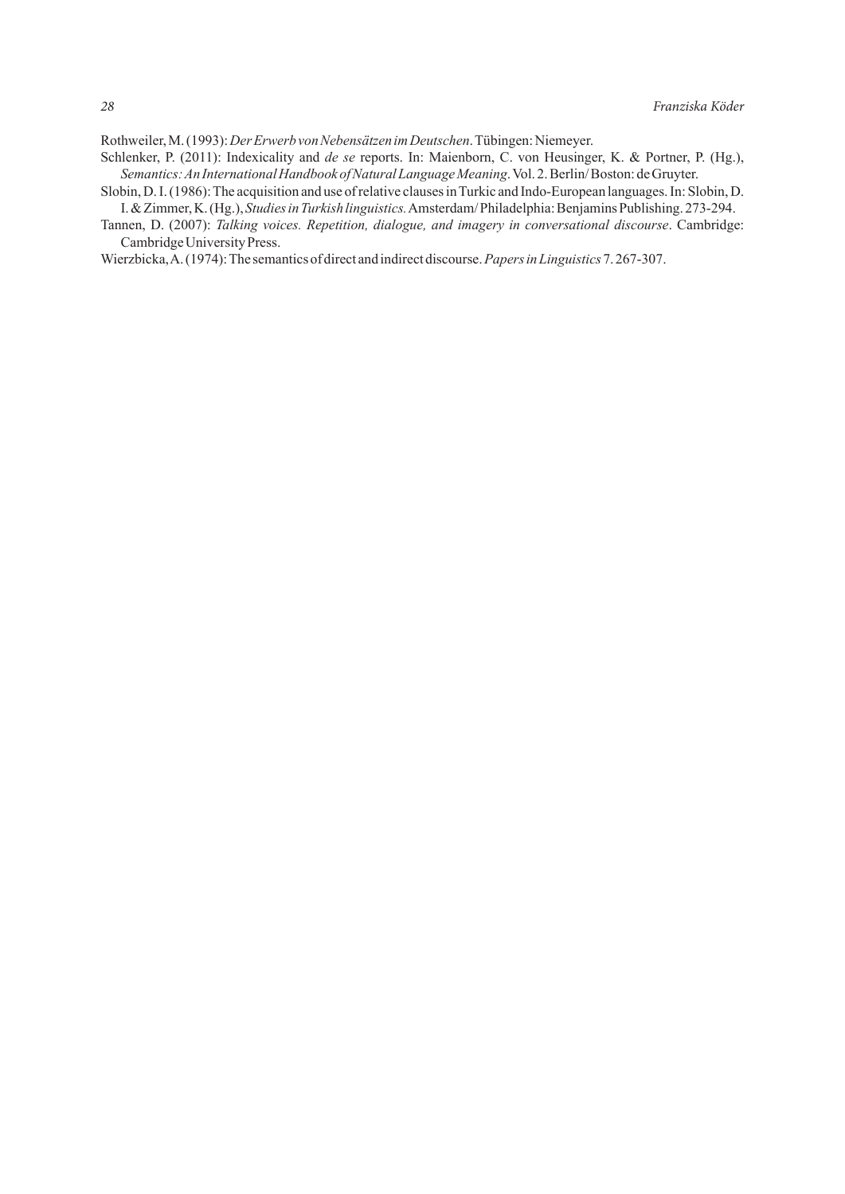Rothweiler, M. (1993): *Der Erwerb von Nebensätzen im Deutschen*. Tübingen: Niemeyer.

Schlenker, P. (2011): Indexicality and *de se* reports. In: Maienborn, C. von Heusinger, K. & Portner, P. (Hg.), *Semantics: An International Handbook of Natural Language Meaning*. Vol. 2. Berlin/ Boston: de Gruyter.

Slobin, D. I. (1986): The acquisition and use of relative clauses in Turkic and Indo-European languages. In: Slobin, D. I. & Zimmer, K. (Hg.), *Studies in Turkish linguistics.* Amsterdam/ Philadelphia: Benjamins Publishing. 273-294.

Tannen, D. (2007): *Talking voices. Repetition, dialogue, and imagery in conversational discourse*. Cambridge: Cambridge University Press.

Wierzbicka, A. (1974): The semantics of direct and indirect discourse. *Papers in Linguistics* 7. 267-307.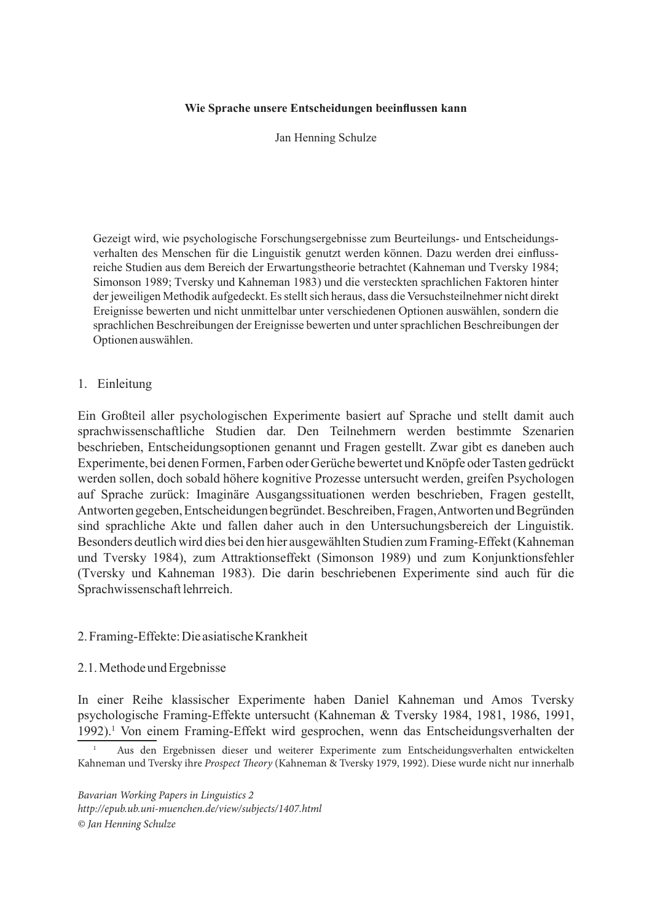**Wie Sprache unsere Entscheidungen beeinflussen kann**

Jan Henning Schulze

Gezeigt wird, wie psychologische Forschungsergebnisse zum Beurteilungs- und Entscheidungsverhalten des Menschen für die Linguistik genutzt werden können. Dazu werden drei einflussreiche Studien aus dem Bereich der Erwartungstheorie betrachtet (Kahneman und Tversky 1984; Simonson 1989; Tversky und Kahneman 1983) und die versteckten sprachlichen Faktoren hinter der jeweiligen Methodik aufgedeckt. Es stellt sich heraus, dass die Versuchsteilnehmer nicht direkt Ereignisse bewerten und nicht unmittelbar unter verschiedenen Optionen auswählen, sondern die sprachlichen Beschreibungen der Ereignisse bewerten und unter sprachlichen Beschreibungen der Optionen auswählen.

## 1. Einleitung

Ein Großteil aller psychologischen Experimente basiert auf Sprache und stellt damit auch sprachwissenschaftliche Studien dar. Den Teilnehmern werden bestimmte Szenarien beschrieben, Entscheidungsoptionen genannt und Fragen gestellt. Zwar gibt es daneben auch Experimente, bei denen Formen, Farben oder Gerüche bewertet und Knöpfe oder Tasten gedrückt werden sollen, doch sobald höhere kognitive Prozesse untersucht werden, greifen Psychologen auf Sprache zurück: Imaginäre Ausgangssituationen werden beschrieben, Fragen gestellt, Antworten gegeben, Entscheidungen begründet. Beschreiben, Fragen, Antworten und Begründen sind sprachliche Akte und fallen daher auch in den Untersuchungsbereich der Linguistik. Besonders deutlich wird dies bei den hier ausgewählten Studien zum Framing-Effekt (Kahneman und Tversky 1984), zum Attraktionseffekt (Simonson 1989) und zum Konjunktionsfehler (Tversky und Kahneman 1983). Die darin beschriebenen Experimente sind auch für die Sprachwissenschaft lehrreich.

## 2. Framing-Effekte: Die asiatische Krankheit

### 2.1. Methode und Ergebnisse

In einer Reihe klassischer Experimente haben Daniel Kahneman und Amos Tversky psychologische Framing-Effekte untersucht (Kahneman & Tversky 1984, 1981, 1986, 1991, 1992).[1] Von einem Framing-Effekt wird gesprochen, wenn das Entscheidungsverhalten der

[1] Aus den Ergebnissen dieser und weiterer Experimente zum Entscheidungsverhalten entwickelten Kahneman und Tversky ihre *Prospect Theory* (Kahneman & Tversky 1979, 1992). Diese wurde nicht nur innerhalb

*Bavarian Working Papers in Linguistics 2*
*http://epub.ub.uni-muenchen.de/view/subjects/1407.html*
*© Jan Henning Schulze*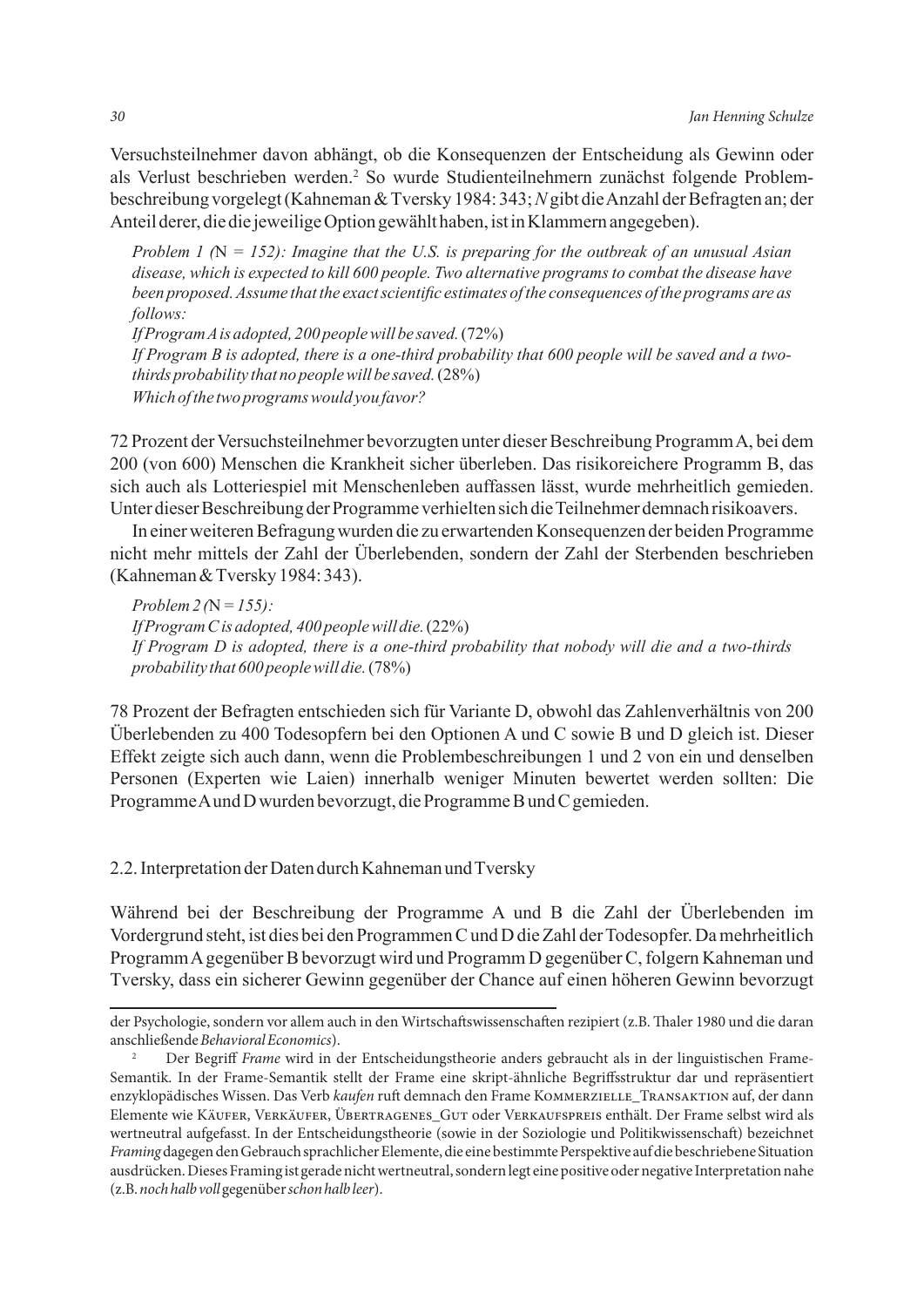Versuchsteilnehmer davon abhängt, ob die Konsequenzen der Entscheidung als Gewinn oder als Verlust beschrieben werden.[2] So wurde Studienteilnehmern zunächst folgende Problembeschreibung vorgelegt (Kahneman & Tversky 1984: 343; *N* gibt die Anzahl der Befragten an; der Anteil derer, die die jeweilige Option gewählt haben, ist in Klammern angegeben).

> *Problem 1 (*N *= 152): Imagine that the U.S. is preparing for the outbreak of an unusual Asian disease, which is expected to kill 600 people. Two alternative programs to combat the disease have been proposed. Assume that the exact scientific estimates of the consequences of the programs are as follows:*
> *If Program A is adopted, 200 people will be saved.* (72%)
> *If Program B is adopted, there is a one-third probability that 600 people will be saved and a two-thirds probability that no people will be saved.* (28%)
> *Which of the two programs would you favor?*

72 Prozent der Versuchsteilnehmer bevorzugten unter dieser Beschreibung Programm A, bei dem 200 (von 600) Menschen die Krankheit sicher überleben. Das risikoreichere Programm B, das sich auch als Lotteriespiel mit Menschenleben auffassen lässt, wurde mehrheitlich gemieden. Unter dieser Beschreibung der Programme verhielten sich die Teilnehmer demnach risikoavers.

In einer weiteren Befragung wurden die zu erwartenden Konsequenzen der beiden Programme nicht mehr mittels der Zahl der Überlebenden, sondern der Zahl der Sterbenden beschrieben (Kahneman & Tversky 1984: 343).

> *Problem 2 (*N *= 155):*
> *If Program C is adopted, 400 people will die.* (22%)
> *If Program D is adopted, there is a one-third probability that nobody will die and a two-thirds probability that 600 people will die.* (78%)

78 Prozent der Befragten entschieden sich für Variante D, obwohl das Zahlenverhältnis von 200 Überlebenden zu 400 Todesopfern bei den Optionen A und C sowie B und D gleich ist. Dieser Effekt zeigte sich auch dann, wenn die Problembeschreibungen 1 und 2 von ein und denselben Personen (Experten wie Laien) innerhalb weniger Minuten bewertet werden sollten: Die Programme A und D wurden bevorzugt, die Programme B und C gemieden.

## 2.2. Interpretation der Daten durch Kahneman und Tversky

Während bei der Beschreibung der Programme A und B die Zahl der Überlebenden im Vordergrund steht, ist dies bei den Programmen C und D die Zahl der Todesopfer. Da mehrheitlich Programm A gegenüber B bevorzugt wird und Programm D gegenüber C, folgern Kahneman und Tversky, dass ein sicherer Gewinn gegenüber der Chance auf einen höheren Gewinn bevorzugt

---

der Psychologie, sondern vor allem auch in den Wirtschaftswissenschaften rezipiert (z.B. Thaler 1980 und die daran anschließende *Behavioral Economics*).

[2] Der Begriff *Frame* wird in der Entscheidungstheorie anders gebraucht als in der linguistischen Frame-Semantik. In der Frame-Semantik stellt der Frame eine skript-ähnliche Begriffsstruktur dar und repräsentiert enzyklopädisches Wissen. Das Verb *kaufen* ruft demnach den Frame Kommerzielle_Transaktion auf, der dann Elemente wie Käufer, Verkäufer, Übertragenes_Gut oder Verkaufspreis enthält. Der Frame selbst wird als wertneutral aufgefasst. In der Entscheidungstheorie (sowie in der Soziologie und Politikwissenschaft) bezeichnet *Framing* dagegen den Gebrauch sprachlicher Elemente, die eine bestimmte Perspektive auf die beschriebene Situation ausdrücken. Dieses Framing ist gerade nicht wertneutral, sondern legt eine positive oder negative Interpretation nahe (z.B. *noch halb voll* gegenüber *schon halb leer*).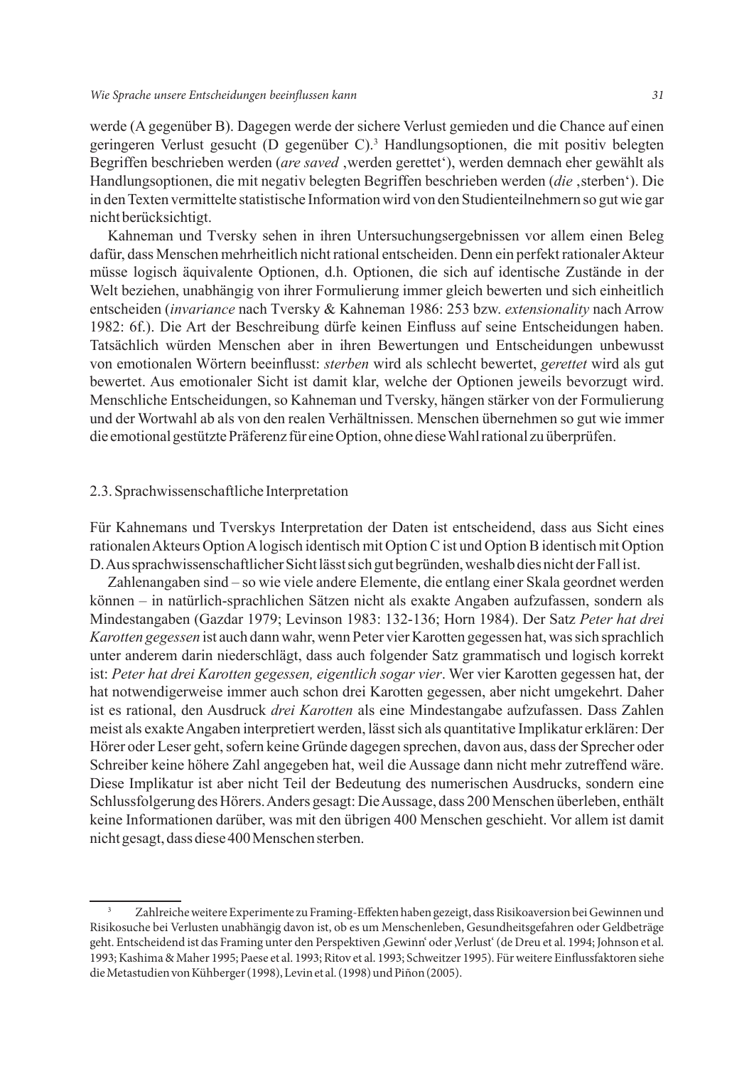werde (A gegenüber B). Dagegen werde der sichere Verlust gemieden und die Chance auf einen geringeren Verlust gesucht (D gegenüber C).[3] Handlungsoptionen, die mit positiv belegten Begriffen beschrieben werden (*are saved* ‚werden gerettet'), werden demnach eher gewählt als Handlungsoptionen, die mit negativ belegten Begriffen beschrieben werden (*die* ‚sterben'). Die in den Texten vermittelte statistische Information wird von den Studienteilnehmern so gut wie gar nicht berücksichtigt.

Kahneman und Tversky sehen in ihren Untersuchungsergebnissen vor allem einen Beleg dafür, dass Menschen mehrheitlich nicht rational entscheiden. Denn ein perfekt rationaler Akteur müsse logisch äquivalente Optionen, d.h. Optionen, die sich auf identische Zustände in der Welt beziehen, unabhängig von ihrer Formulierung immer gleich bewerten und sich einheitlich entscheiden (*invariance* nach Tversky & Kahneman 1986: 253 bzw. *extensionality* nach Arrow 1982: 6f.). Die Art der Beschreibung dürfe keinen Einfluss auf seine Entscheidungen haben. Tatsächlich würden Menschen aber in ihren Bewertungen und Entscheidungen unbewusst von emotionalen Wörtern beeinflusst: *sterben* wird als schlecht bewertet, *gerettet* wird als gut bewertet. Aus emotionaler Sicht ist damit klar, welche der Optionen jeweils bevorzugt wird. Menschliche Entscheidungen, so Kahneman und Tversky, hängen stärker von der Formulierung und der Wortwahl ab als von den realen Verhältnissen. Menschen übernehmen so gut wie immer die emotional gestützte Präferenz für eine Option, ohne diese Wahl rational zu überprüfen.

## 2.3. Sprachwissenschaftliche Interpretation

Für Kahnemans und Tverskys Interpretation der Daten ist entscheidend, dass aus Sicht eines rationalen Akteurs Option A logisch identisch mit Option C ist und Option B identisch mit Option D. Aus sprachwissenschaftlicher Sicht lässt sich gut begründen, weshalb dies nicht der Fall ist.

Zahlenangaben sind – so wie viele andere Elemente, die entlang einer Skala geordnet werden können – in natürlich-sprachlichen Sätzen nicht als exakte Angaben aufzufassen, sondern als Mindestangaben (Gazdar 1979; Levinson 1983: 132-136; Horn 1984). Der Satz *Peter hat drei Karotten gegessen* ist auch dann wahr, wenn Peter vier Karotten gegessen hat, was sich sprachlich unter anderem darin niederschlägt, dass auch folgender Satz grammatisch und logisch korrekt ist: *Peter hat drei Karotten gegessen, eigentlich sogar vier*. Wer vier Karotten gegessen hat, der hat notwendigerweise immer auch schon drei Karotten gegessen, aber nicht umgekehrt. Daher ist es rational, den Ausdruck *drei Karotten* als eine Mindestangabe aufzufassen. Dass Zahlen meist als exakte Angaben interpretiert werden, lässt sich als quantitative Implikatur erklären: Der Hörer oder Leser geht, sofern keine Gründe dagegen sprechen, davon aus, dass der Sprecher oder Schreiber keine höhere Zahl angegeben hat, weil die Aussage dann nicht mehr zutreffend wäre. Diese Implikatur ist aber nicht Teil der Bedeutung des numerischen Ausdrucks, sondern eine Schlussfolgerung des Hörers. Anders gesagt: Die Aussage, dass 200 Menschen überleben, enthält keine Informationen darüber, was mit den übrigen 400 Menschen geschieht. Vor allem ist damit nicht gesagt, dass diese 400 Menschen sterben.

[3] Zahlreiche weitere Experimente zu Framing-Effekten haben gezeigt, dass Risikoaversion bei Gewinnen und Risikosuche bei Verlusten unabhängig davon ist, ob es um Menschenleben, Gesundheitsgefahren oder Geldbeträge geht. Entscheidend ist das Framing unter den Perspektiven ‚Gewinn' oder ‚Verlust' (de Dreu et al. 1994; Johnson et al. 1993; Kashima & Maher 1995; Paese et al. 1993; Ritov et al. 1993; Schweitzer 1995). Für weitere Einflussfaktoren siehe die Metastudien von Kühberger (1998), Levin et al. (1998) und Piñon (2005).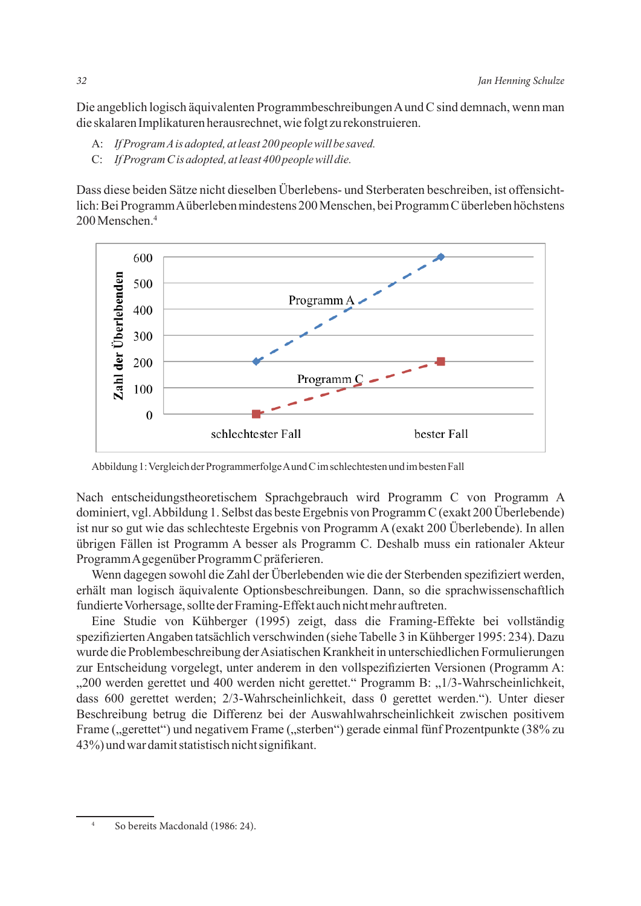Die angeblich logisch äquivalenten Programmbeschreibungen A und C sind demnach, wenn man die skalaren Implikaturen herausrechnet, wie folgt zu rekonstruieren.

A: *If Program A is adopted, at least 200 people will be saved.*
C: *If Program C is adopted, at least 400 people will die.*

Dass diese beiden Sätze nicht dieselben Überlebens- und Sterberaten beschreiben, ist offensichtlich: Bei Programm A überleben mindestens 200 Menschen, bei Programm C überleben höchstens 200 Menschen.[4]

Abbildung 1: Vergleich der Programmerfolge A und C im schlechtesten und im besten Fall

Nach entscheidungstheoretischem Sprachgebrauch wird Programm C von Programm A dominiert, vgl. Abbildung 1. Selbst das beste Ergebnis von Programm C (exakt 200 Überlebende) ist nur so gut wie das schlechteste Ergebnis von Programm A (exakt 200 Überlebende). In allen übrigen Fällen ist Programm A besser als Programm C. Deshalb muss ein rationaler Akteur Programm A gegenüber Programm C präferieren.

Wenn dagegen sowohl die Zahl der Überlebenden wie die der Sterbenden spezifiziert werden, erhält man logisch äquivalente Optionsbeschreibungen. Dann, so die sprachwissenschaftlich fundierte Vorhersage, sollte der Framing-Effekt auch nicht mehr auftreten.

Eine Studie von Kühberger (1995) zeigt, dass die Framing-Effekte bei vollständig spezifizierten Angaben tatsächlich verschwinden (siehe Tabelle 3 in Kühberger 1995: 234). Dazu wurde die Problembeschreibung der Asiatischen Krankheit in unterschiedlichen Formulierungen zur Entscheidung vorgelegt, unter anderem in den vollspezifizierten Versionen (Programm A: „200 werden gerettet und 400 werden nicht gerettet." Programm B: „1/3-Wahrscheinlichkeit, dass 600 gerettet werden; 2/3-Wahrscheinlichkeit, dass 0 gerettet werden."). Unter dieser Beschreibung betrug die Differenz bei der Auswahlwahrscheinlichkeit zwischen positivem Frame („gerettet") und negativem Frame („sterben") gerade einmal fünf Prozentpunkte (38% zu 43%) und war damit statistisch nicht signifikant.

[4] So bereits Macdonald (1986: 24).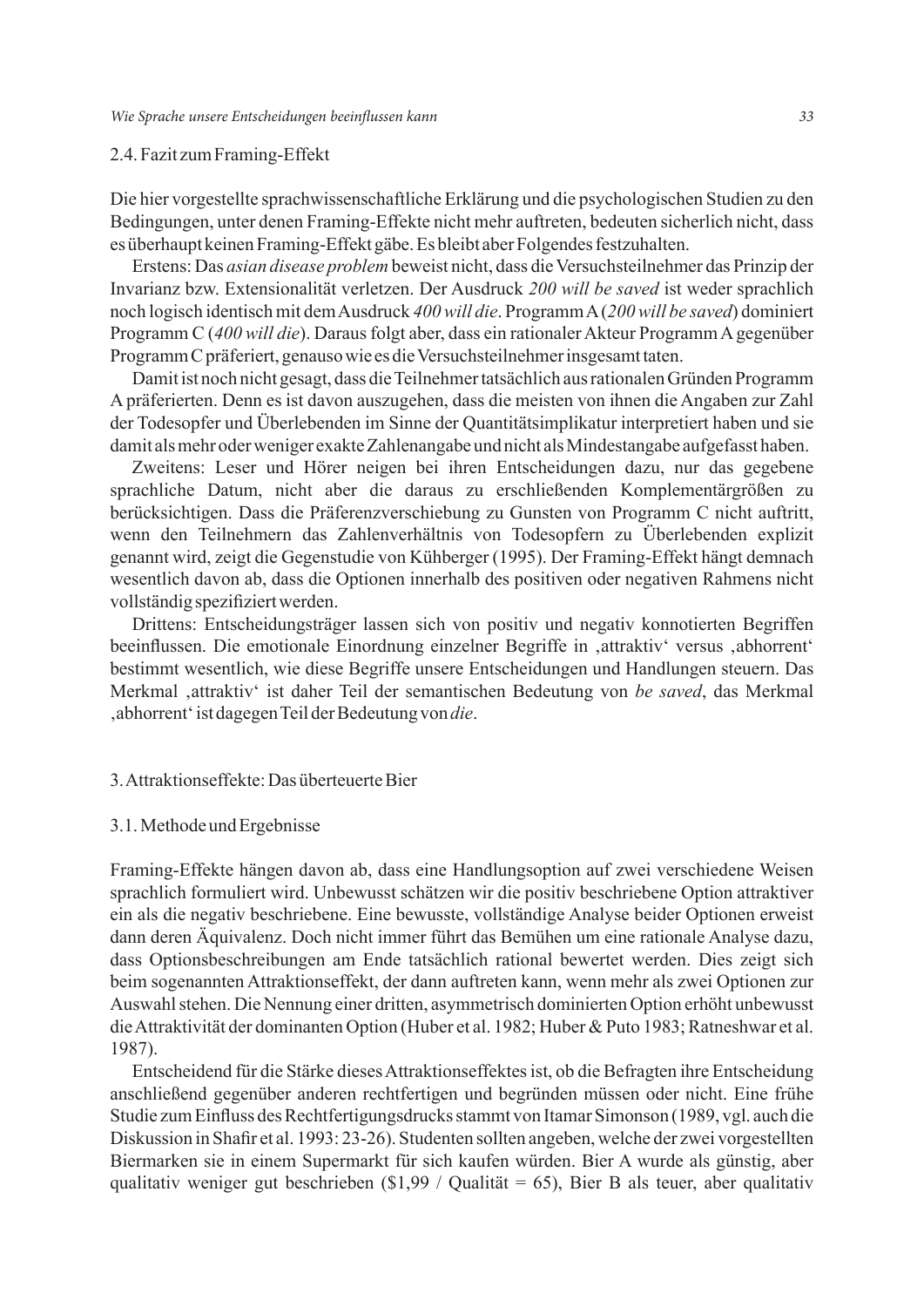### 2.4. Fazit zum Framing-Effekt

Die hier vorgestellte sprachwissenschaftliche Erklärung und die psychologischen Studien zu den Bedingungen, unter denen Framing-Effekte nicht mehr auftreten, bedeuten sicherlich nicht, dass es überhaupt keinen Framing-Effekt gäbe. Es bleibt aber Folgendes festzuhalten.

Erstens: Das *asian disease problem* beweist nicht, dass die Versuchsteilnehmer das Prinzip der Invarianz bzw. Extensionalität verletzen. Der Ausdruck *200 will be saved* ist weder sprachlich noch logisch identisch mit dem Ausdruck *400 will die*. Programm A (*200 will be saved*) dominiert Programm C (*400 will die*). Daraus folgt aber, dass ein rationaler Akteur Programm A gegenüber Programm C präferiert, genauso wie es die Versuchsteilnehmer insgesamt taten.

Damit ist noch nicht gesagt, dass die Teilnehmer tatsächlich aus rationalen Gründen Programm A präferierten. Denn es ist davon auszugehen, dass die meisten von ihnen die Angaben zur Zahl der Todesopfer und Überlebenden im Sinne der Quantitätsimplikatur interpretiert haben und sie damit als mehr oder weniger exakte Zahlenangabe und nicht als Mindestangabe aufgefasst haben.

Zweitens: Leser und Hörer neigen bei ihren Entscheidungen dazu, nur das gegebene sprachliche Datum, nicht aber die daraus zu erschließenden Komplementärgrößen zu berücksichtigen. Dass die Präferenzverschiebung zu Gunsten von Programm C nicht auftritt, wenn den Teilnehmern das Zahlenverhältnis von Todesopfern zu Überlebenden explizit genannt wird, zeigt die Gegenstudie von Kühberger (1995). Der Framing-Effekt hängt demnach wesentlich davon ab, dass die Optionen innerhalb des positiven oder negativen Rahmens nicht vollständig spezifiziert werden.

Drittens: Entscheidungsträger lassen sich von positiv und negativ konnotierten Begriffen beeinflussen. Die emotionale Einordnung einzelner Begriffe in ‚attraktiv' versus ‚abhorrent' bestimmt wesentlich, wie diese Begriffe unsere Entscheidungen und Handlungen steuern. Das Merkmal ‚attraktiv' ist daher Teil der semantischen Bedeutung von *be saved*, das Merkmal ‚abhorrent' ist dagegen Teil der Bedeutung von *die*.

## 3. Attraktionseffekte: Das überteuerte Bier

### 3.1. Methode und Ergebnisse

Framing-Effekte hängen davon ab, dass eine Handlungsoption auf zwei verschiedene Weisen sprachlich formuliert wird. Unbewusst schätzen wir die positiv beschriebene Option attraktiver ein als die negativ beschriebene. Eine bewusste, vollständige Analyse beider Optionen erweist dann deren Äquivalenz. Doch nicht immer führt das Bemühen um eine rationale Analyse dazu, dass Optionsbeschreibungen am Ende tatsächlich rational bewertet werden. Dies zeigt sich beim sogenannten Attraktionseffekt, der dann auftreten kann, wenn mehr als zwei Optionen zur Auswahl stehen. Die Nennung einer dritten, asymmetrisch dominierten Option erhöht unbewusst die Attraktivität der dominanten Option (Huber et al. 1982; Huber & Puto 1983; Ratneshwar et al. 1987).

Entscheidend für die Stärke dieses Attraktionseffektes ist, ob die Befragten ihre Entscheidung anschließend gegenüber anderen rechtfertigen und begründen müssen oder nicht. Eine frühe Studie zum Einfluss des Rechtfertigungsdrucks stammt von Itamar Simonson (1989, vgl. auch die Diskussion in Shafir et al. 1993: 23-26). Studenten sollten angeben, welche der zwei vorgestellten Biermarken sie in einem Supermarkt für sich kaufen würden. Bier A wurde als günstig, aber qualitativ weniger gut beschrieben ($1,99 / Qualität = 65), Bier B als teuer, aber qualitativ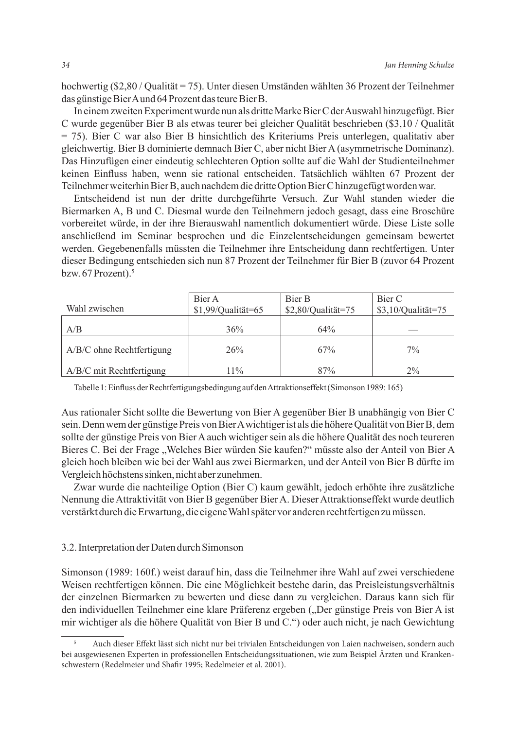hochwertig ($2,80 / Qualität = 75). Unter diesen Umständen wählten 36 Prozent der Teilnehmer das günstige Bier A und 64 Prozent das teure Bier B.

In einem zweiten Experiment wurde nun als dritte Marke Bier C der Auswahl hinzugefügt. Bier C wurde gegenüber Bier B als etwas teurer bei gleicher Qualität beschrieben ($3,10 / Qualität = 75). Bier C war also Bier B hinsichtlich des Kriteriums Preis unterlegen, qualitativ aber gleichwertig. Bier B dominierte demnach Bier C, aber nicht Bier A (asymmetrische Dominanz). Das Hinzufügen einer eindeutig schlechteren Option sollte auf die Wahl der Studienteilnehmer keinen Einfluss haben, wenn sie rational entscheiden. Tatsächlich wählten 67 Prozent der Teilnehmer weiterhin Bier B, auch nachdem die dritte Option Bier C hinzugefügt worden war.

Entscheidend ist nun der dritte durchgeführte Versuch. Zur Wahl standen wieder die Biermarken A, B und C. Diesmal wurde den Teilnehmern jedoch gesagt, dass eine Broschüre vorbereitet würde, in der ihre Bierauswahl namentlich dokumentiert würde. Diese Liste solle anschließend im Seminar besprochen und die Einzelentscheidungen gemeinsam bewertet werden. Gegebenenfalls müssten die Teilnehmer ihre Entscheidung dann rechtfertigen. Unter dieser Bedingung entschieden sich nun 87 Prozent der Teilnehmer für Bier B (zuvor 64 Prozent bzw. 67 Prozent).[5]

| Wahl zwischen | Bier A $1,99/Qualität=65 | Bier B $2,80/Qualität=75 | Bier C $3,10/Qualität=75 |
|---|---|---|---|
| A/B | 36% | 64% | — |
| A/B/C ohne Rechtfertigung | 26% | 67% | 7% |
| A/B/C mit Rechtfertigung | 11% | 87% | 2% |

Tabelle 1: Einfluss der Rechtfertigungsbedingung auf den Attraktionseffekt (Simonson 1989: 165)

Aus rationaler Sicht sollte die Bewertung von Bier A gegenüber Bier B unabhängig von Bier C sein. Denn wem der günstige Preis von Bier A wichtiger ist als die höhere Qualität von Bier B, dem sollte der günstige Preis von Bier A auch wichtiger sein als die höhere Qualität des noch teureren Bieres C. Bei der Frage „Welches Bier würden Sie kaufen?" müsste also der Anteil von Bier A gleich hoch bleiben wie bei der Wahl aus zwei Biermarken, und der Anteil von Bier B dürfte im Vergleich höchstens sinken, nicht aber zunehmen.

Zwar wurde die nachteilige Option (Bier C) kaum gewählt, jedoch erhöhte ihre zusätzliche Nennung die Attraktivität von Bier B gegenüber Bier A. Dieser Attraktionseffekt wurde deutlich verstärkt durch die Erwartung, die eigene Wahl später vor anderen rechtfertigen zu müssen.

### 3.2. Interpretation der Daten durch Simonson

Simonson (1989: 160f.) weist darauf hin, dass die Teilnehmer ihre Wahl auf zwei verschiedene Weisen rechtfertigen können. Die eine Möglichkeit bestehe darin, das Preisleistungsverhältnis der einzelnen Biermarken zu bewerten und diese dann zu vergleichen. Daraus kann sich für den individuellen Teilnehmer eine klare Präferenz ergeben („Der günstige Preis von Bier A ist mir wichtiger als die höhere Qualität von Bier B und C.") oder auch nicht, je nach Gewichtung

---

[5] Auch dieser Effekt lässt sich nicht nur bei trivialen Entscheidungen von Laien nachweisen, sondern auch bei ausgewiesenen Experten in professionellen Entscheidungssituationen, wie zum Beispiel Ärzten und Krankenschwestern (Redelmeier und Shafir 1995; Redelmeier et al. 2001).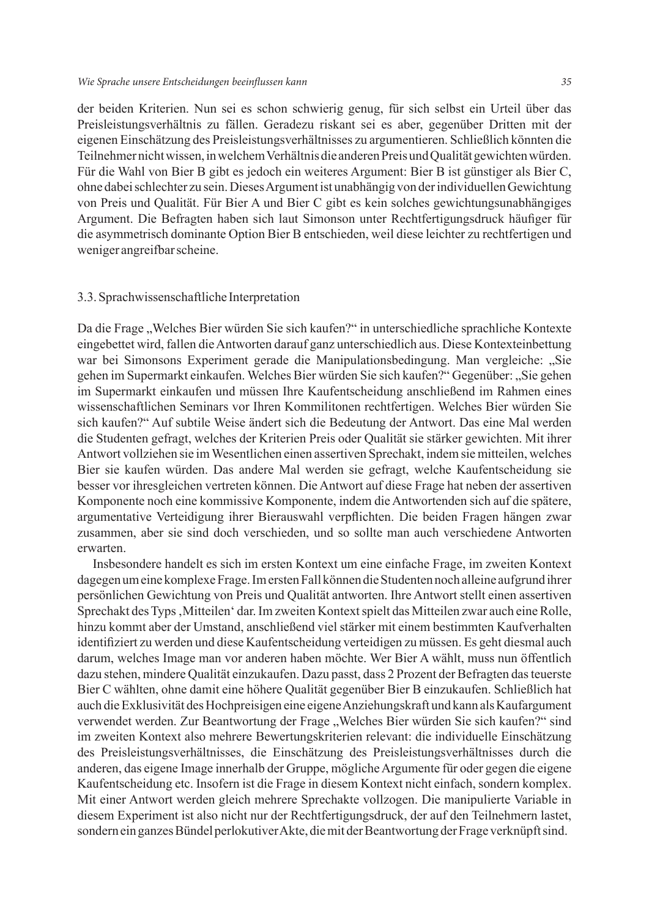der beiden Kriterien. Nun sei es schon schwierig genug, für sich selbst ein Urteil über das Preisleistungsverhältnis zu fällen. Geradezu riskant sei es aber, gegenüber Dritten mit der eigenen Einschätzung des Preisleistungsverhältnisses zu argumentieren. Schließlich könnten die Teilnehmer nicht wissen, in welchem Verhältnis die anderen Preis und Qualität gewichten würden. Für die Wahl von Bier B gibt es jedoch ein weiteres Argument: Bier B ist günstiger als Bier C, ohne dabei schlechter zu sein. Dieses Argument ist unabhängig von der individuellen Gewichtung von Preis und Qualität. Für Bier A und Bier C gibt es kein solches gewichtungsunabhängiges Argument. Die Befragten haben sich laut Simonson unter Rechtfertigungsdruck häufiger für die asymmetrisch dominante Option Bier B entschieden, weil diese leichter zu rechtfertigen und weniger angreifbar scheine.

### 3.3. Sprachwissenschaftliche Interpretation

Da die Frage „Welches Bier würden Sie sich kaufen?" in unterschiedliche sprachliche Kontexte eingebettet wird, fallen die Antworten darauf ganz unterschiedlich aus. Diese Kontexteinbettung war bei Simonsons Experiment gerade die Manipulationsbedingung. Man vergleiche: „Sie gehen im Supermarkt einkaufen. Welches Bier würden Sie sich kaufen?" Gegenüber: „Sie gehen im Supermarkt einkaufen und müssen Ihre Kaufentscheidung anschließend im Rahmen eines wissenschaftlichen Seminars vor Ihren Kommilitonen rechtfertigen. Welches Bier würden Sie sich kaufen?" Auf subtile Weise ändert sich die Bedeutung der Antwort. Das eine Mal werden die Studenten gefragt, welches der Kriterien Preis oder Qualität sie stärker gewichten. Mit ihrer Antwort vollziehen sie im Wesentlichen einen assertiven Sprechakt, indem sie mitteilen, welches Bier sie kaufen würden. Das andere Mal werden sie gefragt, welche Kaufentscheidung sie besser vor ihresgleichen vertreten können. Die Antwort auf diese Frage hat neben der assertiven Komponente noch eine kommissive Komponente, indem die Antwortenden sich auf die spätere, argumentative Verteidigung ihrer Bierauswahl verpflichten. Die beiden Fragen hängen zwar zusammen, aber sie sind doch verschieden, und so sollte man auch verschiedene Antworten erwarten.

Insbesondere handelt es sich im ersten Kontext um eine einfache Frage, im zweiten Kontext dagegen um eine komplexe Frage. Im ersten Fall können die Studenten noch alleine aufgrund ihrer persönlichen Gewichtung von Preis und Qualität antworten. Ihre Antwort stellt einen assertiven Sprechakt des Typs ‚Mitteilen' dar. Im zweiten Kontext spielt das Mitteilen zwar auch eine Rolle, hinzu kommt aber der Umstand, anschließend viel stärker mit einem bestimmten Kaufverhalten identifiziert zu werden und diese Kaufentscheidung verteidigen zu müssen. Es geht diesmal auch darum, welches Image man vor anderen haben möchte. Wer Bier A wählt, muss nun öffentlich dazu stehen, mindere Qualität einzukaufen. Dazu passt, dass 2 Prozent der Befragten das teuerste Bier C wählten, ohne damit eine höhere Qualität gegenüber Bier B einzukaufen. Schließlich hat auch die Exklusivität des Hochpreisigen eine eigene Anziehungskraft und kann als Kaufargument verwendet werden. Zur Beantwortung der Frage „Welches Bier würden Sie sich kaufen?" sind im zweiten Kontext also mehrere Bewertungskriterien relevant: die individuelle Einschätzung des Preisleistungsverhältnisses, die Einschätzung des Preisleistungsverhältnisses durch die anderen, das eigene Image innerhalb der Gruppe, mögliche Argumente für oder gegen die eigene Kaufentscheidung etc. Insofern ist die Frage in diesem Kontext nicht einfach, sondern komplex. Mit einer Antwort werden gleich mehrere Sprechakte vollzogen. Die manipulierte Variable in diesem Experiment ist also nicht nur der Rechtfertigungsdruck, der auf den Teilnehmern lastet, sondern ein ganzes Bündel perlokutiver Akte, die mit der Beantwortung der Frage verknüpft sind.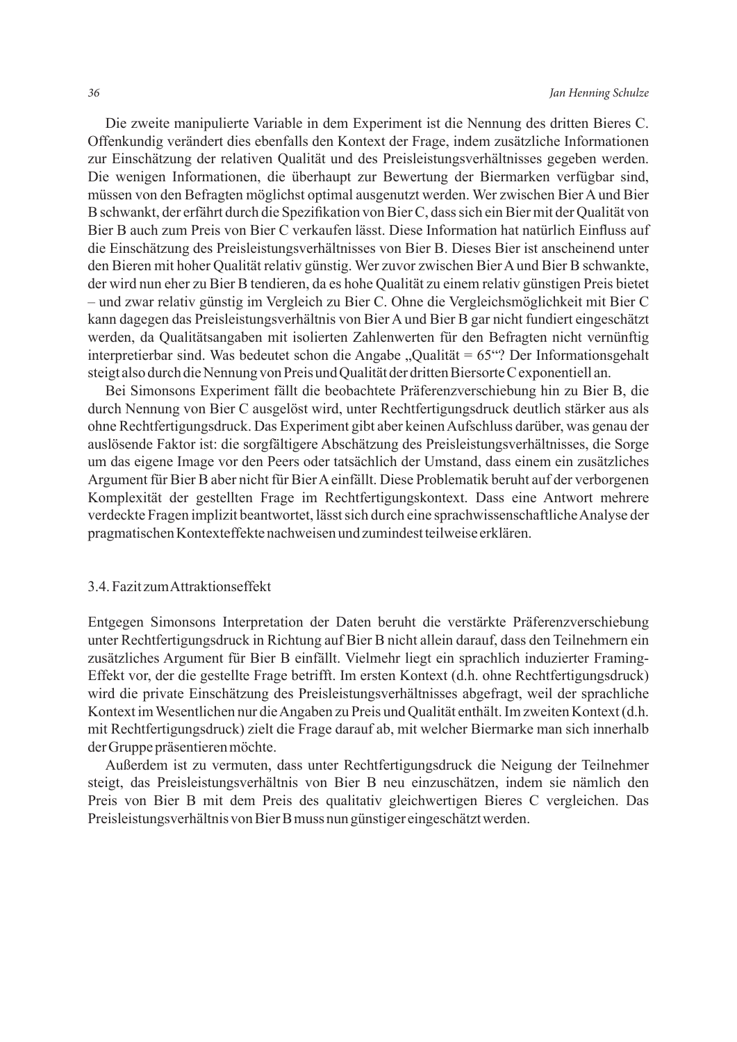Die zweite manipulierte Variable in dem Experiment ist die Nennung des dritten Bieres C. Offenkundig verändert dies ebenfalls den Kontext der Frage, indem zusätzliche Informationen zur Einschätzung der relativen Qualität und des Preisleistungsverhältnisses gegeben werden. Die wenigen Informationen, die überhaupt zur Bewertung der Biermarken verfügbar sind, müssen von den Befragten möglichst optimal ausgenutzt werden. Wer zwischen Bier A und Bier B schwankt, der erfährt durch die Spezifikation von Bier C, dass sich ein Bier mit der Qualität von Bier B auch zum Preis von Bier C verkaufen lässt. Diese Information hat natürlich Einfluss auf die Einschätzung des Preisleistungsverhältnisses von Bier B. Dieses Bier ist anscheinend unter den Bieren mit hoher Qualität relativ günstig. Wer zuvor zwischen Bier A und Bier B schwankte, der wird nun eher zu Bier B tendieren, da es hohe Qualität zu einem relativ günstigen Preis bietet – und zwar relativ günstig im Vergleich zu Bier C. Ohne die Vergleichsmöglichkeit mit Bier C kann dagegen das Preisleistungsverhältnis von Bier A und Bier B gar nicht fundiert eingeschätzt werden, da Qualitätsangaben mit isolierten Zahlenwerten für den Befragten nicht vernünftig interpretierbar sind. Was bedeutet schon die Angabe „Qualität = 65"? Der Informationsgehalt steigt also durch die Nennung von Preis und Qualität der dritten Biersorte C exponentiell an.

Bei Simonsons Experiment fällt die beobachtete Präferenzverschiebung hin zu Bier B, die durch Nennung von Bier C ausgelöst wird, unter Rechtfertigungsdruck deutlich stärker aus als ohne Rechtfertigungsdruck. Das Experiment gibt aber keinen Aufschluss darüber, was genau der auslösende Faktor ist: die sorgfältigere Abschätzung des Preisleistungsverhältnisses, die Sorge um das eigene Image vor den Peers oder tatsächlich der Umstand, dass einem ein zusätzliches Argument für Bier B aber nicht für Bier A einfällt. Diese Problematik beruht auf der verborgenen Komplexität der gestellten Frage im Rechtfertigungskontext. Dass eine Antwort mehrere verdeckte Fragen implizit beantwortet, lässt sich durch eine sprachwissenschaftliche Analyse der pragmatischen Kontexteffekte nachweisen und zumindest teilweise erklären.

### 3.4. Fazit zum Attraktionseffekt

Entgegen Simonsons Interpretation der Daten beruht die verstärkte Präferenzverschiebung unter Rechtfertigungsdruck in Richtung auf Bier B nicht allein darauf, dass den Teilnehmern ein zusätzliches Argument für Bier B einfällt. Vielmehr liegt ein sprachlich induzierter Framing-Effekt vor, der die gestellte Frage betrifft. Im ersten Kontext (d.h. ohne Rechtfertigungsdruck) wird die private Einschätzung des Preisleistungsverhältnisses abgefragt, weil der sprachliche Kontext im Wesentlichen nur die Angaben zu Preis und Qualität enthält. Im zweiten Kontext (d.h. mit Rechtfertigungsdruck) zielt die Frage darauf ab, mit welcher Biermarke man sich innerhalb der Gruppe präsentieren möchte.

Außerdem ist zu vermuten, dass unter Rechtfertigungsdruck die Neigung der Teilnehmer steigt, das Preisleistungsverhältnis von Bier B neu einzuschätzen, indem sie nämlich den Preis von Bier B mit dem Preis des qualitativ gleichwertigen Bieres C vergleichen. Das Preisleistungsverhältnis von Bier B muss nun günstiger eingeschätzt werden.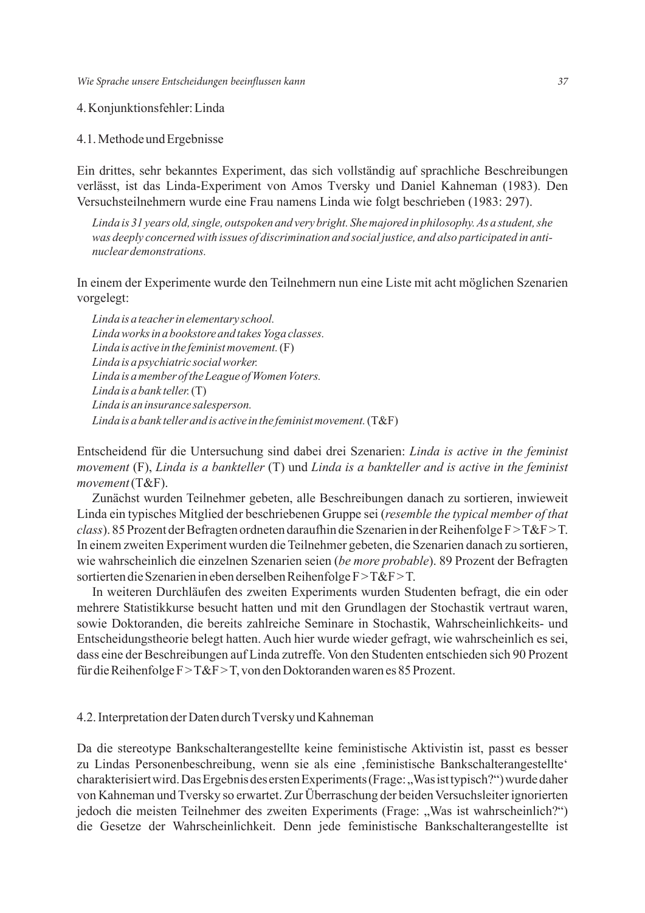## 4. Konjunktionsfehler: Linda

### 4.1. Methode und Ergebnisse

Ein drittes, sehr bekanntes Experiment, das sich vollständig auf sprachliche Beschreibungen verlässt, ist das Linda-Experiment von Amos Tversky und Daniel Kahneman (1983). Den Versuchsteilnehmern wurde eine Frau namens Linda wie folgt beschrieben (1983: 297).

> *Linda is 31 years old, single, outspoken and very bright. She majored in philosophy. As a student, she was deeply concerned with issues of discrimination and social justice, and also participated in anti-nuclear demonstrations.*

In einem der Experimente wurde den Teilnehmern nun eine Liste mit acht möglichen Szenarien vorgelegt:

> *Linda is a teacher in elementary school.*
> *Linda works in a bookstore and takes Yoga classes.*
> *Linda is active in the feminist movement.* (F)
> *Linda is a psychiatric social worker.*
> *Linda is a member of the League of Women Voters.*
> *Linda is a bank teller.* (T)
> *Linda is an insurance salesperson.*
> *Linda is a bank teller and is active in the feminist movement.* (T&F)

Entscheidend für die Untersuchung sind dabei drei Szenarien: *Linda is active in the feminist movement* (F), *Linda is a bankteller* (T) und *Linda is a bankteller and is active in the feminist movement* (T&F).

Zunächst wurden Teilnehmer gebeten, alle Beschreibungen danach zu sortieren, inwieweit Linda ein typisches Mitglied der beschriebenen Gruppe sei (*resemble the typical member of that class*). 85 Prozent der Befragten ordneten daraufhin die Szenarien in der Reihenfolge F > T&F > T. In einem zweiten Experiment wurden die Teilnehmer gebeten, die Szenarien danach zu sortieren, wie wahrscheinlich die einzelnen Szenarien seien (*be more probable*). 89 Prozent der Befragten sortierten die Szenarien in eben derselben Reihenfolge F > T&F > T.

In weiteren Durchläufen des zweiten Experiments wurden Studenten befragt, die ein oder mehrere Statistikkurse besucht hatten und mit den Grundlagen der Stochastik vertraut waren, sowie Doktoranden, die bereits zahlreiche Seminare in Stochastik, Wahrscheinlichkeits- und Entscheidungstheorie belegt hatten. Auch hier wurde wieder gefragt, wie wahrscheinlich es sei, dass eine der Beschreibungen auf Linda zutreffe. Von den Studenten entschieden sich 90 Prozent für die Reihenfolge F > T&F > T, von den Doktoranden waren es 85 Prozent.

### 4.2. Interpretation der Daten durch Tversky und Kahneman

Da die stereotype Bankschalterangestellte keine feministische Aktivistin ist, passt es besser zu Lindas Personenbeschreibung, wenn sie als eine ‚feministische Bankschalterangestellte' charakterisiert wird. Das Ergebnis des ersten Experiments (Frage: „Was ist typisch?") wurde daher von Kahneman und Tversky so erwartet. Zur Überraschung der beiden Versuchsleiter ignorierten jedoch die meisten Teilnehmer des zweiten Experiments (Frage: „Was ist wahrscheinlich?") die Gesetze der Wahrscheinlichkeit. Denn jede feministische Bankschalterangestellte ist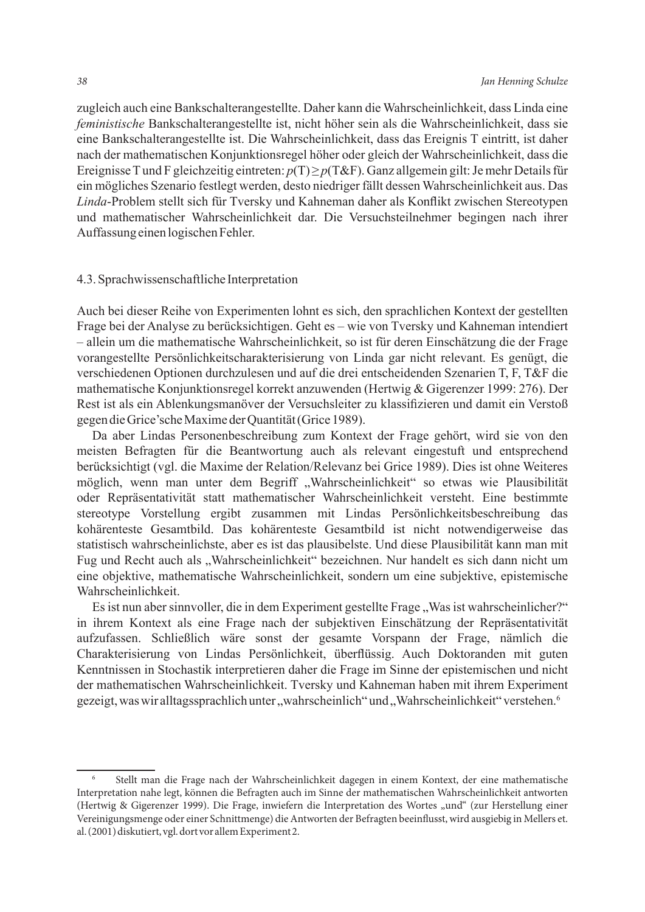zugleich auch eine Bankschalterangestellte. Daher kann die Wahrscheinlichkeit, dass Linda eine *feministische* Bankschalterangestellte ist, nicht höher sein als die Wahrscheinlichkeit, dass sie eine Bankschalterangestellte ist. Die Wahrscheinlichkeit, dass das Ereignis T eintritt, ist daher nach der mathematischen Konjunktionsregel höher oder gleich der Wahrscheinlichkeit, dass die Ereignisse T und F gleichzeitig eintreten: $p(\text{T}) \geq p(\text{T\&F})$. Ganz allgemein gilt: Je mehr Details für ein mögliches Szenario festlegt werden, desto niedriger fällt dessen Wahrscheinlichkeit aus. Das *Linda*-Problem stellt sich für Tversky und Kahneman daher als Konflikt zwischen Stereotypen und mathematischer Wahrscheinlichkeit dar. Die Versuchsteilnehmer begingen nach ihrer Auffassung einen logischen Fehler.

### 4.3. Sprachwissenschaftliche Interpretation

Auch bei dieser Reihe von Experimenten lohnt es sich, den sprachlichen Kontext der gestellten Frage bei der Analyse zu berücksichtigen. Geht es – wie von Tversky und Kahneman intendiert – allein um die mathematische Wahrscheinlichkeit, so ist für deren Einschätzung die der Frage vorangestellte Persönlichkeitscharakterisierung von Linda gar nicht relevant. Es genügt, die verschiedenen Optionen durchzulesen und auf die drei entscheidenden Szenarien T, F, T&F die mathematische Konjunktionsregel korrekt anzuwenden (Hertwig & Gigerenzer 1999: 276). Der Rest ist als ein Ablenkungsmanöver der Versuchsleiter zu klassifizieren und damit ein Verstoß gegen die Grice'sche Maxime der Quantität (Grice 1989).

Da aber Lindas Personenbeschreibung zum Kontext der Frage gehört, wird sie von den meisten Befragten für die Beantwortung auch als relevant eingestuft und entsprechend berücksichtigt (vgl. die Maxime der Relation/Relevanz bei Grice 1989). Dies ist ohne Weiteres möglich, wenn man unter dem Begriff „Wahrscheinlichkeit" so etwas wie Plausibilität oder Repräsentativität statt mathematischer Wahrscheinlichkeit versteht. Eine bestimmte stereotype Vorstellung ergibt zusammen mit Lindas Persönlichkeitsbeschreibung das kohärenteste Gesamtbild. Das kohärenteste Gesamtbild ist nicht notwendigerweise das statistisch wahrscheinlichste, aber es ist das plausibelste. Und diese Plausibilität kann man mit Fug und Recht auch als „Wahrscheinlichkeit" bezeichnen. Nur handelt es sich dann nicht um eine objektive, mathematische Wahrscheinlichkeit, sondern um eine subjektive, epistemische Wahrscheinlichkeit.

Es ist nun aber sinnvoller, die in dem Experiment gestellte Frage „Was ist wahrscheinlicher?" in ihrem Kontext als eine Frage nach der subjektiven Einschätzung der Repräsentativität aufzufassen. Schließlich wäre sonst der gesamte Vorspann der Frage, nämlich die Charakterisierung von Lindas Persönlichkeit, überflüssig. Auch Doktoranden mit guten Kenntnissen in Stochastik interpretieren daher die Frage im Sinne der epistemischen und nicht der mathematischen Wahrscheinlichkeit. Tversky und Kahneman haben mit ihrem Experiment gezeigt, was wir alltagssprachlich unter „wahrscheinlich" und „Wahrscheinlichkeit" verstehen.[6]

---

[6] Stellt man die Frage nach der Wahrscheinlichkeit dagegen in einem Kontext, der eine mathematische Interpretation nahe legt, können die Befragten auch im Sinne der mathematischen Wahrscheinlichkeit antworten (Hertwig & Gigerenzer 1999). Die Frage, inwiefern die Interpretation des Wortes „und" (zur Herstellung einer Vereinigungsmenge oder einer Schnittmenge) die Antworten der Befragten beeinflusst, wird ausgiebig in Mellers et. al. (2001) diskutiert, vgl. dort vor allem Experiment 2.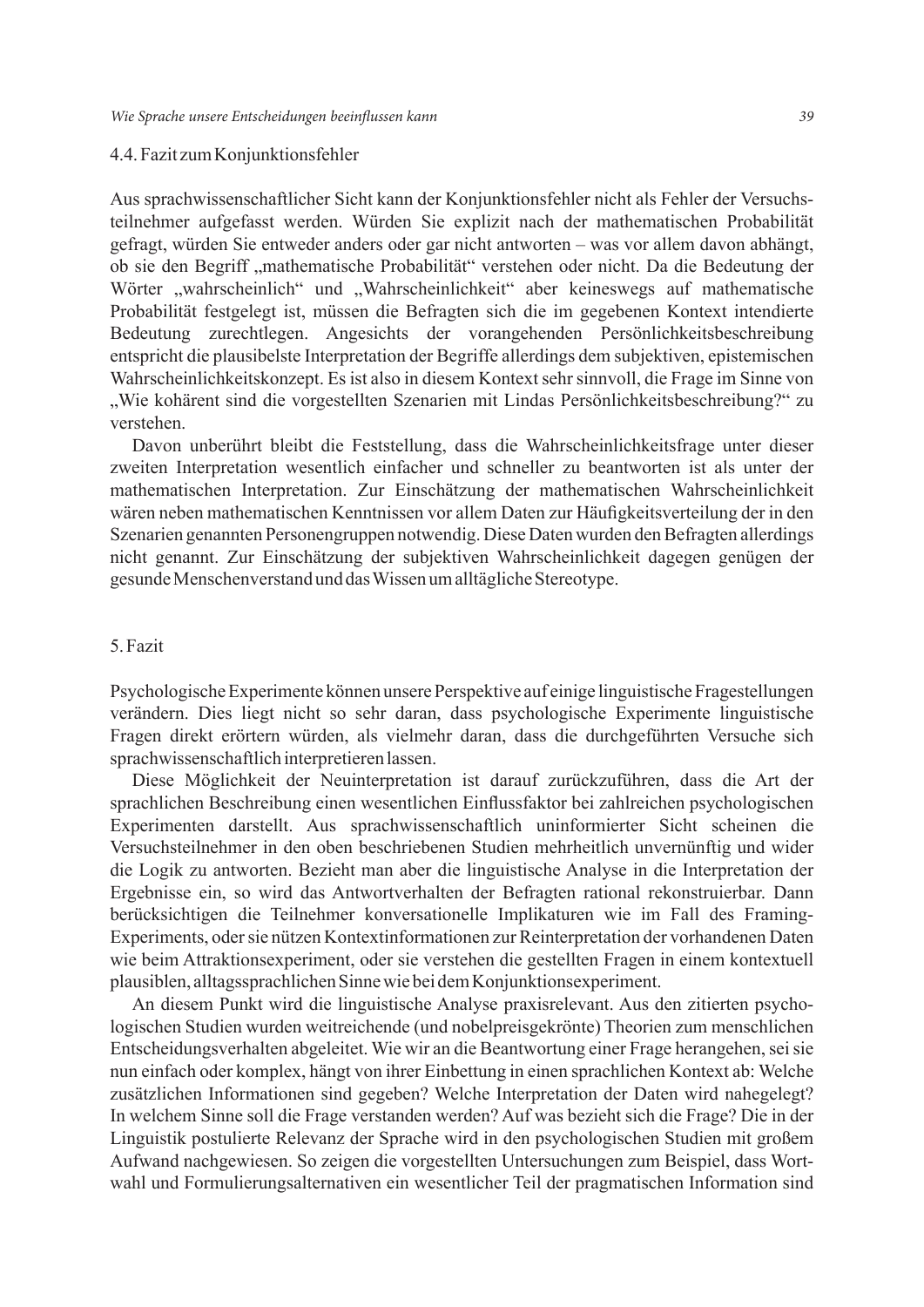### 4.4. Fazit zum Konjunktionsfehler

Aus sprachwissenschaftlicher Sicht kann der Konjunktionsfehler nicht als Fehler der Versuchsteilnehmer aufgefasst werden. Würden Sie explizit nach der mathematischen Probabilität gefragt, würden Sie entweder anders oder gar nicht antworten – was vor allem davon abhängt, ob sie den Begriff „mathematische Probabilität" verstehen oder nicht. Da die Bedeutung der Wörter „wahrscheinlich" und „Wahrscheinlichkeit" aber keineswegs auf mathematische Probabilität festgelegt ist, müssen die Befragten sich die im gegebenen Kontext intendierte Bedeutung zurechtlegen. Angesichts der vorangehenden Persönlichkeitsbeschreibung entspricht die plausibelste Interpretation der Begriffe allerdings dem subjektiven, epistemischen Wahrscheinlichkeitskonzept. Es ist also in diesem Kontext sehr sinnvoll, die Frage im Sinne von „Wie kohärent sind die vorgestellten Szenarien mit Lindas Persönlichkeitsbeschreibung?" zu verstehen.

Davon unberührt bleibt die Feststellung, dass die Wahrscheinlichkeitsfrage unter dieser zweiten Interpretation wesentlich einfacher und schneller zu beantworten ist als unter der mathematischen Interpretation. Zur Einschätzung der mathematischen Wahrscheinlichkeit wären neben mathematischen Kenntnissen vor allem Daten zur Häufigkeitsverteilung der in den Szenarien genannten Personengruppen notwendig. Diese Daten wurden den Befragten allerdings nicht genannt. Zur Einschätzung der subjektiven Wahrscheinlichkeit dagegen genügen der gesunde Menschenverstand und das Wissen um alltägliche Stereotype.

## 5. Fazit

Psychologische Experimente können unsere Perspektive auf einige linguistische Fragestellungen verändern. Dies liegt nicht so sehr daran, dass psychologische Experimente linguistische Fragen direkt erörtern würden, als vielmehr daran, dass die durchgeführten Versuche sich sprachwissenschaftlich interpretieren lassen.

Diese Möglichkeit der Neuinterpretation ist darauf zurückzuführen, dass die Art der sprachlichen Beschreibung einen wesentlichen Einflussfaktor bei zahlreichen psychologischen Experimenten darstellt. Aus sprachwissenschaftlich uninformierter Sicht scheinen die Versuchsteilnehmer in den oben beschriebenen Studien mehrheitlich unvernünftig und wider die Logik zu antworten. Bezieht man aber die linguistische Analyse in die Interpretation der Ergebnisse ein, so wird das Antwortverhalten der Befragten rational rekonstruierbar. Dann berücksichtigen die Teilnehmer konversationelle Implikaturen wie im Fall des Framing-Experiments, oder sie nützen Kontextinformationen zur Reinterpretation der vorhandenen Daten wie beim Attraktionsexperiment, oder sie verstehen die gestellten Fragen in einem kontextuell plausiblen, alltagssprachlichen Sinne wie bei dem Konjunktionsexperiment.

An diesem Punkt wird die linguistische Analyse praxisrelevant. Aus den zitierten psychologischen Studien wurden weitreichende (und nobelpreisgekrönte) Theorien zum menschlichen Entscheidungsverhalten abgeleitet. Wie wir an die Beantwortung einer Frage herangehen, sei sie nun einfach oder komplex, hängt von ihrer Einbettung in einen sprachlichen Kontext ab: Welche zusätzlichen Informationen sind gegeben? Welche Interpretation der Daten wird nahegelegt? In welchem Sinne soll die Frage verstanden werden? Auf was bezieht sich die Frage? Die in der Linguistik postulierte Relevanz der Sprache wird in den psychologischen Studien mit großem Aufwand nachgewiesen. So zeigen die vorgestellten Untersuchungen zum Beispiel, dass Wortwahl und Formulierungsalternativen ein wesentlicher Teil der pragmatischen Information sind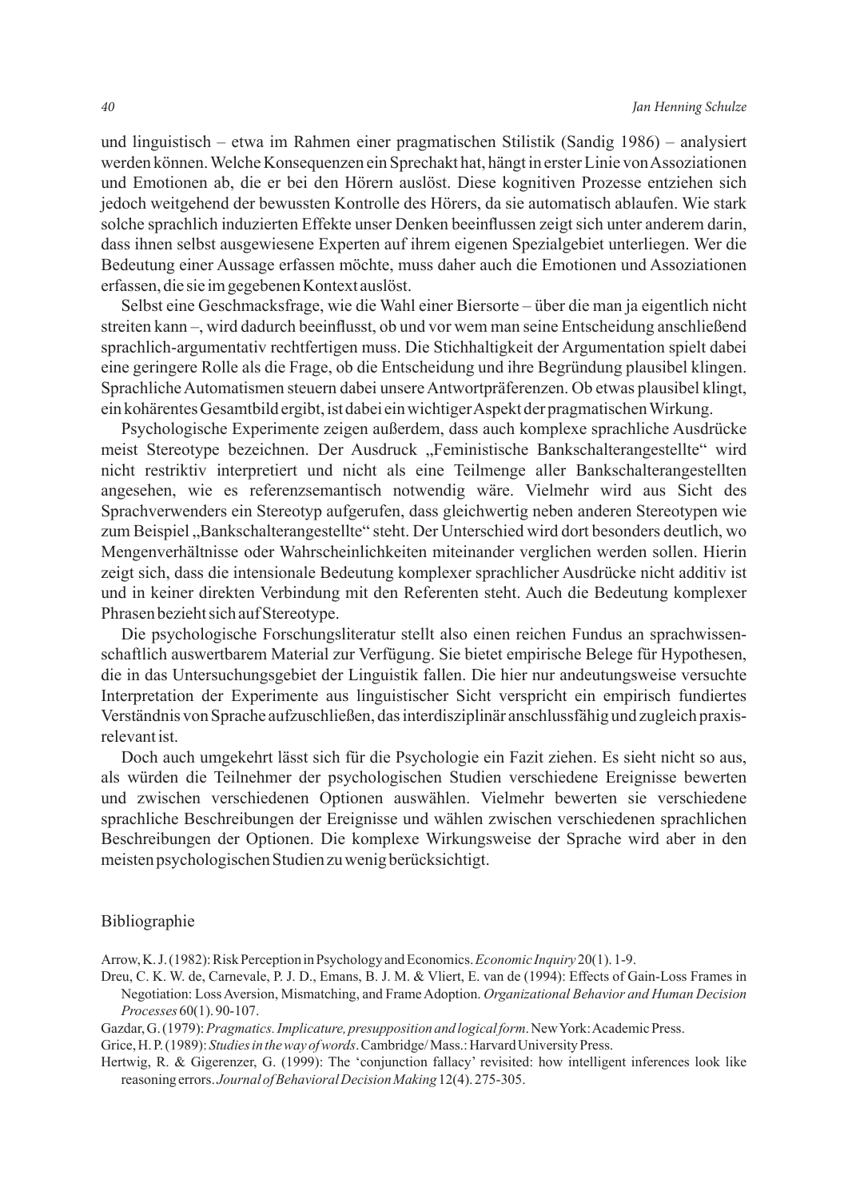und linguistisch – etwa im Rahmen einer pragmatischen Stilistik (Sandig 1986) – analysiert werden können. Welche Konsequenzen ein Sprechakt hat, hängt in erster Linie von Assoziationen und Emotionen ab, die er bei den Hörern auslöst. Diese kognitiven Prozesse entziehen sich jedoch weitgehend der bewussten Kontrolle des Hörers, da sie automatisch ablaufen. Wie stark solche sprachlich induzierten Effekte unser Denken beeinflussen zeigt sich unter anderem darin, dass ihnen selbst ausgewiesene Experten auf ihrem eigenen Spezialgebiet unterliegen. Wer die Bedeutung einer Aussage erfassen möchte, muss daher auch die Emotionen und Assoziationen erfassen, die sie im gegebenen Kontext auslöst.

Selbst eine Geschmacksfrage, wie die Wahl einer Biersorte – über die man ja eigentlich nicht streiten kann –, wird dadurch beeinflusst, ob und vor wem man seine Entscheidung anschließend sprachlich-argumentativ rechtfertigen muss. Die Stichhaltigkeit der Argumentation spielt dabei eine geringere Rolle als die Frage, ob die Entscheidung und ihre Begründung plausibel klingen. Sprachliche Automatismen steuern dabei unsere Antwortpräferenzen. Ob etwas plausibel klingt, ein kohärentes Gesamtbild ergibt, ist dabei ein wichtiger Aspekt der pragmatischen Wirkung.

Psychologische Experimente zeigen außerdem, dass auch komplexe sprachliche Ausdrücke meist Stereotype bezeichnen. Der Ausdruck „Feministische Bankschalterangestellte" wird nicht restriktiv interpretiert und nicht als eine Teilmenge aller Bankschalterangestellten angesehen, wie es referenzsemantisch notwendig wäre. Vielmehr wird aus Sicht des Sprachverwenders ein Stereotyp aufgerufen, dass gleichwertig neben anderen Stereotypen wie zum Beispiel „Bankschalterangestellte" steht. Der Unterschied wird dort besonders deutlich, wo Mengenverhältnisse oder Wahrscheinlichkeiten miteinander verglichen werden sollen. Hierin zeigt sich, dass die intensionale Bedeutung komplexer sprachlicher Ausdrücke nicht additiv ist und in keiner direkten Verbindung mit den Referenten steht. Auch die Bedeutung komplexer Phrasen bezieht sich auf Stereotype.

Die psychologische Forschungsliteratur stellt also einen reichen Fundus an sprachwissenschaftlich auswertbarem Material zur Verfügung. Sie bietet empirische Belege für Hypothesen, die in das Untersuchungsgebiet der Linguistik fallen. Die hier nur andeutungsweise versuchte Interpretation der Experimente aus linguistischer Sicht verspricht ein empirisch fundiertes Verständnis von Sprache aufzuschließen, das interdisziplinär anschlussfähig und zugleich praxisrelevant ist.

Doch auch umgekehrt lässt sich für die Psychologie ein Fazit ziehen. Es sieht nicht so aus, als würden die Teilnehmer der psychologischen Studien verschiedene Ereignisse bewerten und zwischen verschiedenen Optionen auswählen. Vielmehr bewerten sie verschiedene sprachliche Beschreibungen der Ereignisse und wählen zwischen verschiedenen sprachlichen Beschreibungen der Optionen. Die komplexe Wirkungsweise der Sprache wird aber in den meisten psychologischen Studien zu wenig berücksichtigt.

## Bibliographie

Arrow, K. J. (1982): Risk Perception in Psychology and Economics. *Economic Inquiry* 20(1). 1-9.

Dreu, C. K. W. de, Carnevale, P. J. D., Emans, B. J. M. & Vliert, E. van de (1994): Effects of Gain-Loss Frames in Negotiation: Loss Aversion, Mismatching, and Frame Adoption. *Organizational Behavior and Human Decision Processes* 60(1). 90-107.

Gazdar, G. (1979): *Pragmatics. Implicature, presupposition and logical form*. New York: Academic Press.

Grice, H. P. (1989): *Studies in the way of words*. Cambridge/ Mass.: Harvard University Press.

Hertwig, R. & Gigerenzer, G. (1999): The 'conjunction fallacy' revisited: how intelligent inferences look like reasoning errors. *Journal of Behavioral Decision Making* 12(4). 275-305.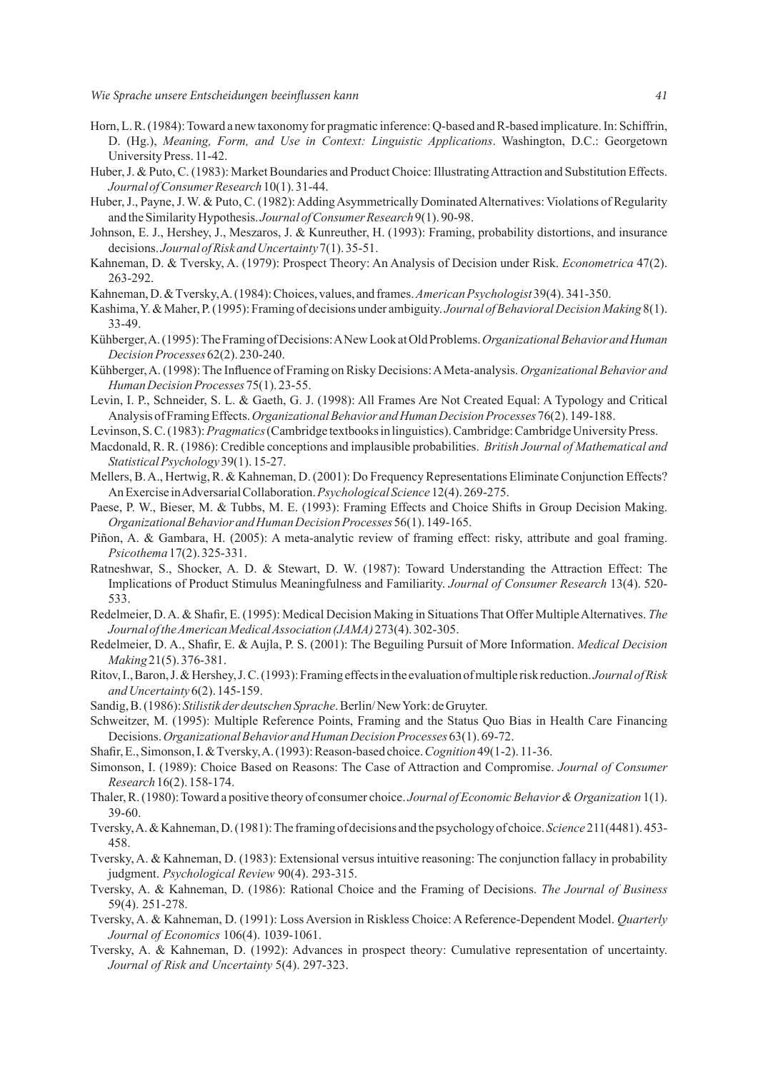Horn, L. R. (1984): Toward a new taxonomy for pragmatic inference: Q-based and R-based implicature. In: Schiffrin, D. (Hg.), *Meaning, Form, and Use in Context: Linguistic Applications*. Washington, D.C.: Georgetown University Press. 11-42.

Huber, J. & Puto, C. (1983): Market Boundaries and Product Choice: Illustrating Attraction and Substitution Effects. *Journal of Consumer Research* 10(1). 31-44.

Huber, J., Payne, J. W. & Puto, C. (1982): Adding Asymmetrically Dominated Alternatives: Violations of Regularity and the Similarity Hypothesis. *Journal of Consumer Research* 9(1). 90-98.

Johnson, E. J., Hershey, J., Meszaros, J. & Kunreuther, H. (1993): Framing, probability distortions, and insurance decisions. *Journal of Risk and Uncertainty* 7(1). 35-51.

Kahneman, D. & Tversky, A. (1979): Prospect Theory: An Analysis of Decision under Risk. *Econometrica* 47(2). 263-292.

Kahneman, D. & Tversky, A. (1984): Choices, values, and frames. *American Psychologist* 39(4). 341-350.

Kashima, Y. & Maher, P. (1995): Framing of decisions under ambiguity. *Journal of Behavioral Decision Making* 8(1). 33-49.

Kühberger, A. (1995): The Framing of Decisions: A New Look at Old Problems. *Organizational Behavior and Human Decision Processes* 62(2). 230-240.

Kühberger, A. (1998): The Influence of Framing on Risky Decisions: A Meta-analysis. *Organizational Behavior and Human Decision Processes* 75(1). 23-55.

Levin, I. P., Schneider, S. L. & Gaeth, G. J. (1998): All Frames Are Not Created Equal: A Typology and Critical Analysis of Framing Effects. *Organizational Behavior and Human Decision Processes* 76(2). 149-188.

Levinson, S. C. (1983): *Pragmatics* (Cambridge textbooks in linguistics). Cambridge: Cambridge University Press.

Macdonald, R. R. (1986): Credible conceptions and implausible probabilities. *British Journal of Mathematical and Statistical Psychology* 39(1). 15-27.

Mellers, B. A., Hertwig, R. & Kahneman, D. (2001): Do Frequency Representations Eliminate Conjunction Effects? An Exercise in Adversarial Collaboration. *Psychological Science* 12(4). 269-275.

Paese, P. W., Bieser, M. & Tubbs, M. E. (1993): Framing Effects and Choice Shifts in Group Decision Making. *Organizational Behavior and Human Decision Processes* 56(1). 149-165.

Piñon, A. & Gambara, H. (2005): A meta-analytic review of framing effect: risky, attribute and goal framing. *Psicothema* 17(2). 325-331.

Ratneshwar, S., Shocker, A. D. & Stewart, D. W. (1987): Toward Understanding the Attraction Effect: The Implications of Product Stimulus Meaningfulness and Familiarity. *Journal of Consumer Research* 13(4). 520-533.

Redelmeier, D. A. & Shafir, E. (1995): Medical Decision Making in Situations That Offer Multiple Alternatives. *The Journal of the American Medical Association (JAMA)* 273(4). 302-305.

Redelmeier, D. A., Shafir, E. & Aujla, P. S. (2001): The Beguiling Pursuit of More Information. *Medical Decision Making* 21(5). 376-381.

Ritov, I., Baron, J. & Hershey, J. C. (1993): Framing effects in the evaluation of multiple risk reduction. *Journal of Risk and Uncertainty* 6(2). 145-159.

Sandig, B. (1986): *Stilistik der deutschen Sprache*. Berlin/ New York: de Gruyter.

Schweitzer, M. (1995): Multiple Reference Points, Framing and the Status Quo Bias in Health Care Financing Decisions. *Organizational Behavior and Human Decision Processes* 63(1). 69-72.

Shafir, E., Simonson, I. & Tversky, A. (1993): Reason-based choice. *Cognition* 49(1-2). 11-36.

Simonson, I. (1989): Choice Based on Reasons: The Case of Attraction and Compromise. *Journal of Consumer Research* 16(2). 158-174.

Thaler, R. (1980): Toward a positive theory of consumer choice. *Journal of Economic Behavior & Organization* 1(1). 39-60.

Tversky, A. & Kahneman, D. (1981): The framing of decisions and the psychology of choice. *Science* 211(4481). 453-458.

Tversky, A. & Kahneman, D. (1983): Extensional versus intuitive reasoning: The conjunction fallacy in probability judgment. *Psychological Review* 90(4). 293-315.

Tversky, A. & Kahneman, D. (1986): Rational Choice and the Framing of Decisions. *The Journal of Business* 59(4). 251-278.

Tversky, A. & Kahneman, D. (1991): Loss Aversion in Riskless Choice: A Reference-Dependent Model. *Quarterly Journal of Economics* 106(4). 1039-1061.

Tversky, A. & Kahneman, D. (1992): Advances in prospect theory: Cumulative representation of uncertainty. *Journal of Risk and Uncertainty* 5(4). 297-323.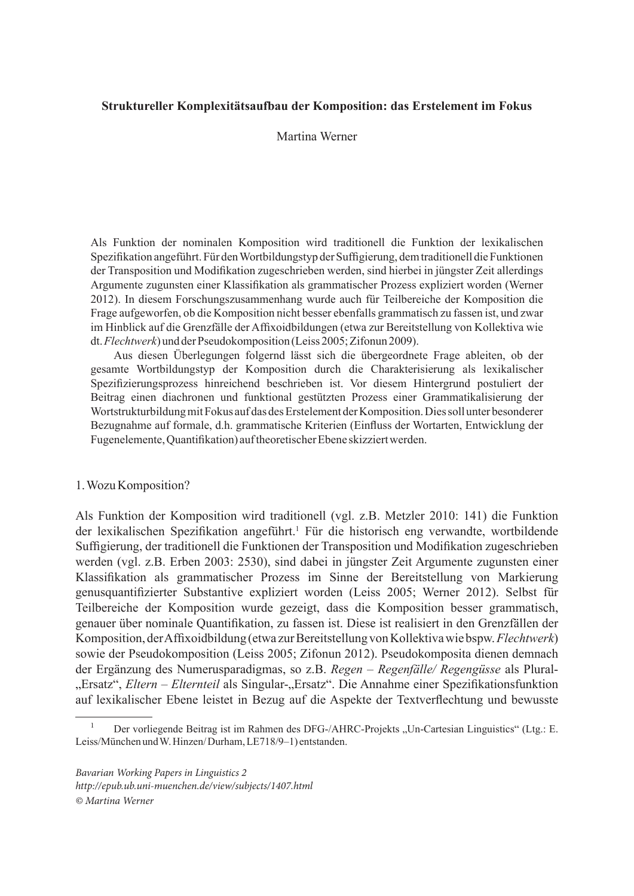**Struktureller Komplexitätsaufbau der Komposition: das Erstelement im Fokus**

Martina Werner

> Als Funktion der nominalen Komposition wird traditionell die Funktion der lexikalischen Spezifikation angeführt. Für den Wortbildungstyp der Suffigierung, dem traditionell die Funktionen der Transposition und Modifikation zugeschrieben werden, sind hierbei in jüngster Zeit allerdings Argumente zugunsten einer Klassifikation als grammatischer Prozess expliziert worden (Werner 2012). In diesem Forschungszusammenhang wurde auch für Teilbereiche der Komposition die Frage aufgeworfen, ob die Komposition nicht besser ebenfalls grammatisch zu fassen ist, und zwar im Hinblick auf die Grenzfälle der Affixoidbildungen (etwa zur Bereitstellung von Kollektiva wie dt. *Flechtwerk*) und der Pseudokomposition (Leiss 2005; Zifonun 2009).
>
> Aus diesen Überlegungen folgernd lässt sich die übergeordnete Frage ableiten, ob der gesamte Wortbildungstyp der Komposition durch die Charakterisierung als lexikalischer Spezifizierungsprozess hinreichend beschrieben ist. Vor diesem Hintergrund postuliert der Beitrag einen diachronen und funktional gestützten Prozess einer Grammatikalisierung der Wortstrukturbildung mit Fokus auf das des Erstelement der Komposition. Dies soll unter besonderer Bezugnahme auf formale, d.h. grammatische Kriterien (Einfluss der Wortarten, Entwicklung der Fugenelemente, Quantifikation) auf theoretischer Ebene skizziert werden.

## 1. Wozu Komposition?

Als Funktion der Komposition wird traditionell (vgl. z.B. Metzler 2010: 141) die Funktion der lexikalischen Spezifikation angeführt.[1] Für die historisch eng verwandte, wortbildende Suffigierung, der traditionell die Funktionen der Transposition und Modifikation zugeschrieben werden (vgl. z.B. Erben 2003: 2530), sind dabei in jüngster Zeit Argumente zugunsten einer Klassifikation als grammatischer Prozess im Sinne der Bereitstellung von Markierung genusquantifizierter Substantive expliziert worden (Leiss 2005; Werner 2012). Selbst für Teilbereiche der Komposition wurde gezeigt, dass die Komposition besser grammatisch, genauer über nominale Quantifikation, zu fassen ist. Diese ist realisiert in den Grenzfällen der Komposition, der Affixoidbildung (etwa zur Bereitstellung von Kollektiva wie bspw. *Flechtwerk*) sowie der Pseudokomposition (Leiss 2005; Zifonun 2012). Pseudokomposita dienen demnach der Ergänzung des Numerusparadigmas, so z.B. *Regen – Regenfälle/ Regengüsse* als Plural-„Ersatz“, *Eltern – Elternteil* als Singular-„Ersatz“. Die Annahme einer Spezifikationsfunktion auf lexikalischer Ebene leistet in Bezug auf die Aspekte der Textverflechtung und bewusste

[1] Der vorliegende Beitrag ist im Rahmen des DFG-/AHRC-Projekts „Un-Cartesian Linguistics“ (Ltg.: E. Leiss/München und W. Hinzen/ Durham, LE718/9–1) entstanden.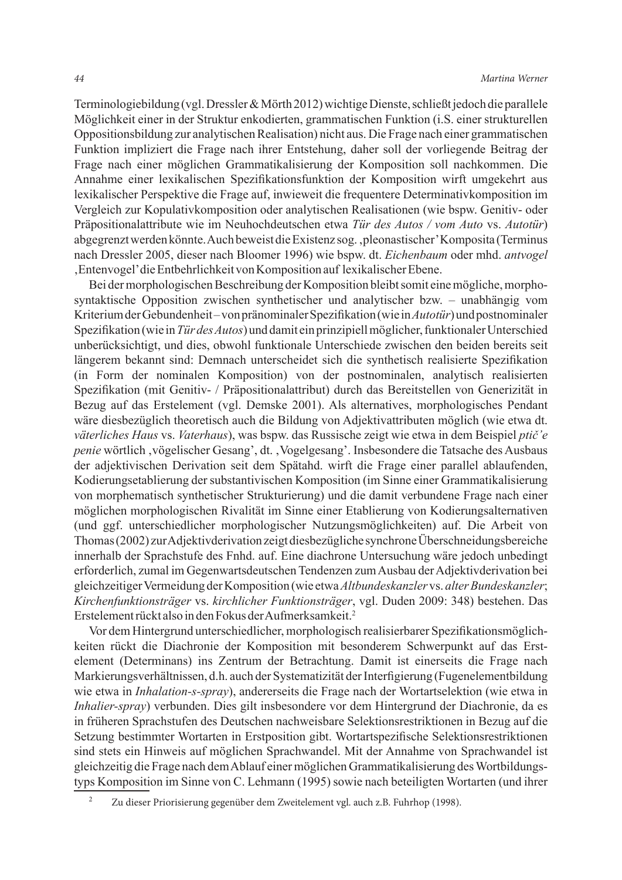Terminologiebildung (vgl. Dressler & Mörth 2012) wichtige Dienste, schließt jedoch die parallele Möglichkeit einer in der Struktur enkodierten, grammatischen Funktion (i.S. einer strukturellen Oppositionsbildung zur analytischen Realisation) nicht aus. Die Frage nach einer grammatischen Funktion impliziert die Frage nach ihrer Entstehung, daher soll der vorliegende Beitrag der Frage nach einer möglichen Grammatikalisierung der Komposition soll nachkommen. Die Annahme einer lexikalischen Spezifikationsfunktion der Komposition wirft umgekehrt aus lexikalischer Perspektive die Frage auf, inwieweit die frequentere Determinativkomposition im Vergleich zur Kopulativkomposition oder analytischen Realisationen (wie bspw. Genitiv- oder Präpositionalattribute wie im Neuhochdeutschen etwa *Tür des Autos / vom Auto* vs. *Autotür*) abgegrenzt werden könnte. Auch beweist die Existenz sog. ‚pleonastischer' Komposita (Terminus nach Dressler 2005, dieser nach Bloomer 1996) wie bspw. dt. *Eichenbaum* oder mhd. *antvogel* ‚Entenvogel' die Entbehrlichkeit von Komposition auf lexikalischer Ebene.

Bei der morphologischen Beschreibung der Komposition bleibt somit eine mögliche, morphosyntaktische Opposition zwischen synthetischer und analytischer bzw. – unabhängig vom Kriterium der Gebundenheit – von pränominaler Spezifikation (wie in *Autotür*) und postnominaler Spezifikation (wie in *Tür des Autos*) und damit ein prinzipiell möglicher, funktionaler Unterschied unberücksichtigt, und dies, obwohl funktionale Unterschiede zwischen den beiden bereits seit längerem bekannt sind: Demnach unterscheidet sich die synthetisch realisierte Spezifikation (in Form der nominalen Komposition) von der postnominalen, analytisch realisierten Spezifikation (mit Genitiv- / Präpositionalattribut) durch das Bereitstellen von Generizität in Bezug auf das Erstelement (vgl. Demske 2001). Als alternatives, morphologisches Pendant wäre diesbezüglich theoretisch auch die Bildung von Adjektivattributen möglich (wie etwa dt. *väterliches Haus* vs. *Vaterhaus*), was bspw. das Russische zeigt wie etwa in dem Beispiel *ptič'e penie* wörtlich ‚vögelischer Gesang', dt. ‚Vogelgesang'. Insbesondere die Tatsache des Ausbaus der adjektivischen Derivation seit dem Spätahd. wirft die Frage einer parallel ablaufenden, Kodierungsetablierung der substantivischen Komposition (im Sinne einer Grammatikalisierung von morphematisch synthetischer Strukturierung) und die damit verbundene Frage nach einer möglichen morphologischen Rivalität im Sinne einer Etablierung von Kodierungsalternativen (und ggf. unterschiedlicher morphologischer Nutzungsmöglichkeiten) auf. Die Arbeit von Thomas (2002) zur Adjektivderivation zeigt diesbezügliche synchrone Überschneidungsbereiche innerhalb der Sprachstufe des Fnhd. auf. Eine diachrone Untersuchung wäre jedoch unbedingt erforderlich, zumal im Gegenwartsdeutschen Tendenzen zum Ausbau der Adjektivderivation bei gleichzeitiger Vermeidung der Komposition (wie etwa *Altbundeskanzler* vs. *alter Bundeskanzler*; *Kirchenfunktionsträger* vs. *kirchlicher Funktionsträger*, vgl. Duden 2009: 348) bestehen. Das Erstelement rückt also in den Fokus der Aufmerksamkeit.[2]

Vor dem Hintergrund unterschiedlicher, morphologisch realisierbarer Spezifikationsmöglichkeiten rückt die Diachronie der Komposition mit besonderem Schwerpunkt auf das Erstelement (Determinans) ins Zentrum der Betrachtung. Damit ist einerseits die Frage nach Markierungsverhältnissen, d.h. auch der Systematizität der Interfigierung (Fugenelementbildung wie etwa in *Inhalation-s-spray*), andererseits die Frage nach der Wortartselektion (wie etwa in *Inhalier-spray*) verbunden. Dies gilt insbesondere vor dem Hintergrund der Diachronie, da es in früheren Sprachstufen des Deutschen nachweisbare Selektionsrestriktionen in Bezug auf die Setzung bestimmter Wortarten in Erstposition gibt. Wortartspezifische Selektionsrestriktionen sind stets ein Hinweis auf möglichen Sprachwandel. Mit der Annahme von Sprachwandel ist gleichzeitig die Frage nach dem Ablauf einer möglichen Grammatikalisierung des Wortbildungstyps Komposition im Sinne von C. Lehmann (1995) sowie nach beteiligten Wortarten (und ihrer

[2] Zu dieser Priorisierung gegenüber dem Zweitelement vgl. auch z.B. Fuhrhop (1998).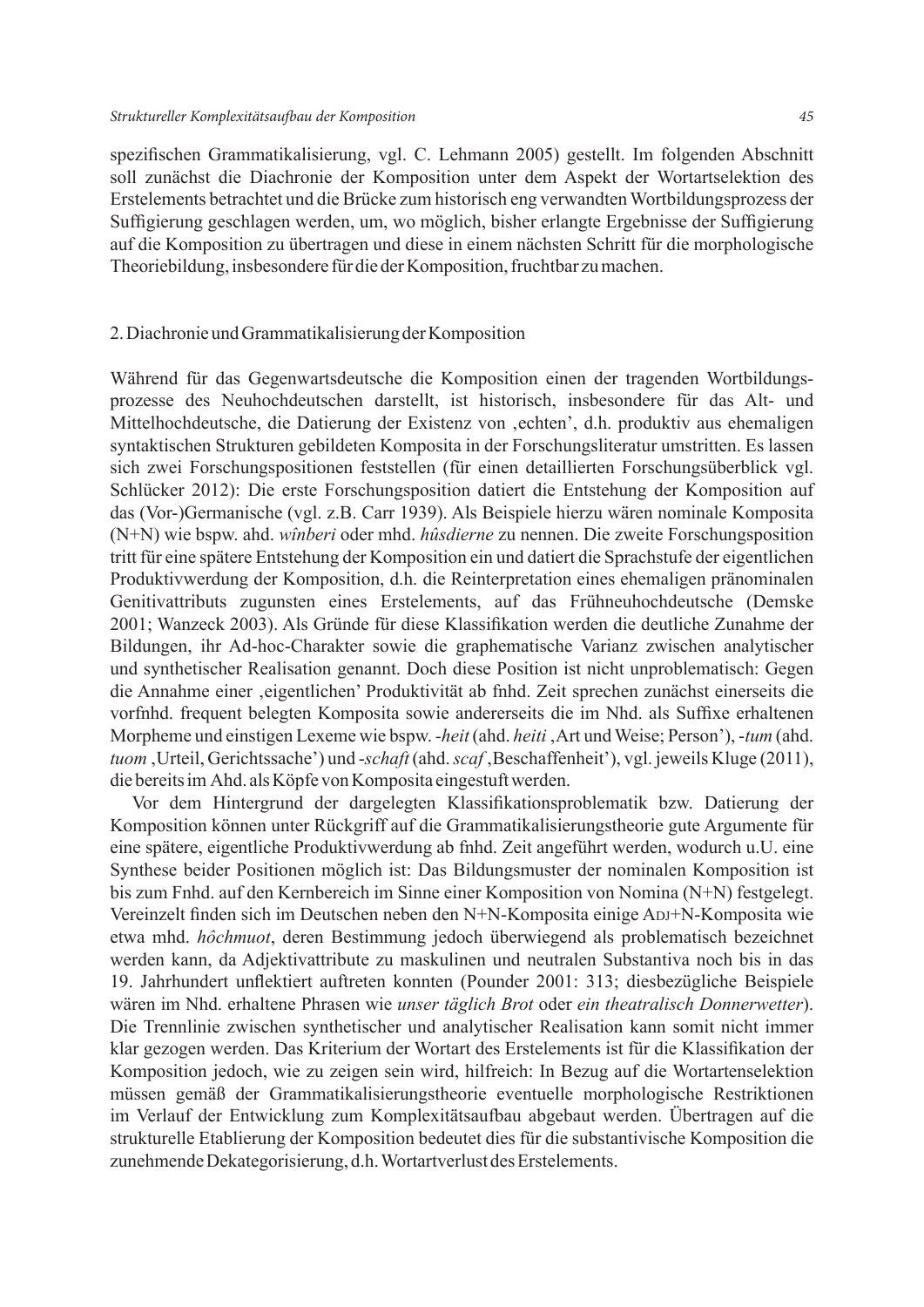spezifischen Grammatikalisierung, vgl. C. Lehmann 2005) gestellt. Im folgenden Abschnitt soll zunächst die Diachronie der Komposition unter dem Aspekt der Wortartselektion des Erstelements betrachtet und die Brücke zum historisch eng verwandten Wortbildungsprozess der Suffigierung geschlagen werden, um, wo möglich, bisher erlangte Ergebnisse der Suffigierung auf die Komposition zu übertragen und diese in einem nächsten Schritt für die morphologische Theoriebildung, insbesondere für die der Komposition, fruchtbar zu machen.

## 2. Diachronie und Grammatikalisierung der Komposition

Während für das Gegenwartsdeutsche die Komposition einen der tragenden Wortbildungsprozesse des Neuhochdeutschen darstellt, ist historisch, insbesondere für das Alt- und Mittelhochdeutsche, die Datierung der Existenz von ‚echten', d.h. produktiv aus ehemaligen syntaktischen Strukturen gebildeten Komposita in der Forschungsliteratur umstritten. Es lassen sich zwei Forschungspositionen feststellen (für einen detaillierten Forschungsüberblick vgl. Schlücker 2012): Die erste Forschungsposition datiert die Entstehung der Komposition auf das (Vor-)Germanische (vgl. z.B. Carr 1939). Als Beispiele hierzu wären nominale Komposita (N+N) wie bspw. ahd. *wînberi* oder mhd. *hûsdierne* zu nennen. Die zweite Forschungsposition tritt für eine spätere Entstehung der Komposition ein und datiert die Sprachstufe der eigentlichen Produktivwerdung der Komposition, d.h. die Reinterpretation eines ehemaligen pränominalen Genitivattributs zugunsten eines Erstelements, auf das Frühneuhochdeutsche (Demske 2001; Wanzeck 2003). Als Gründe für diese Klassifikation werden die deutliche Zunahme der Bildungen, ihr Ad-hoc-Charakter sowie die graphematische Varianz zwischen analytischer und synthetischer Realisation genannt. Doch diese Position ist nicht unproblematisch: Gegen die Annahme einer ‚eigentlichen' Produktivität ab fnhd. Zeit sprechen zunächst einerseits die vorfnhd. frequent belegten Komposita sowie andererseits die im Nhd. als Suffixe erhaltenen Morpheme und einstigen Lexeme wie bspw. *-heit* (ahd. *heiti* ‚Art und Weise; Person'), *-tum* (ahd. *tuom* ‚Urteil, Gerichtssache') und *-schaft* (ahd. *scaf* ‚Beschaffenheit'), vgl. jeweils Kluge (2011), die bereits im Ahd. als Köpfe von Komposita eingestuft werden.

Vor dem Hintergrund der dargelegten Klassifikationsproblematik bzw. Datierung der Komposition können unter Rückgriff auf die Grammatikalisierungstheorie gute Argumente für eine spätere, eigentliche Produktivwerdung ab fnhd. Zeit angeführt werden, wodurch u.U. eine Synthese beider Positionen möglich ist: Das Bildungsmuster der nominalen Komposition ist bis zum Fnhd. auf den Kernbereich im Sinne einer Komposition von Nomina (N+N) festgelegt. Vereinzelt finden sich im Deutschen neben den N+N-Komposita einige ADJ+N-Komposita wie etwa mhd. *hôchmuot*, deren Bestimmung jedoch überwiegend als problematisch bezeichnet werden kann, da Adjektivattribute zu maskulinen und neutralen Substantiva noch bis in das 19. Jahrhundert unflektiert auftreten konnten (Pounder 2001: 313; diesbezügliche Beispiele wären im Nhd. erhaltene Phrasen wie *unser täglich Brot* oder *ein theatralisch Donnerwetter*). Die Trennlinie zwischen synthetischer und analytischer Realisation kann somit nicht immer klar gezogen werden. Das Kriterium der Wortart des Erstelements ist für die Klassifikation der Komposition jedoch, wie zu zeigen sein wird, hilfreich: In Bezug auf die Wortartenselektion müssen gemäß der Grammatikalisierungstheorie eventuelle morphologische Restriktionen im Verlauf der Entwicklung zum Komplexitätsaufbau abgebaut werden. Übertragen auf die strukturelle Etablierung der Komposition bedeutet dies für die substantivische Komposition die zunehmende Dekategorisierung, d.h. Wortartverlust des Erstelements.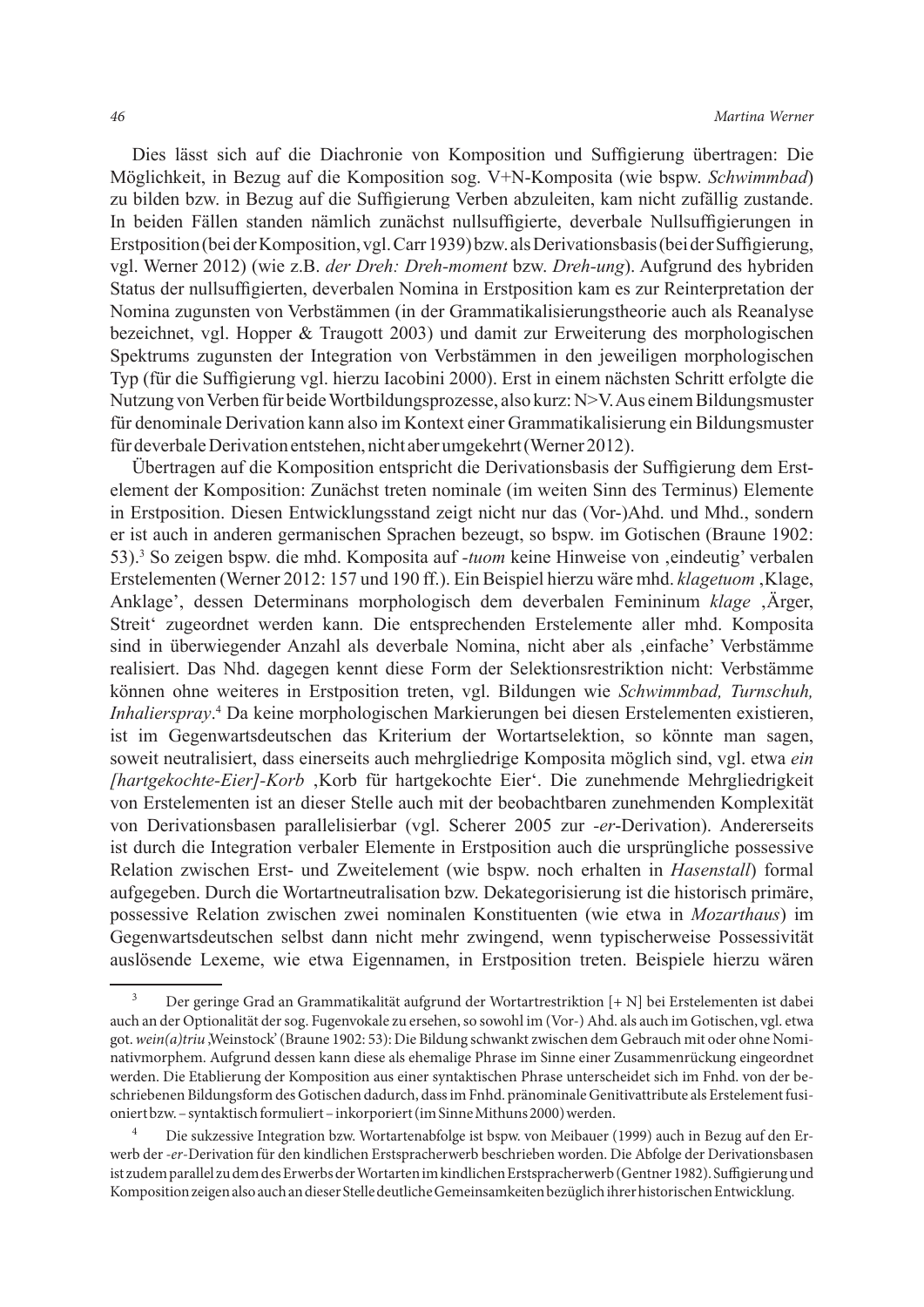Dies lässt sich auf die Diachronie von Komposition und Suffigierung übertragen: Die Möglichkeit, in Bezug auf die Komposition sog. V+N-Komposita (wie bspw. *Schwimmbad*) zu bilden bzw. in Bezug auf die Suffigierung Verben abzuleiten, kam nicht zufällig zustande. In beiden Fällen standen nämlich zunächst nullsuffigierte, deverbale Nullsuffigierungen in Erstposition (bei der Komposition, vgl. Carr 1939) bzw. als Derivationsbasis (bei der Suffigierung, vgl. Werner 2012) (wie z.B. *der Dreh: Dreh-moment* bzw. *Dreh-ung*). Aufgrund des hybriden Status der nullsuffigierten, deverbalen Nomina in Erstposition kam es zur Reinterpretation der Nomina zugunsten von Verbstämmen (in der Grammatikalisierungstheorie auch als Reanalyse bezeichnet, vgl. Hopper & Traugott 2003) und damit zur Erweiterung des morphologischen Spektrums zugunsten der Integration von Verbstämmen in den jeweiligen morphologischen Typ (für die Suffigierung vgl. hierzu Iacobini 2000). Erst in einem nächsten Schritt erfolgte die Nutzung von Verben für beide Wortbildungsprozesse, also kurz: N>V. Aus einem Bildungsmuster für denominale Derivation kann also im Kontext einer Grammatikalisierung ein Bildungsmuster für deverbale Derivation entstehen, nicht aber umgekehrt (Werner 2012).

Übertragen auf die Komposition entspricht die Derivationsbasis der Suffigierung dem Erstelement der Komposition: Zunächst treten nominale (im weiten Sinn des Terminus) Elemente in Erstposition. Diesen Entwicklungsstand zeigt nicht nur das (Vor-)Ahd. und Mhd., sondern er ist auch in anderen germanischen Sprachen bezeugt, so bspw. im Gotischen (Braune 1902: 53).[3] So zeigen bspw. die mhd. Komposita auf *-tuom* keine Hinweise von ‚eindeutig' verbalen Erstelementen (Werner 2012: 157 und 190 ff.). Ein Beispiel hierzu wäre mhd. *klagetuom* ‚Klage, Anklage', dessen Determinans morphologisch dem deverbalen Femininum *klage* ‚Ärger, Streit' zugeordnet werden kann. Die entsprechenden Erstelemente aller mhd. Komposita sind in überwiegender Anzahl als deverbale Nomina, nicht aber als ‚einfache' Verbstämme realisiert. Das Nhd. dagegen kennt diese Form der Selektionsrestriktion nicht: Verbstämme können ohne weiteres in Erstposition treten, vgl. Bildungen wie *Schwimmbad, Turnschuh, Inhalierspray*.[4] Da keine morphologischen Markierungen bei diesen Erstelementen existieren, ist im Gegenwartsdeutschen das Kriterium der Wortartselektion, so könnte man sagen, soweit neutralisiert, dass einerseits auch mehrgliedrige Komposita möglich sind, vgl. etwa *ein [hartgekochte-Eier]-Korb* ‚Korb für hartgekochte Eier'. Die zunehmende Mehrgliedrigkeit von Erstelementen ist an dieser Stelle auch mit der beobachtbaren zunehmenden Komplexität von Derivationsbasen parallelisierbar (vgl. Scherer 2005 zur *-er*-Derivation). Andererseits ist durch die Integration verbaler Elemente in Erstposition auch die ursprüngliche possessive Relation zwischen Erst- und Zweitelement (wie bspw. noch erhalten in *Hasenstall*) formal aufgegeben. Durch die Wortartneutralisation bzw. Dekategorisierung ist die historisch primäre, possessive Relation zwischen zwei nominalen Konstituenten (wie etwa in *Mozarthaus*) im Gegenwartsdeutschen selbst dann nicht mehr zwingend, wenn typischerweise Possessivität auslösende Lexeme, wie etwa Eigennamen, in Erstposition treten. Beispiele hierzu wären

---

[3] Der geringe Grad an Grammatikalität aufgrund der Wortartrestriktion [+ N] bei Erstelementen ist dabei auch an der Optionalität der sog. Fugenvokale zu ersehen, so sowohl im (Vor-) Ahd. als auch im Gotischen, vgl. etwa got. *wein(a)triu* ‚Weinstock' (Braune 1902: 53): Die Bildung schwankt zwischen dem Gebrauch mit oder ohne Nominativmorphem. Aufgrund dessen kann diese als ehemalige Phrase im Sinne einer Zusammenrückung eingeordnet werden. Die Etablierung der Komposition aus einer syntaktischen Phrase unterscheidet sich im Fnhd. von der beschriebenen Bildungsform des Gotischen dadurch, dass im Fnhd. pränominale Genitivattribute als Erstelement fusioniert bzw. – syntaktisch formuliert – inkorporiert (im Sinne Mithuns 2000) werden.

[4] Die sukzessive Integration bzw. Wortartenabfolge ist bspw. von Meibauer (1999) auch in Bezug auf den Erwerb der *-er*-Derivation für den kindlichen Erstspracherwerb beschrieben worden. Die Abfolge der Derivationsbasen ist zudem parallel zu dem des Erwerbs der Wortarten im kindlichen Erstspracherwerb (Gentner 1982). Suffigierung und Komposition zeigen also auch an dieser Stelle deutliche Gemeinsamkeiten bezüglich ihrer historischen Entwicklung.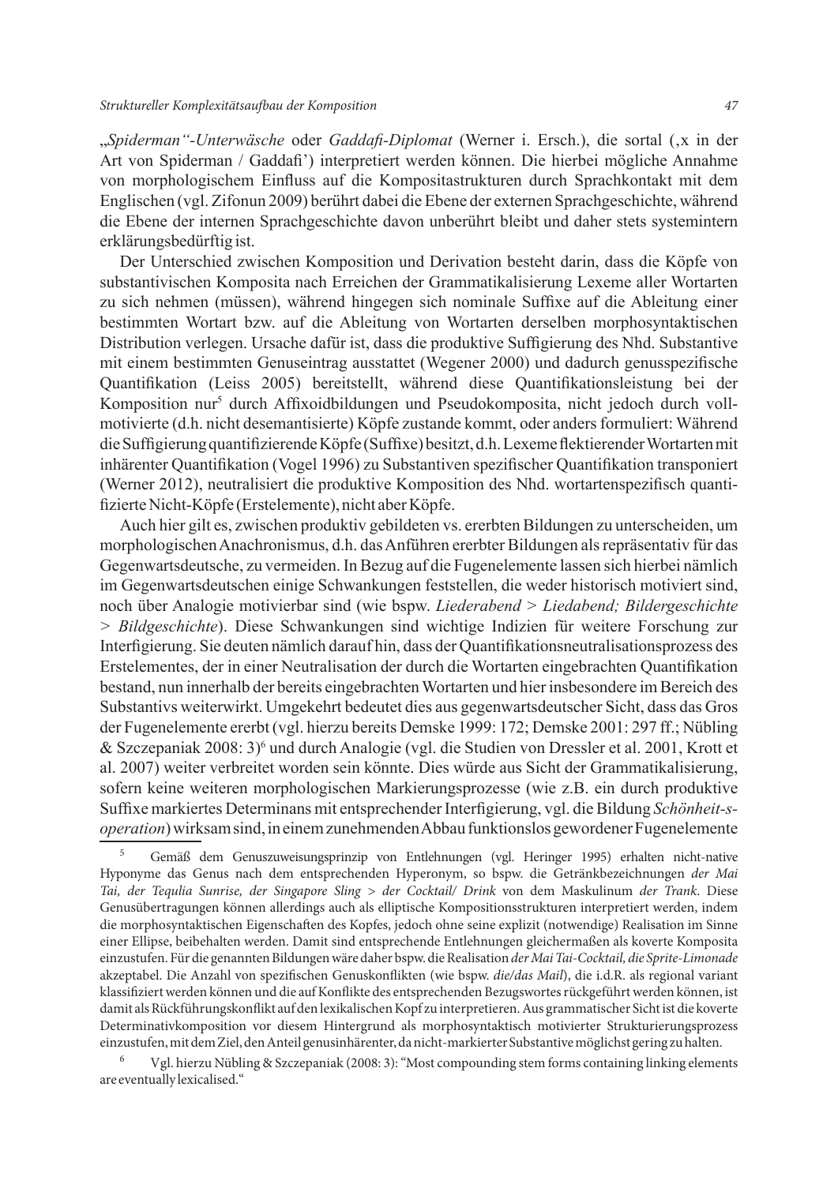„*Spiderman"-Unterwäsche* oder *Gaddafi-Diplomat* (Werner i. Ersch.), die sortal (‚x in der Art von Spiderman / Gaddafi') interpretiert werden können. Die hierbei mögliche Annahme von morphologischem Einfluss auf die Kompositastrukturen durch Sprachkontakt mit dem Englischen (vgl. Zifonun 2009) berührt dabei die Ebene der externen Sprachgeschichte, während die Ebene der internen Sprachgeschichte davon unberührt bleibt und daher stets systemintern erklärungsbedürftig ist.

Der Unterschied zwischen Komposition und Derivation besteht darin, dass die Köpfe von substantivischen Komposita nach Erreichen der Grammatikalisierung Lexeme aller Wortarten zu sich nehmen (müssen), während hingegen sich nominale Suffixe auf die Ableitung einer bestimmten Wortart bzw. auf die Ableitung von Wortarten derselben morphosyntaktischen Distribution verlegen. Ursache dafür ist, dass die produktive Suffigierung des Nhd. Substantive mit einem bestimmten Genuseintrag ausstattet (Wegener 2000) und dadurch genusspezifische Quantifikation (Leiss 2005) bereitstellt, während diese Quantifikationsleistung bei der Komposition nur[5] durch Affixoidbildungen und Pseudokomposita, nicht jedoch durch vollmotivierte (d.h. nicht desemantisierte) Köpfe zustande kommt, oder anders formuliert: Während die Suffigierung quantifizierende Köpfe (Suffixe) besitzt, d.h. Lexeme flektierender Wortarten mit inhärenter Quantifikation (Vogel 1996) zu Substantiven spezifischer Quantifikation transponiert (Werner 2012), neutralisiert die produktive Komposition des Nhd. wortartenspezifisch quantifizierte Nicht-Köpfe (Erstelemente), nicht aber Köpfe.

Auch hier gilt es, zwischen produktiv gebildeten vs. ererbten Bildungen zu unterscheiden, um morphologischen Anachronismus, d.h. das Anführen ererbter Bildungen als repräsentativ für das Gegenwartsdeutsche, zu vermeiden. In Bezug auf die Fugenelemente lassen sich hierbei nämlich im Gegenwartsdeutschen einige Schwankungen feststellen, die weder historisch motiviert sind, noch über Analogie motivierbar sind (wie bspw. *Liederabend > Liedabend; Bildergeschichte > Bildgeschichte*). Diese Schwankungen sind wichtige Indizien für weitere Forschung zur Interfigierung. Sie deuten nämlich darauf hin, dass der Quantifikationsneutralisationsprozess des Erstelementes, der in einer Neutralisation der durch die Wortarten eingebrachten Quantifikation bestand, nun innerhalb der bereits eingebrachten Wortarten und hier insbesondere im Bereich des Substantivs weiterwirkt. Umgekehrt bedeutet dies aus gegenwartsdeutscher Sicht, dass das Gros der Fugenelemente ererbt (vgl. hierzu bereits Demske 1999: 172; Demske 2001: 297 ff.; Nübling & Szczepaniak 2008: 3)[6] und durch Analogie (vgl. die Studien von Dressler et al. 2001, Krott et al. 2007) weiter verbreitet worden sein könnte. Dies würde aus Sicht der Grammatikalisierung, sofern keine weiteren morphologischen Markierungsprozesse (wie z.B. ein durch produktive Suffixe markiertes Determinans mit entsprechender Interfigierung, vgl. die Bildung *Schönheit-s-operation*) wirksam sind, in einem zunehmenden Abbau funktionslos gewordener Fugenelemente

---

[5] Gemäß dem Genuszuweisungsprinzip von Entlehnungen (vgl. Heringer 1995) erhalten nicht-native Hyponyme das Genus nach dem entsprechenden Hyperonym, so bspw. die Getränkbezeichnungen *der Mai Tai, der Tequlia Sunrise, der Singapore Sling > der Cocktail/ Drink* von dem Maskulinum *der Trank*. Diese Genusübertragungen können allerdings auch als elliptische Kompositionsstrukturen interpretiert werden, indem die morphosyntaktischen Eigenschaften des Kopfes, jedoch ohne seine explizit (notwendige) Realisation im Sinne einer Ellipse, beibehalten werden. Damit sind entsprechende Entlehnungen gleichermaßen als koverte Komposita einzustufen. Für die genannten Bildungen wäre daher bspw. die Realisation *der Mai Tai-Cocktail, die Sprite-Limonade* akzeptabel. Die Anzahl von spezifischen Genuskonflikten (wie bspw. *die/das Mail*), die i.d.R. als regional variant klassifiziert werden können und die auf Konflikte des entsprechenden Bezugswortes rückgeführt werden können, ist damit als Rückführungskonflikt auf den lexikalischen Kopf zu interpretieren. Aus grammatischer Sicht ist die koverte Determinativkomposition vor diesem Hintergrund als morphosyntaktisch motivierter Strukturierungsprozess einzustufen, mit dem Ziel, den Anteil genusinhärenter, da nicht-markierter Substantive möglichst gering zu halten.

[6] Vgl. hierzu Nübling & Szczepaniak (2008: 3): "Most compounding stem forms containing linking elements are eventually lexicalised."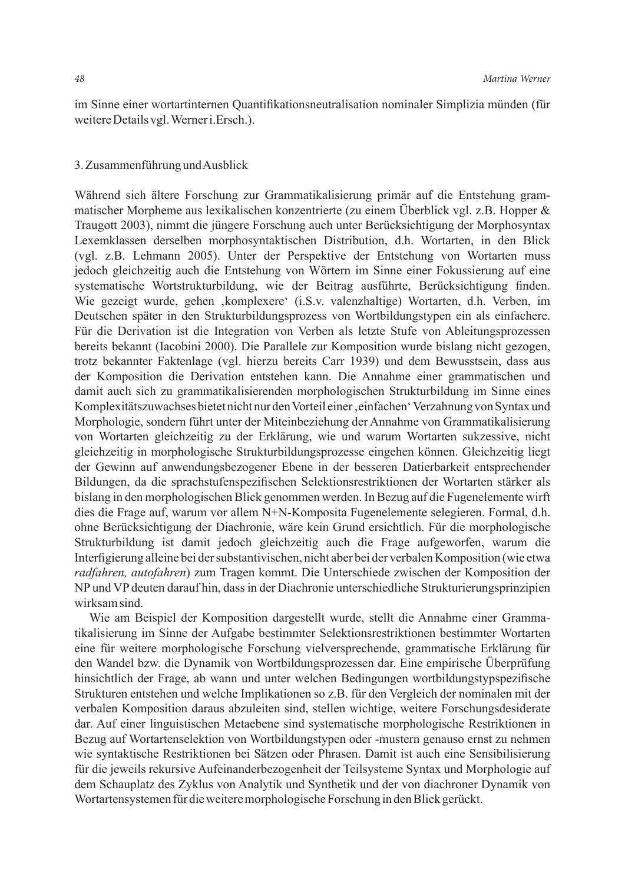im Sinne einer wortartinternen Quantifikationsneutralisation nominaler Simplizia münden (für weitere Details vgl. Werner i.Ersch.).

## 3. Zusammenführung und Ausblick

Während sich ältere Forschung zur Grammatikalisierung primär auf die Entstehung grammatischer Morpheme aus lexikalischen konzentrierte (zu einem Überblick vgl. z.B. Hopper & Traugott 2003), nimmt die jüngere Forschung auch unter Berücksichtigung der Morphosyntax Lexemklassen derselben morphosyntaktischen Distribution, d.h. Wortarten, in den Blick (vgl. z.B. Lehmann 2005). Unter der Perspektive der Entstehung von Wortarten muss jedoch gleichzeitig auch die Entstehung von Wörtern im Sinne einer Fokussierung auf eine systematische Wortstrukturbildung, wie der Beitrag ausführte, Berücksichtigung finden. Wie gezeigt wurde, gehen ‚komplexere' (i.S.v. valenzhaltige) Wortarten, d.h. Verben, im Deutschen später in den Strukturbildungsprozess von Wortbildungstypen ein als einfachere. Für die Derivation ist die Integration von Verben als letzte Stufe von Ableitungsprozessen bereits bekannt (Iacobini 2000). Die Parallele zur Komposition wurde bislang nicht gezogen, trotz bekannter Faktenlage (vgl. hierzu bereits Carr 1939) und dem Bewusstsein, dass aus der Komposition die Derivation entstehen kann. Die Annahme einer grammatischen und damit auch sich zu grammatikalisierenden morphologischen Strukturbildung im Sinne eines Komplexitätszuwachses bietet nicht nur den Vorteil einer ‚einfachen' Verzahnung von Syntax und Morphologie, sondern führt unter der Miteinbeziehung der Annahme von Grammatikalisierung von Wortarten gleichzeitig zu der Erklärung, wie und warum Wortarten sukzessive, nicht gleichzeitig in morphologische Strukturbildungsprozesse eingehen können. Gleichzeitig liegt der Gewinn auf anwendungsbezogener Ebene in der besseren Datierbarkeit entsprechender Bildungen, da die sprachstufenspezifischen Selektionsrestriktionen der Wortarten stärker als bislang in den morphologischen Blick genommen werden. In Bezug auf die Fugenelemente wirft dies die Frage auf, warum vor allem N+N-Komposita Fugenelemente selegieren. Formal, d.h. ohne Berücksichtigung der Diachronie, wäre kein Grund ersichtlich. Für die morphologische Strukturbildung ist damit jedoch gleichzeitig auch die Frage aufgeworfen, warum die Interfigierung alleine bei der substantivischen, nicht aber bei der verbalen Komposition (wie etwa *radfahren, autofahren*) zum Tragen kommt. Die Unterschiede zwischen der Komposition der NP und VP deuten darauf hin, dass in der Diachronie unterschiedliche Strukturierungsprinzipien wirksam sind.

Wie am Beispiel der Komposition dargestellt wurde, stellt die Annahme einer Grammatikalisierung im Sinne der Aufgabe bestimmter Selektionsrestriktionen bestimmter Wortarten eine für weitere morphologische Forschung vielversprechende, grammatische Erklärung für den Wandel bzw. die Dynamik von Wortbildungsprozessen dar. Eine empirische Überprüfung hinsichtlich der Frage, ab wann und unter welchen Bedingungen wortbildungstypspezifische Strukturen entstehen und welche Implikationen so z.B. für den Vergleich der nominalen mit der verbalen Komposition daraus abzuleiten sind, stellen wichtige, weitere Forschungsdesiderate dar. Auf einer linguistischen Metaebene sind systematische morphologische Restriktionen in Bezug auf Wortartenselektion von Wortbildungstypen oder -mustern genauso ernst zu nehmen wie syntaktische Restriktionen bei Sätzen oder Phrasen. Damit ist auch eine Sensibilisierung für die jeweils rekursive Aufeinanderbezogenheit der Teilsysteme Syntax und Morphologie auf dem Schauplatz des Zyklus von Analytik und Synthetik und der von diachroner Dynamik von Wortartensystemen für die weitere morphologische Forschung in den Blick gerückt.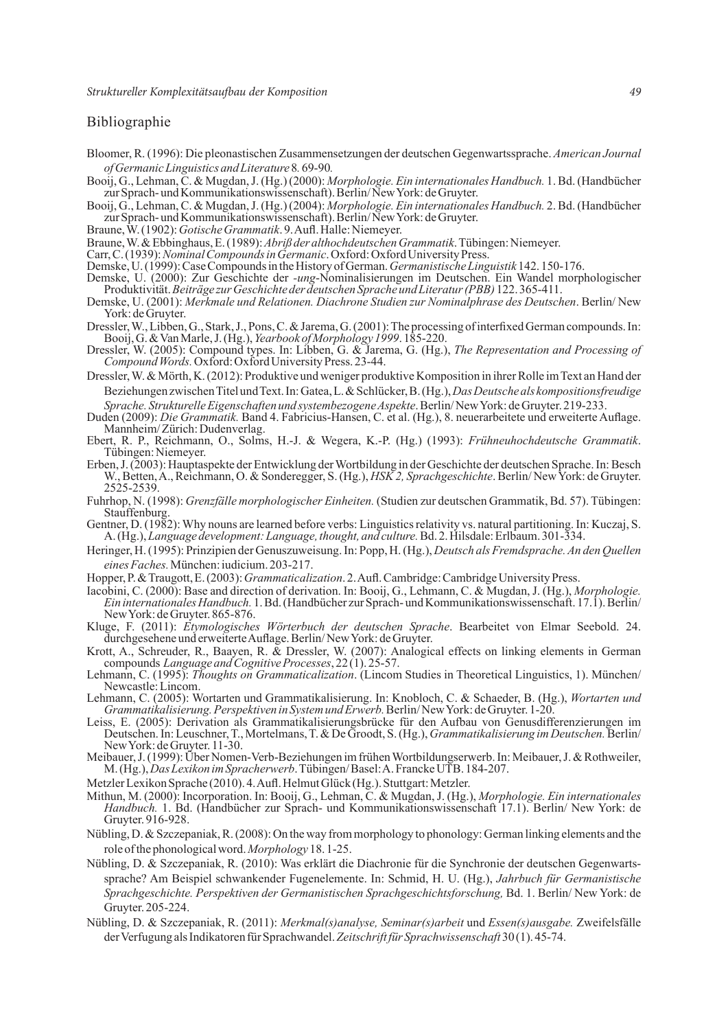## Bibliographie

Bloomer, R. (1996): Die pleonastischen Zusammensetzungen der deutschen Gegenwartssprache. *American Journal of Germanic Linguistics and Literature* 8. 69-90.

Booij, G., Lehman, C. & Mugdan, J. (Hg.) (2000): *Morphologie. Ein internationales Handbuch.* 1. Bd. (Handbücher zur Sprach- und Kommunikationswissenschaft). Berlin/ New York: de Gruyter.

Booij, G., Lehman, C. & Mugdan, J. (Hg.) (2004): *Morphologie. Ein internationales Handbuch.* 2. Bd. (Handbücher zur Sprach- und Kommunikationswissenschaft). Berlin/ New York: de Gruyter.

Braune, W. (1902): *Gotische Grammatik*. 9. Aufl. Halle: Niemeyer.

Braune, W. & Ebbinghaus, E. (1989): *Abriß der althochdeutschen Grammatik*. Tübingen: Niemeyer.

Carr, C. (1939): *Nominal Compounds in Germanic*. Oxford: Oxford University Press.

Demske, U. (1999): Case Compounds in the History of German. *Germanistische Linguistik* 142. 150-176.

Demske, U. (2000): Zur Geschichte der *-ung*-Nominalisierungen im Deutschen. Ein Wandel morphologischer Produktivität. *Beiträge zur Geschichte der deutschen Sprache und Literatur (PBB)* 122. 365-411.

Demske, U. (2001): *Merkmale und Relationen. Diachrone Studien zur Nominalphrase des Deutschen*. Berlin/ New York: de Gruyter.

Dressler, W., Libben, G., Stark, J., Pons, C. & Jarema, G. (2001): The processing of interfixed German compounds. In: Booij, G. & Van Marle, J. (Hg.), *Yearbook of Morphology 1999*. 185-220.

Dressler, W. (2005): Compound types. In: Libben, G. & Jarema, G. (Hg.), *The Representation and Processing of Compound Words.* Oxford: Oxford University Press. 23-44.

Dressler, W. & Mörth, K. (2012): Produktive und weniger produktive Komposition in ihrer Rolle im Text an Hand der Beziehungen zwischen Titel und Text. In: Gatea, L. & Schlücker, B. (Hg.), *Das Deutsche als kompositionsfreudige Sprache. Strukturelle Eigenschaften und systembezogene Aspekte*. Berlin/ New York: de Gruyter. 219-233.

Duden (2009): *Die Grammatik.* Band 4. Fabricius-Hansen, C. et al. (Hg.), 8. neuerarbeitete und erweiterte Auflage. Mannheim/ Zürich: Dudenverlag.

Ebert, R. P., Reichmann, O., Solms, H.-J. & Wegera, K.-P. (Hg.) (1993): *Frühneuhochdeutsche Grammatik*. Tübingen: Niemeyer.

Erben, J. (2003): Hauptaspekte der Entwicklung der Wortbildung in der Geschichte der deutschen Sprache. In: Besch W., Betten, A., Reichmann, O. & Sonderegger, S. (Hg.), *HSK 2, Sprachgeschichte*. Berlin/ New York: de Gruyter. 2525-2539.

Fuhrhop, N. (1998): *Grenzfälle morphologischer Einheiten.* (Studien zur deutschen Grammatik, Bd. 57). Tübingen: Stauffenburg.

Gentner, D. (1982): Why nouns are learned before verbs: Linguistics relativity vs. natural partitioning. In: Kuczaj, S. A. (Hg.), *Language development: Language, thought, and culture.* Bd. 2. Hilsdale: Erlbaum. 301-334.

Heringer, H. (1995): Prinzipien der Genuszuweisung. In: Popp, H. (Hg.), *Deutsch als Fremdsprache. An den Quellen eines Faches.* München: iudicium. 203-217.

Hopper, P. & Traugott, E. (2003): *Grammaticalization*. 2. Aufl. Cambridge: Cambridge University Press.

Iacobini, C. (2000): Base and direction of derivation. In: Booij, G., Lehmann, C. & Mugdan, J. (Hg.), *Morphologie. Ein internationales Handbuch.* 1. Bd. (Handbücher zur Sprach- und Kommunikationswissenschaft. 17.1). Berlin/ New York: de Gruyter. 865-876.

Kluge, F. (2011): *Etymologisches Wörterbuch der deutschen Sprache*. Bearbeitet von Elmar Seebold. 24. durchgesehene und erweiterte Auflage. Berlin/ New York: de Gruyter.

Krott, A., Schreuder, R., Baayen, R. & Dressler, W. (2007): Analogical effects on linking elements in German compounds *Language and Cognitive Processes*, 22 (1). 25-57.

Lehmann, C. (1995): *Thoughts on Grammaticalization*. (Lincom Studies in Theoretical Linguistics, 1). München/ Newcastle: Lincom.

Lehmann, C. (2005): Wortarten und Grammatikalisierung. In: Knobloch, C. & Schaeder, B. (Hg.), *Wortarten und Grammatikalisierung. Perspektiven in System und Erwerb.* Berlin/ New York: de Gruyter. 1-20.

Leiss, E. (2005): Derivation als Grammatikalisierungsbrücke für den Aufbau von Genusdifferenzierungen im Deutschen. In: Leuschner, T., Mortelmans, T. & De Groodt, S. (Hg.), *Grammatikalisierung im Deutschen.* Berlin/ New York: de Gruyter. 11-30.

Meibauer, J. (1999): Über Nomen-Verb-Beziehungen im frühen Wortbildungserwerb. In: Meibauer, J. & Rothweiler, M. (Hg.), *Das Lexikon im Spracherwerb*. Tübingen/ Basel: A. Francke UTB. 184-207.

Metzler Lexikon Sprache (2010). 4. Aufl. Helmut Glück (Hg.). Stuttgart: Metzler.

Mithun, M. (2000): Incorporation. In: Booij, G., Lehman, C. & Mugdan, J. (Hg.), *Morphologie. Ein internationales Handbuch.* 1. Bd. (Handbücher zur Sprach- und Kommunikationswissenschaft 17.1). Berlin/ New York: de Gruyter. 916-928.

Nübling, D. & Szczepaniak, R. (2008): On the way from morphology to phonology: German linking elements and the role of the phonological word. *Morphology* 18. 1-25.

Nübling, D. & Szczepaniak, R. (2010): Was erklärt die Diachronie für die Synchronie der deutschen Gegenwartssprache? Am Beispiel schwankender Fugenelemente. In: Schmid, H. U. (Hg.), *Jahrbuch für Germanistische Sprachgeschichte. Perspektiven der Germanistischen Sprachgeschichtsforschung,* Bd. 1. Berlin/ New York: de Gruyter. 205-224.

Nübling, D. & Szczepaniak, R. (2011): *Merkmal(s)analyse, Seminar(s)arbeit* und *Essen(s)ausgabe.* Zweifelsfälle der Verfugung als Indikatoren für Sprachwandel. *Zeitschrift für Sprachwissenschaft* 30 (1). 45-74.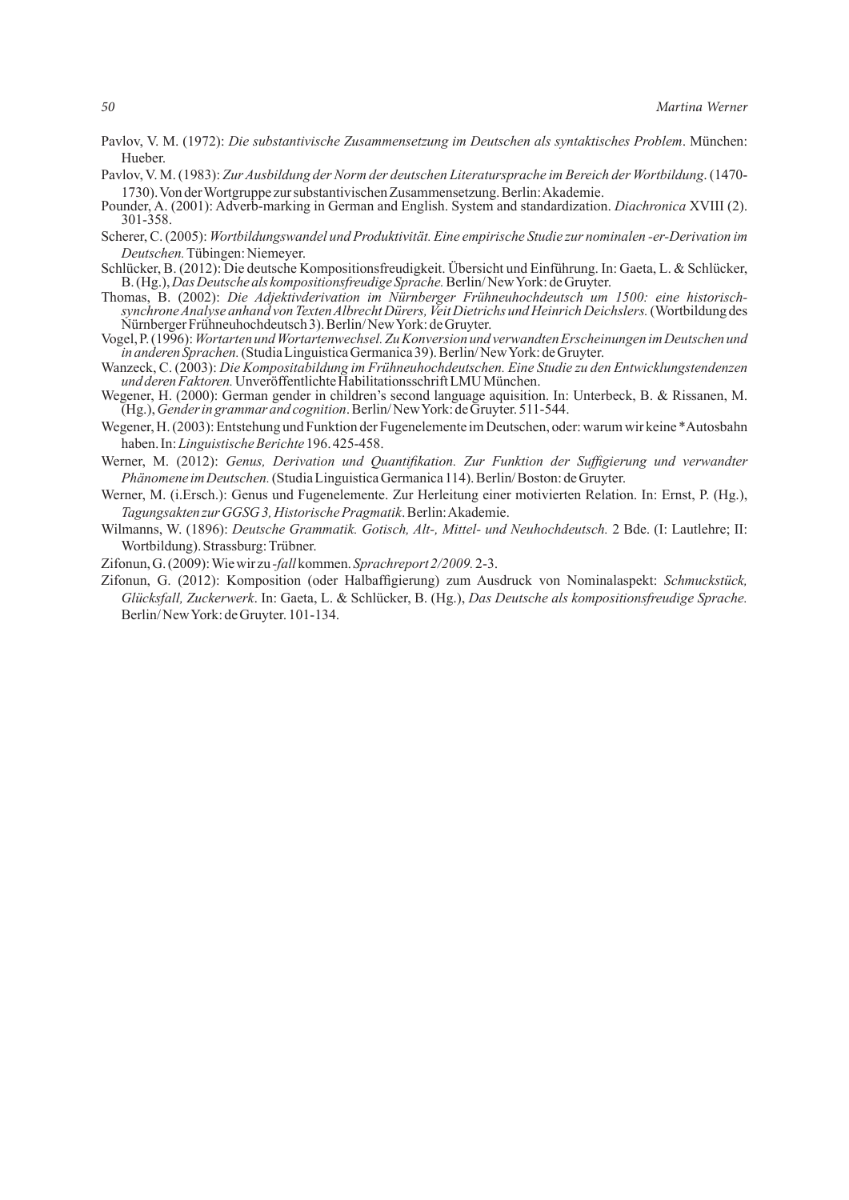Pavlov, V. M. (1972): *Die substantivische Zusammensetzung im Deutschen als syntaktisches Problem*. München: Hueber.

Pavlov, V. M. (1983): *Zur Ausbildung der Norm der deutschen Literatursprache im Bereich der Wortbildung*. (1470-1730). Von der Wortgruppe zur substantivischen Zusammensetzung. Berlin: Akademie.

Pounder, A. (2001): Adverb-marking in German and English. System and standardization. *Diachronica* XVIII (2). 301-358.

Scherer, C. (2005): *Wortbildungswandel und Produktivität. Eine empirische Studie zur nominalen -er-Derivation im Deutschen.* Tübingen: Niemeyer.

Schlücker, B. (2012): Die deutsche Kompositionsfreudigkeit. Übersicht und Einführung. In: Gaeta, L. & Schlücker, B. (Hg.), *Das Deutsche als kompositionsfreudige Sprache.* Berlin/ New York: de Gruyter.

Thomas, B. (2002): *Die Adjektivderivation im Nürnberger Frühneuhochdeutsch um 1500: eine historisch-synchrone Analyse anhand von Texten Albrecht Dürers, Veit Dietrichs und Heinrich Deichslers.* (Wortbildung des Nürnberger Frühneuhochdeutsch 3). Berlin/ New York: de Gruyter.

Vogel, P. (1996): *Wortarten und Wortartenwechsel. Zu Konversion und verwandten Erscheinungen im Deutschen und in anderen Sprachen.* (Studia Linguistica Germanica 39). Berlin/ New York: de Gruyter.

Wanzeck, C. (2003): *Die Kompositabildung im Frühneuhochdeutschen. Eine Studie zu den Entwicklungstendenzen und deren Faktoren.* Unveröffentlichte Habilitationsschrift LMU München.

Wegener, H. (2000): German gender in children's second language aquisition. In: Unterbeck, B. & Rissanen, M. (Hg.), *Gender in grammar and cognition*. Berlin/ New York: de Gruyter. 511-544.

Wegener, H. (2003): Entstehung und Funktion der Fugenelemente im Deutschen, oder: warum wir keine *Autosbahn haben. In: *Linguistische Berichte* 196. 425-458.

Werner, M. (2012): *Genus, Derivation und Quantifikation. Zur Funktion der Suffigierung und verwandter Phänomene im Deutschen.* (Studia Linguistica Germanica 114). Berlin/ Boston: de Gruyter.

Werner, M. (i.Ersch.): Genus und Fugenelemente. Zur Herleitung einer motivierten Relation. In: Ernst, P. (Hg.), *Tagungsakten zur GGSG 3, Historische Pragmatik*. Berlin: Akademie.

Wilmanns, W. (1896): *Deutsche Grammatik. Gotisch, Alt-, Mittel- und Neuhochdeutsch.* 2 Bde. (I: Lautlehre; II: Wortbildung). Strassburg: Trübner.

Zifonun, G. (2009): Wie wir zu *-fall* kommen. *Sprachreport 2/2009.* 2-3.

Zifonun, G. (2012): Komposition (oder Halbaffigierung) zum Ausdruck von Nominalaspekt: *Schmuckstück, Glücksfall, Zuckerwerk*. In: Gaeta, L. & Schlücker, B. (Hg.), *Das Deutsche als kompositionsfreudige Sprache.* Berlin/ New York: de Gruyter. 101-134.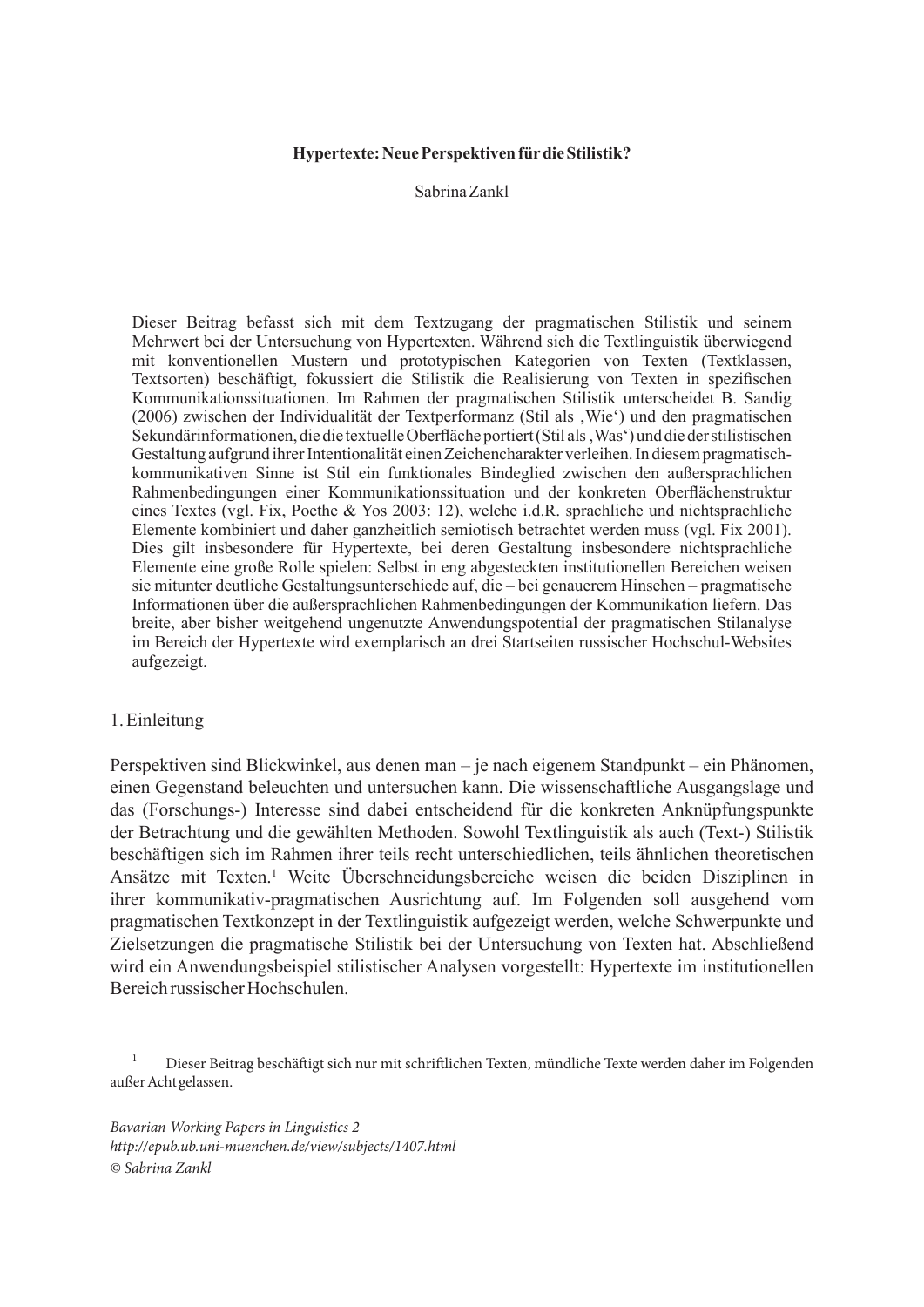**Hypertexte: Neue Perspektiven für die Stilistik?**

Sabrina Zankl

Dieser Beitrag befasst sich mit dem Textzugang der pragmatischen Stilistik und seinem Mehrwert bei der Untersuchung von Hypertexten. Während sich die Textlinguistik überwiegend mit konventionellen Mustern und prototypischen Kategorien von Texten (Textklassen, Textsorten) beschäftigt, fokussiert die Stilistik die Realisierung von Texten in spezifischen Kommunikationssituationen. Im Rahmen der pragmatischen Stilistik unterscheidet B. Sandig (2006) zwischen der Individualität der Textperformanz (Stil als ‚Wie') und den pragmatischen Sekundärinformationen, die die textuelle Oberfläche portiert (Stil als ‚Was') und die der stilistischen Gestaltung aufgrund ihrer Intentionalität einen Zeichencharakter verleihen. In diesem pragmatisch-kommunikativen Sinne ist Stil ein funktionales Bindeglied zwischen den außersprachlichen Rahmenbedingungen einer Kommunikationssituation und der konkreten Oberflächenstruktur eines Textes (vgl. Fix, Poethe & Yos 2003: 12), welche i.d.R. sprachliche und nichtsprachliche Elemente kombiniert und daher ganzheitlich semiotisch betrachtet werden muss (vgl. Fix 2001). Dies gilt insbesondere für Hypertexte, bei deren Gestaltung insbesondere nichtsprachliche Elemente eine große Rolle spielen: Selbst in eng abgesteckten institutionellen Bereichen weisen sie mitunter deutliche Gestaltungsunterschiede auf, die – bei genauerem Hinsehen – pragmatische Informationen über die außersprachlichen Rahmenbedingungen der Kommunikation liefern. Das breite, aber bisher weitgehend ungenutzte Anwendungspotential der pragmatischen Stilanalyse im Bereich der Hypertexte wird exemplarisch an drei Startseiten russischer Hochschul-Websites aufgezeigt.

## 1. Einleitung

Perspektiven sind Blickwinkel, aus denen man – je nach eigenem Standpunkt – ein Phänomen, einen Gegenstand beleuchten und untersuchen kann. Die wissenschaftliche Ausgangslage und das (Forschungs-) Interesse sind dabei entscheidend für die konkreten Anknüpfungspunkte der Betrachtung und die gewählten Methoden. Sowohl Textlinguistik als auch (Text-) Stilistik beschäftigen sich im Rahmen ihrer teils recht unterschiedlichen, teils ähnlichen theoretischen Ansätze mit Texten.[1] Weite Überschneidungsbereiche weisen die beiden Disziplinen in ihrer kommunikativ-pragmatischen Ausrichtung auf. Im Folgenden soll ausgehend vom pragmatischen Textkonzept in der Textlinguistik aufgezeigt werden, welche Schwerpunkte und Zielsetzungen die pragmatische Stilistik bei der Untersuchung von Texten hat. Abschließend wird ein Anwendungsbeispiel stilistischer Analysen vorgestellt: Hypertexte im institutionellen Bereich russischer Hochschulen.

[1] Dieser Beitrag beschäftigt sich nur mit schriftlichen Texten, mündliche Texte werden daher im Folgenden außer Acht gelassen.

*Bavarian Working Papers in Linguistics 2*
*http://epub.ub.uni-muenchen.de/view/subjects/1407.html*
*© Sabrina Zankl*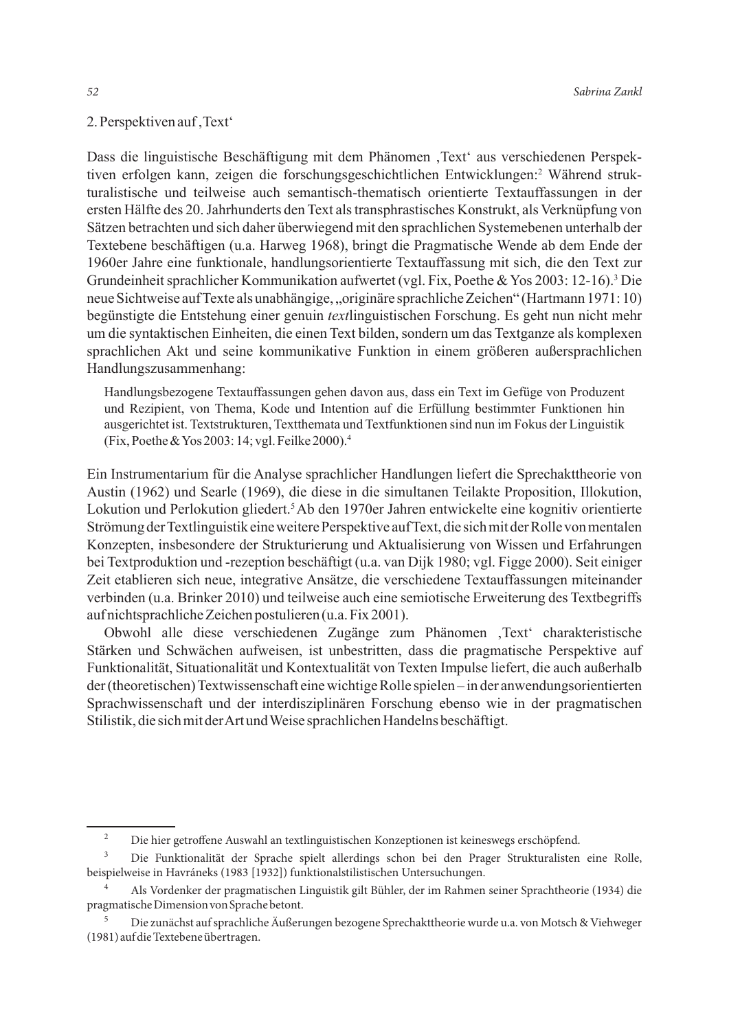## 2. Perspektiven auf ‚Text'

Dass die linguistische Beschäftigung mit dem Phänomen ‚Text' aus verschiedenen Perspektiven erfolgen kann, zeigen die forschungsgeschichtlichen Entwicklungen:[2] Während strukturalistische und teilweise auch semantisch-thematisch orientierte Textauffassungen in der ersten Hälfte des 20. Jahrhunderts den Text als transphrastisches Konstrukt, als Verknüpfung von Sätzen betrachten und sich daher überwiegend mit den sprachlichen Systemebenen unterhalb der Textebene beschäftigen (u.a. Harweg 1968), bringt die Pragmatische Wende ab dem Ende der 1960er Jahre eine funktionale, handlungsorientierte Textauffassung mit sich, die den Text zur Grundeinheit sprachlicher Kommunikation aufwertet (vgl. Fix, Poethe & Yos 2003: 12-16).[3] Die neue Sichtweise auf Texte als unabhängige, „originäre sprachliche Zeichen" (Hartmann 1971: 10) begünstigte die Entstehung einer genuin *text*linguistischen Forschung. Es geht nun nicht mehr um die syntaktischen Einheiten, die einen Text bilden, sondern um das Textganze als komplexen sprachlichen Akt und seine kommunikative Funktion in einem größeren außersprachlichen Handlungszusammenhang:

> Handlungsbezogene Textauffassungen gehen davon aus, dass ein Text im Gefüge von Produzent und Rezipient, von Thema, Kode und Intention auf die Erfüllung bestimmter Funktionen hin ausgerichtet ist. Textstrukturen, Textthemata und Textfunktionen sind nun im Fokus der Linguistik (Fix, Poethe & Yos 2003: 14; vgl. Feilke 2000).[4]

Ein Instrumentarium für die Analyse sprachlicher Handlungen liefert die Sprechakttheorie von Austin (1962) und Searle (1969), die diese in die simultanen Teilakte Proposition, Illokution, Lokution und Perlokution gliedert.[5] Ab den 1970er Jahren entwickelte eine kognitiv orientierte Strömung der Textlinguistik eine weitere Perspektive auf Text, die sich mit der Rolle von mentalen Konzepten, insbesondere der Strukturierung und Aktualisierung von Wissen und Erfahrungen bei Textproduktion und -rezeption beschäftigt (u.a. van Dijk 1980; vgl. Figge 2000). Seit einiger Zeit etablieren sich neue, integrative Ansätze, die verschiedene Textauffassungen miteinander verbinden (u.a. Brinker 2010) und teilweise auch eine semiotische Erweiterung des Textbegriffs auf nichtsprachliche Zeichen postulieren (u.a. Fix 2001).

Obwohl alle diese verschiedenen Zugänge zum Phänomen ‚Text' charakteristische Stärken und Schwächen aufweisen, ist unbestritten, dass die pragmatische Perspektive auf Funktionalität, Situationalität und Kontextualität von Texten Impulse liefert, die auch außerhalb der (theoretischen) Textwissenschaft eine wichtige Rolle spielen – in der anwendungsorientierten Sprachwissenschaft und der interdisziplinären Forschung ebenso wie in der pragmatischen Stilistik, die sich mit der Art und Weise sprachlichen Handelns beschäftigt.

---

[2] Die hier getroffene Auswahl an textlinguistischen Konzeptionen ist keineswegs erschöpfend.

[3] Die Funktionalität der Sprache spielt allerdings schon bei den Prager Strukturalisten eine Rolle, beispielweise in Havráneks (1983 [1932]) funktionalstilistischen Untersuchungen.

[4] Als Vordenker der pragmatischen Linguistik gilt Bühler, der im Rahmen seiner Sprachtheorie (1934) die pragmatische Dimension von Sprache betont.

[5] Die zunächst auf sprachliche Äußerungen bezogene Sprechakttheorie wurde u.a. von Motsch & Viehweger (1981) auf die Textebene übertragen.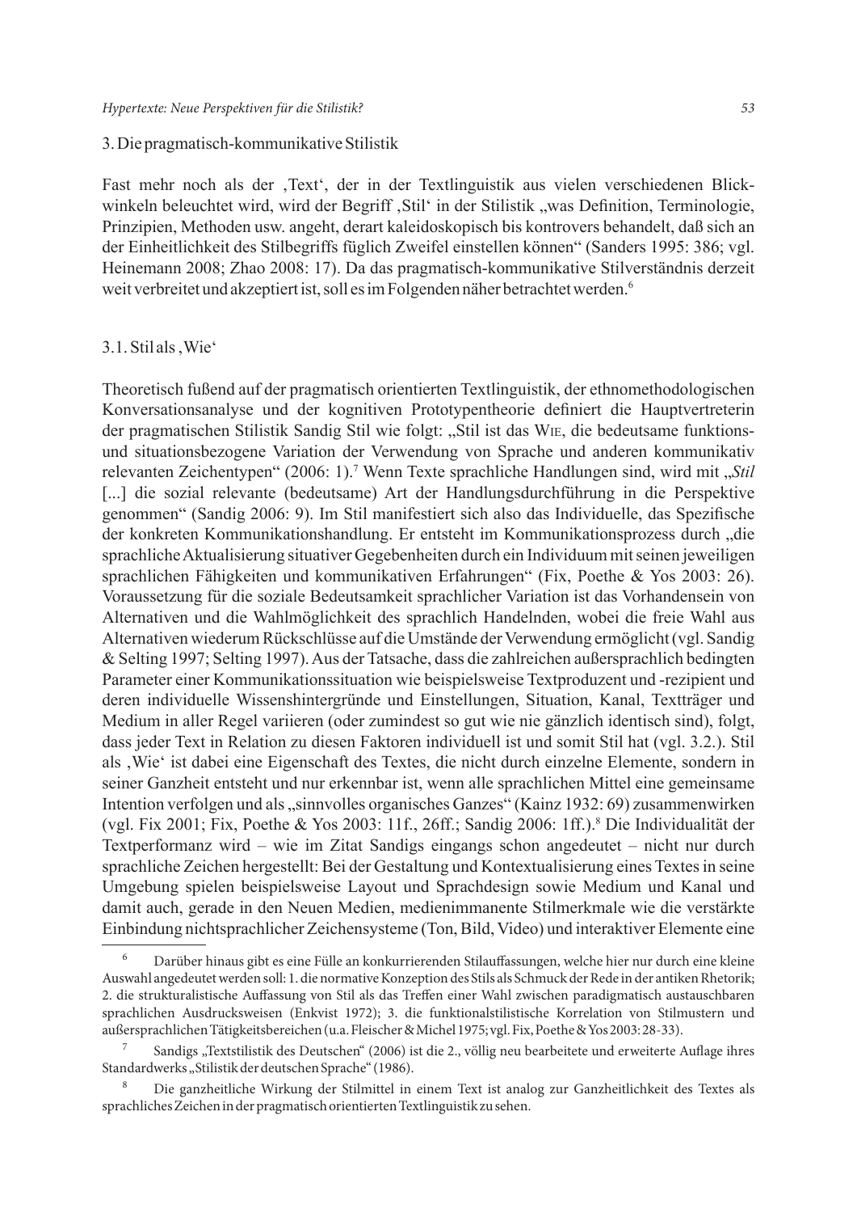## 3. Die pragmatisch-kommunikative Stilistik

Fast mehr noch als der ‚Text', der in der Textlinguistik aus vielen verschiedenen Blickwinkeln beleuchtet wird, wird der Begriff ‚Stil' in der Stilistik „was Definition, Terminologie, Prinzipien, Methoden usw. angeht, derart kaleidoskopisch bis kontrovers behandelt, daß sich an der Einheitlichkeit des Stilbegriffs füglich Zweifel einstellen können" (Sanders 1995: 386; vgl. Heinemann 2008; Zhao 2008: 17). Da das pragmatisch-kommunikative Stilverständnis derzeit weit verbreitet und akzeptiert ist, soll es im Folgenden näher betrachtet werden.[6]

### 3.1. Stil als ‚Wie'

Theoretisch fußend auf der pragmatisch orientierten Textlinguistik, der ethnomethodologischen Konversationsanalyse und der kognitiven Prototypentheorie definiert die Hauptvertreterin der pragmatischen Stilistik Sandig Stil wie folgt: „Stil ist das Wie, die bedeutsame funktions- und situationsbezogene Variation der Verwendung von Sprache und anderen kommunikativ relevanten Zeichentypen" (2006: 1).[7] Wenn Texte sprachliche Handlungen sind, wird mit „*Stil* [...] die sozial relevante (bedeutsame) Art der Handlungsdurchführung in die Perspektive genommen" (Sandig 2006: 9). Im Stil manifestiert sich also das Individuelle, das Spezifische der konkreten Kommunikationshandlung. Er entsteht im Kommunikationsprozess durch „die sprachliche Aktualisierung situativer Gegebenheiten durch ein Individuum mit seinen jeweiligen sprachlichen Fähigkeiten und kommunikativen Erfahrungen" (Fix, Poethe & Yos 2003: 26). Voraussetzung für die soziale Bedeutsamkeit sprachlicher Variation ist das Vorhandensein von Alternativen und die Wahlmöglichkeit des sprachlich Handelnden, wobei die freie Wahl aus Alternativen wiederum Rückschlüsse auf die Umstände der Verwendung ermöglicht (vgl. Sandig & Selting 1997; Selting 1997). Aus der Tatsache, dass die zahlreichen außersprachlich bedingten Parameter einer Kommunikationssituation wie beispielsweise Textproduzent und -rezipient und deren individuelle Wissenshintergründe und Einstellungen, Situation, Kanal, Textträger und Medium in aller Regel variieren (oder zumindest so gut wie nie gänzlich identisch sind), folgt, dass jeder Text in Relation zu diesen Faktoren individuell ist und somit Stil hat (vgl. 3.2.). Stil als ‚Wie' ist dabei eine Eigenschaft des Textes, die nicht durch einzelne Elemente, sondern in seiner Ganzheit entsteht und nur erkennbar ist, wenn alle sprachlichen Mittel eine gemeinsame Intention verfolgen und als „sinnvolles organisches Ganzes" (Kainz 1932: 69) zusammenwirken (vgl. Fix 2001; Fix, Poethe & Yos 2003: 11f., 26ff.; Sandig 2006: 1ff.).[8] Die Individualität der Textperformanz wird – wie im Zitat Sandigs eingangs schon angedeutet – nicht nur durch sprachliche Zeichen hergestellt: Bei der Gestaltung und Kontextualisierung eines Textes in seine Umgebung spielen beispielsweise Layout und Sprachdesign sowie Medium und Kanal und damit auch, gerade in den Neuen Medien, medienimmanente Stilmerkmale wie die verstärkte Einbindung nichtsprachlicher Zeichensysteme (Ton, Bild, Video) und interaktiver Elemente eine

---

[6] Darüber hinaus gibt es eine Fülle an konkurrierenden Stilauffassungen, welche hier nur durch eine kleine Auswahl angedeutet werden soll: 1. die normative Konzeption des Stils als Schmuck der Rede in der antiken Rhetorik; 2. die strukturalistische Auffassung von Stil als das Treffen einer Wahl zwischen paradigmatisch austauschbaren sprachlichen Ausdrucksweisen (Enkvist 1972); 3. die funktionalstilistische Korrelation von Stilmustern und außersprachlichen Tätigkeitsbereichen (u.a. Fleischer & Michel 1975; vgl. Fix, Poethe & Yos 2003: 28-33).

[7] Sandigs „Textstilistik des Deutschen" (2006) ist die 2., völlig neu bearbeitete und erweiterte Auflage ihres Standardwerks „Stilistik der deutschen Sprache" (1986).

[8] Die ganzheitliche Wirkung der Stilmittel in einem Text ist analog zur Ganzheitlichkeit des Textes als sprachliches Zeichen in der pragmatisch orientierten Textlinguistik zu sehen.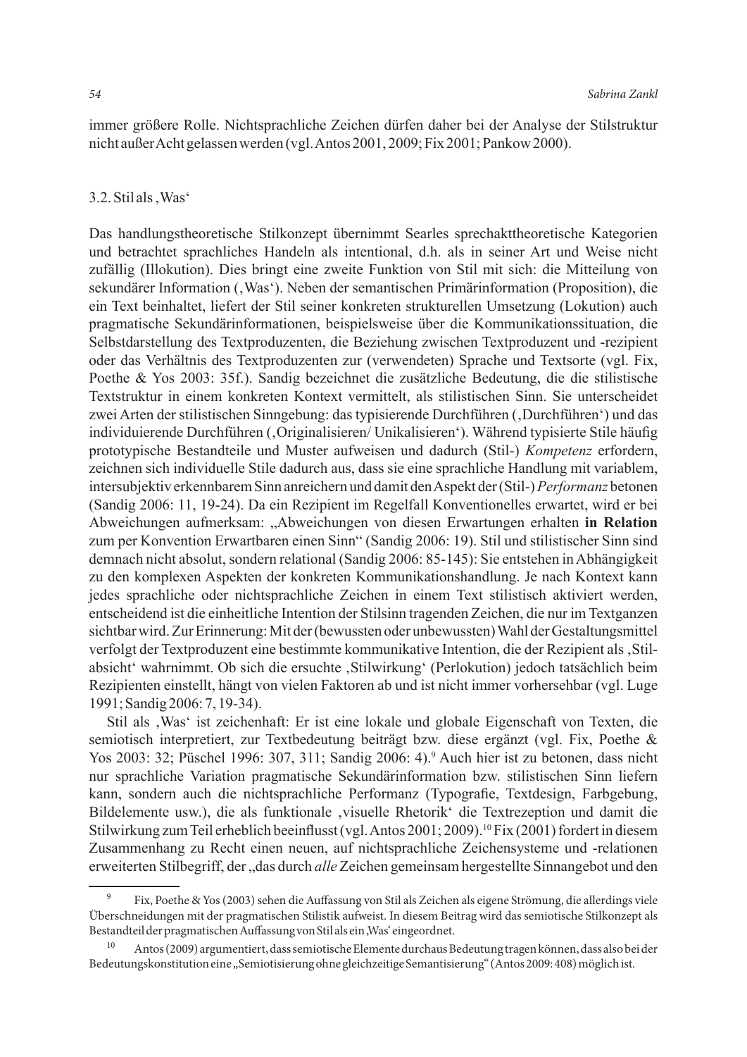immer größere Rolle. Nichtsprachliche Zeichen dürfen daher bei der Analyse der Stilstruktur nicht außer Acht gelassen werden (vgl. Antos 2001, 2009; Fix 2001; Pankow 2000).

### 3.2. Stil als ‚Was'

Das handlungstheoretische Stilkonzept übernimmt Searles sprechakttheoretische Kategorien und betrachtet sprachliches Handeln als intentional, d.h. als in seiner Art und Weise nicht zufällig (Illokution). Dies bringt eine zweite Funktion von Stil mit sich: die Mitteilung von sekundärer Information (‚Was'). Neben der semantischen Primärinformation (Proposition), die ein Text beinhaltet, liefert der Stil seiner konkreten strukturellen Umsetzung (Lokution) auch pragmatische Sekundärinformationen, beispielsweise über die Kommunikationssituation, die Selbstdarstellung des Textproduzenten, die Beziehung zwischen Textproduzent und -rezipient oder das Verhältnis des Textproduzenten zur (verwendeten) Sprache und Textsorte (vgl. Fix, Poethe & Yos 2003: 35f.). Sandig bezeichnet die zusätzliche Bedeutung, die die stilistische Textstruktur in einem konkreten Kontext vermittelt, als stilistischen Sinn. Sie unterscheidet zwei Arten der stilistischen Sinngebung: das typisierende Durchführen (‚Durchführen') und das individuierende Durchführen (‚Originalisieren/ Unikalisieren'). Während typisierte Stile häufig prototypische Bestandteile und Muster aufweisen und dadurch (Stil-) *Kompetenz* erfordern, zeichnen sich individuelle Stile dadurch aus, dass sie eine sprachliche Handlung mit variablem, intersubjektiv erkennbarem Sinn anreichern und damit den Aspekt der (Stil-) *Performanz* betonen (Sandig 2006: 11, 19-24). Da ein Rezipient im Regelfall Konventionelles erwartet, wird er bei Abweichungen aufmerksam: „Abweichungen von diesen Erwartungen erhalten **in Relation** zum per Konvention Erwartbaren einen Sinn" (Sandig 2006: 19). Stil und stilistischer Sinn sind demnach nicht absolut, sondern relational (Sandig 2006: 85-145): Sie entstehen in Abhängigkeit zu den komplexen Aspekten der konkreten Kommunikationshandlung. Je nach Kontext kann jedes sprachliche oder nichtsprachliche Zeichen in einem Text stilistisch aktiviert werden, entscheidend ist die einheitliche Intention der Stilsinn tragenden Zeichen, die nur im Textganzen sichtbar wird. Zur Erinnerung: Mit der (bewussten oder unbewussten) Wahl der Gestaltungsmittel verfolgt der Textproduzent eine bestimmte kommunikative Intention, die der Rezipient als ‚Stilabsicht' wahrnimmt. Ob sich die ersuchte ‚Stilwirkung' (Perlokution) jedoch tatsächlich beim Rezipienten einstellt, hängt von vielen Faktoren ab und ist nicht immer vorhersehbar (vgl. Luge 1991; Sandig 2006: 7, 19-34).

Stil als ‚Was' ist zeichenhaft: Er ist eine lokale und globale Eigenschaft von Texten, die semiotisch interpretiert, zur Textbedeutung beiträgt bzw. diese ergänzt (vgl. Fix, Poethe & Yos 2003: 32; Püschel 1996: 307, 311; Sandig 2006: 4).[9] Auch hier ist zu betonen, dass nicht nur sprachliche Variation pragmatische Sekundärinformation bzw. stilistischen Sinn liefern kann, sondern auch die nichtsprachliche Performanz (Typografie, Textdesign, Farbgebung, Bildelemente usw.), die als funktionale ‚visuelle Rhetorik' die Textrezeption und damit die Stilwirkung zum Teil erheblich beeinflusst (vgl. Antos 2001; 2009).[10] Fix (2001) fordert in diesem Zusammenhang zu Recht einen neuen, auf nichtsprachliche Zeichensysteme und -relationen erweiterten Stilbegriff, der „das durch *alle* Zeichen gemeinsam hergestellte Sinnangebot und den

---

[9] Fix, Poethe & Yos (2003) sehen die Auffassung von Stil als Zeichen als eigene Strömung, die allerdings viele Überschneidungen mit der pragmatischen Stilistik aufweist. In diesem Beitrag wird das semiotische Stilkonzept als Bestandteil der pragmatischen Auffassung von Stil als ein ‚Was' eingeordnet.

[10] Antos (2009) argumentiert, dass semiotische Elemente durchaus Bedeutung tragen können, dass also bei der Bedeutungskonstitution eine „Semiotisierung ohne gleichzeitige Semantisierung" (Antos 2009: 408) möglich ist.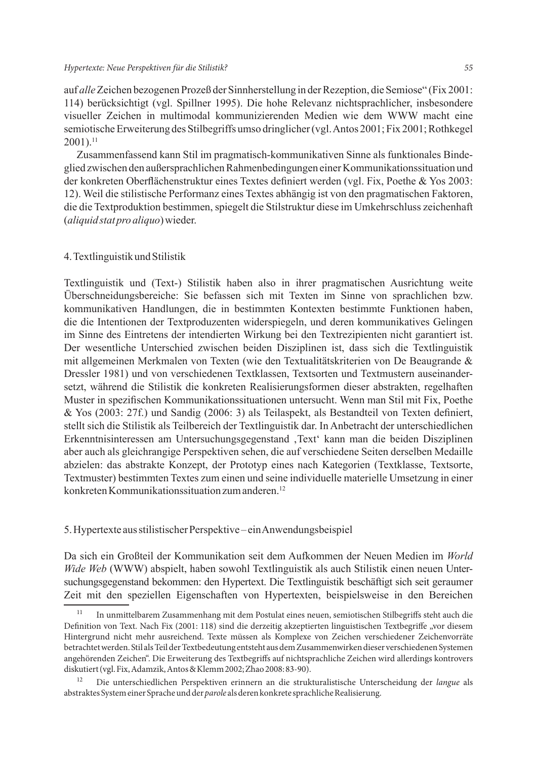auf *alle* Zeichen bezogenen Prozeß der Sinnherstellung in der Rezeption, die Semiose" (Fix 2001: 114) berücksichtigt (vgl. Spillner 1995). Die hohe Relevanz nichtsprachlicher, insbesondere visueller Zeichen in multimodal kommunizierenden Medien wie dem WWW macht eine semiotische Erweiterung des Stilbegriffs umso dringlicher (vgl. Antos 2001; Fix 2001; Rothkegel 2001).[11]

Zusammenfassend kann Stil im pragmatisch-kommunikativen Sinne als funktionales Bindeglied zwischen den außersprachlichen Rahmenbedingungen einer Kommunikationssituation und der konkreten Oberflächenstruktur eines Textes definiert werden (vgl. Fix, Poethe & Yos 2003: 12). Weil die stilistische Performanz eines Textes abhängig ist von den pragmatischen Faktoren, die die Textproduktion bestimmen, spiegelt die Stilstruktur diese im Umkehrschluss zeichenhaft (*aliquid stat pro aliquo*) wieder.

## 4. Textlinguistik und Stilistik

Textlinguistik und (Text-) Stilistik haben also in ihrer pragmatischen Ausrichtung weite Überschneidungsbereiche: Sie befassen sich mit Texten im Sinne von sprachlichen bzw. kommunikativen Handlungen, die in bestimmten Kontexten bestimmte Funktionen haben, die die Intentionen der Textproduzenten widerspiegeln, und deren kommunikatives Gelingen im Sinne des Eintretens der intendierten Wirkung bei den Textrezipienten nicht garantiert ist. Der wesentliche Unterschied zwischen beiden Disziplinen ist, dass sich die Textlinguistik mit allgemeinen Merkmalen von Texten (wie den Textualitätskriterien von De Beaugrande & Dressler 1981) und von verschiedenen Textklassen, Textsorten und Textmustern auseinandersetzt, während die Stilistik die konkreten Realisierungsformen dieser abstrakten, regelhaften Muster in spezifischen Kommunikationssituationen untersucht. Wenn man Stil mit Fix, Poethe & Yos (2003: 27f.) und Sandig (2006: 3) als Teilaspekt, als Bestandteil von Texten definiert, stellt sich die Stilistik als Teilbereich der Textlinguistik dar. In Anbetracht der unterschiedlichen Erkenntnisinteressen am Untersuchungsgegenstand ‚Text' kann man die beiden Disziplinen aber auch als gleichrangige Perspektiven sehen, die auf verschiedene Seiten derselben Medaille abzielen: das abstrakte Konzept, der Prototyp eines nach Kategorien (Textklasse, Textsorte, Textmuster) bestimmten Textes zum einen und seine individuelle materielle Umsetzung in einer konkreten Kommunikationssituation zum anderen.[12]

## 5. Hypertexte aus stilistischer Perspektive – ein Anwendungsbeispiel

Da sich ein Großteil der Kommunikation seit dem Aufkommen der Neuen Medien im *World Wide Web* (WWW) abspielt, haben sowohl Textlinguistik als auch Stilistik einen neuen Untersuchungsgegenstand bekommen: den Hypertext. Die Textlinguistik beschäftigt sich seit geraumer Zeit mit den speziellen Eigenschaften von Hypertexten, beispielsweise in den Bereichen

---

[11] In unmittelbarem Zusammenhang mit dem Postulat eines neuen, semiotischen Stilbegriffs steht auch die Definition von Text. Nach Fix (2001: 118) sind die derzeitig akzeptierten linguistischen Textbegriffe „vor diesem Hintergrund nicht mehr ausreichend. Texte müssen als Komplexe von Zeichen verschiedener Zeichenvorräte betrachtet werden. Stil als Teil der Textbedeutung entsteht aus dem Zusammenwirken dieser verschiedenen Systemen angehörenden Zeichen". Die Erweiterung des Textbegriffs auf nichtsprachliche Zeichen wird allerdings kontrovers diskutiert (vgl. Fix, Adamzik, Antos & Klemm 2002; Zhao 2008: 83-90).

[12] Die unterschiedlichen Perspektiven erinnern an die strukturalistische Unterscheidung der *langue* als abstraktes System einer Sprache und der *parole* als deren konkrete sprachliche Realisierung.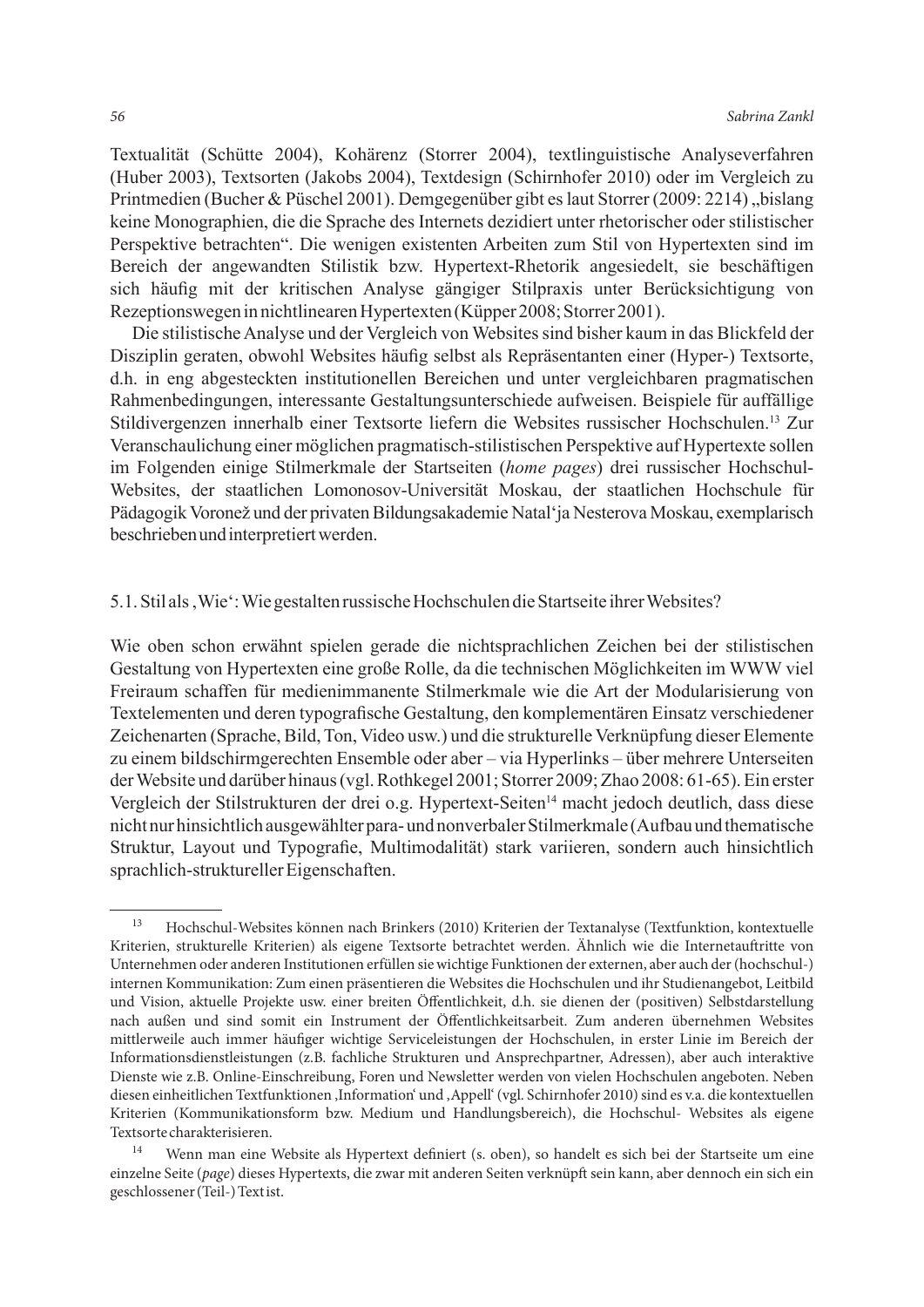Textualität (Schütte 2004), Kohärenz (Storrer 2004), textlinguistische Analyseverfahren (Huber 2003), Textsorten (Jakobs 2004), Textdesign (Schirnhofer 2010) oder im Vergleich zu Printmedien (Bucher & Püschel 2001). Demgegenüber gibt es laut Storrer (2009: 2214) „bislang keine Monographien, die die Sprache des Internets dezidiert unter rhetorischer oder stilistischer Perspektive betrachten". Die wenigen existenten Arbeiten zum Stil von Hypertexten sind im Bereich der angewandten Stilistik bzw. Hypertext-Rhetorik angesiedelt, sie beschäftigen sich häufig mit der kritischen Analyse gängiger Stilpraxis unter Berücksichtigung von Rezeptionswegen in nichtlinearen Hypertexten (Küpper 2008; Storrer 2001).

Die stilistische Analyse und der Vergleich von Websites sind bisher kaum in das Blickfeld der Disziplin geraten, obwohl Websites häufig selbst als Repräsentanten einer (Hyper-) Textsorte, d.h. in eng abgesteckten institutionellen Bereichen und unter vergleichbaren pragmatischen Rahmenbedingungen, interessante Gestaltungsunterschiede aufweisen. Beispiele für auffällige Stildivergenzen innerhalb einer Textsorte liefern die Websites russischer Hochschulen.[13] Zur Veranschaulichung einer möglichen pragmatisch-stilistischen Perspektive auf Hypertexte sollen im Folgenden einige Stilmerkmale der Startseiten (*home pages*) drei russischer Hochschul-Websites, der staatlichen Lomonosov-Universität Moskau, der staatlichen Hochschule für Pädagogik Voronež und der privaten Bildungsakademie Natal'ja Nesterova Moskau, exemplarisch beschrieben und interpretiert werden.

## 5.1. Stil als ‚Wie': Wie gestalten russische Hochschulen die Startseite ihrer Websites?

Wie oben schon erwähnt spielen gerade die nichtsprachlichen Zeichen bei der stilistischen Gestaltung von Hypertexten eine große Rolle, da die technischen Möglichkeiten im WWW viel Freiraum schaffen für medienimmanente Stilmerkmale wie die Art der Modularisierung von Textelementen und deren typografische Gestaltung, den komplementären Einsatz verschiedener Zeichenarten (Sprache, Bild, Ton, Video usw.) und die strukturelle Verknüpfung dieser Elemente zu einem bildschirmgerechten Ensemble oder aber – via Hyperlinks – über mehrere Unterseiten der Website und darüber hinaus (vgl. Rothkegel 2001; Storrer 2009; Zhao 2008: 61-65). Ein erster Vergleich der Stilstrukturen der drei o.g. Hypertext-Seiten[14] macht jedoch deutlich, dass diese nicht nur hinsichtlich ausgewählter para- und nonverbaler Stilmerkmale (Aufbau und thematische Struktur, Layout und Typografie, Multimodalität) stark variieren, sondern auch hinsichtlich sprachlich-struktureller Eigenschaften.

---

[13] Hochschul-Websites können nach Brinkers (2010) Kriterien der Textanalyse (Textfunktion, kontextuelle Kriterien, strukturelle Kriterien) als eigene Textsorte betrachtet werden. Ähnlich wie die Internetauftritte von Unternehmen oder anderen Institutionen erfüllen sie wichtige Funktionen der externen, aber auch der (hochschul-) internen Kommunikation: Zum einen präsentieren die Websites die Hochschulen und ihr Studienangebot, Leitbild und Vision, aktuelle Projekte usw. einer breiten Öffentlichkeit, d.h. sie dienen der (positiven) Selbstdarstellung nach außen und sind somit ein Instrument der Öffentlichkeitsarbeit. Zum anderen übernehmen Websites mittlerweile auch immer häufiger wichtige Serviceleistungen der Hochschulen, in erster Linie im Bereich der Informationsdienstleistungen (z.B. fachliche Strukturen und Ansprechpartner, Adressen), aber auch interaktive Dienste wie z.B. Online-Einschreibung, Foren und Newsletter werden von vielen Hochschulen angeboten. Neben diesen einheitlichen Textfunktionen ‚Information' und ‚Appell' (vgl. Schirnhofer 2010) sind es v.a. die kontextuellen Kriterien (Kommunikationsform bzw. Medium und Handlungsbereich), die Hochschul- Websites als eigene Textsorte charakterisieren.

[14] Wenn man eine Website als Hypertext definiert (s. oben), so handelt es sich bei der Startseite um eine einzelne Seite (*page*) dieses Hypertexts, die zwar mit anderen Seiten verknüpft sein kann, aber dennoch ein sich ein geschlossener (Teil-) Text ist.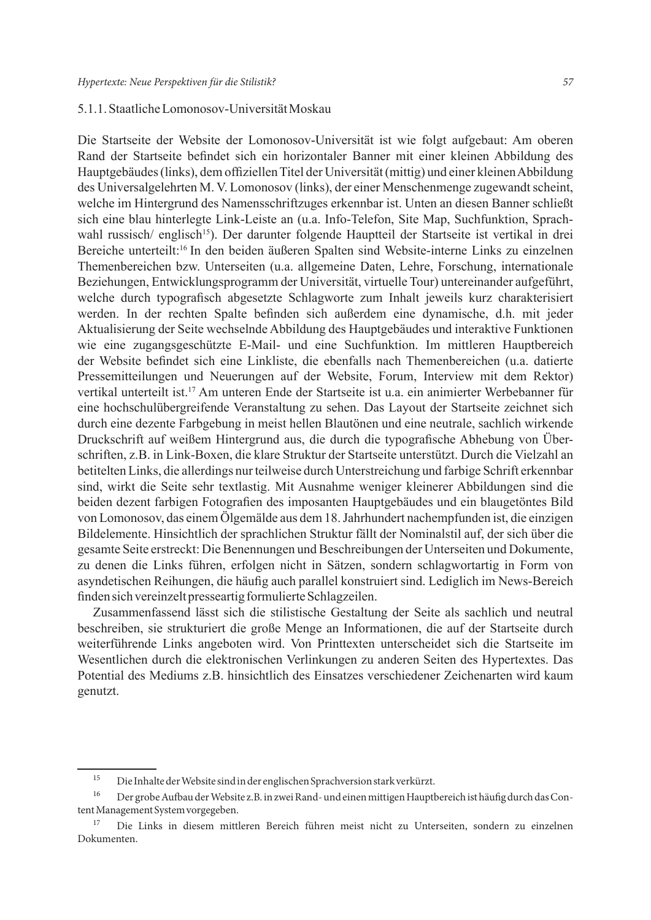### 5.1.1. Staatliche Lomonosov-Universität Moskau

Die Startseite der Website der Lomonosov-Universität ist wie folgt aufgebaut: Am oberen Rand der Startseite befindet sich ein horizontaler Banner mit einer kleinen Abbildung des Hauptgebäudes (links), dem offiziellen Titel der Universität (mittig) und einer kleinen Abbildung des Universalgelehrten M. V. Lomonosov (links), der einer Menschenmenge zugewandt scheint, welche im Hintergrund des Namensschriftzuges erkennbar ist. Unten an diesen Banner schließt sich eine blau hinterlegte Link-Leiste an (u.a. Info-Telefon, Site Map, Suchfunktion, Sprachwahl russisch/ englisch[15]). Der darunter folgende Hauptteil der Startseite ist vertikal in drei Bereiche unterteilt:[16] In den beiden äußeren Spalten sind Website-interne Links zu einzelnen Themenbereichen bzw. Unterseiten (u.a. allgemeine Daten, Lehre, Forschung, internationale Beziehungen, Entwicklungsprogramm der Universität, virtuelle Tour) untereinander aufgeführt, welche durch typografisch abgesetzte Schlagworte zum Inhalt jeweils kurz charakterisiert werden. In der rechten Spalte befinden sich außerdem eine dynamische, d.h. mit jeder Aktualisierung der Seite wechselnde Abbildung des Hauptgebäudes und interaktive Funktionen wie eine zugangsgeschützte E-Mail- und eine Suchfunktion. Im mittleren Hauptbereich der Website befindet sich eine Linkliste, die ebenfalls nach Themenbereichen (u.a. datierte Pressemitteilungen und Neuerungen auf der Website, Forum, Interview mit dem Rektor) vertikal unterteilt ist.[17] Am unteren Ende der Startseite ist u.a. ein animierter Werbebanner für eine hochschulübergreifende Veranstaltung zu sehen. Das Layout der Startseite zeichnet sich durch eine dezente Farbgebung in meist hellen Blautönen und eine neutrale, sachlich wirkende Druckschrift auf weißem Hintergrund aus, die durch die typografische Abhebung von Überschriften, z.B. in Link-Boxen, die klare Struktur der Startseite unterstützt. Durch die Vielzahl an betitelten Links, die allerdings nur teilweise durch Unterstreichung und farbige Schrift erkennbar sind, wirkt die Seite sehr textlastig. Mit Ausnahme weniger kleinerer Abbildungen sind die beiden dezent farbigen Fotografien des imposanten Hauptgebäudes und ein blaugetöntes Bild von Lomonosov, das einem Ölgemälde aus dem 18. Jahrhundert nachempfunden ist, die einzigen Bildelemente. Hinsichtlich der sprachlichen Struktur fällt der Nominalstil auf, der sich über die gesamte Seite erstreckt: Die Benennungen und Beschreibungen der Unterseiten und Dokumente, zu denen die Links führen, erfolgen nicht in Sätzen, sondern schlagwortartig in Form von asyndetischen Reihungen, die häufig auch parallel konstruiert sind. Lediglich im News-Bereich finden sich vereinzelt presseartig formulierte Schlagzeilen.

Zusammenfassend lässt sich die stilistische Gestaltung der Seite als sachlich und neutral beschreiben, sie strukturiert die große Menge an Informationen, die auf der Startseite durch weiterführende Links angeboten wird. Von Printtexten unterscheidet sich die Startseite im Wesentlichen durch die elektronischen Verlinkungen zu anderen Seiten des Hypertextes. Das Potential des Mediums z.B. hinsichtlich des Einsatzes verschiedener Zeichenarten wird kaum genutzt.

---

[15] Die Inhalte der Website sind in der englischen Sprachversion stark verkürzt.

[16] Der grobe Aufbau der Website z.B. in zwei Rand- und einen mittigen Hauptbereich ist häufig durch das Content Management System vorgegeben.

[17] Die Links in diesem mittleren Bereich führen meist nicht zu Unterseiten, sondern zu einzelnen Dokumenten.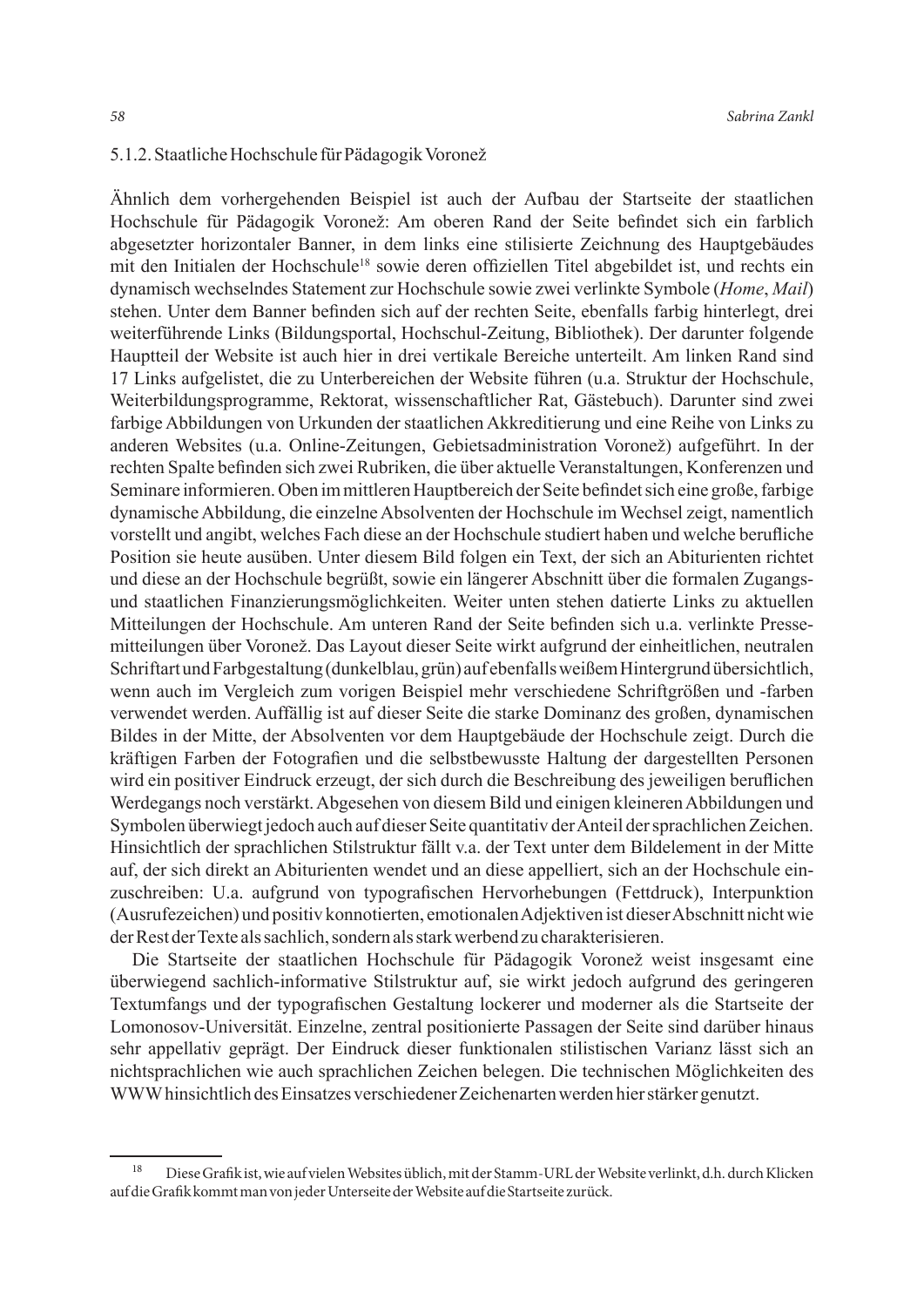### 5.1.2. Staatliche Hochschule für Pädagogik Voronež

Ähnlich dem vorhergehenden Beispiel ist auch der Aufbau der Startseite der staatlichen Hochschule für Pädagogik Voronež: Am oberen Rand der Seite befindet sich ein farblich abgesetzter horizontaler Banner, in dem links eine stilisierte Zeichnung des Hauptgebäudes mit den Initialen der Hochschule[18] sowie deren offiziellen Titel abgebildet ist, und rechts ein dynamisch wechselndes Statement zur Hochschule sowie zwei verlinkte Symbole (*Home*, *Mail*) stehen. Unter dem Banner befinden sich auf der rechten Seite, ebenfalls farbig hinterlegt, drei weiterführende Links (Bildungsportal, Hochschul-Zeitung, Bibliothek). Der darunter folgende Hauptteil der Website ist auch hier in drei vertikale Bereiche unterteilt. Am linken Rand sind 17 Links aufgelistet, die zu Unterbereichen der Website führen (u.a. Struktur der Hochschule, Weiterbildungsprogramme, Rektorat, wissenschaftlicher Rat, Gästebuch). Darunter sind zwei farbige Abbildungen von Urkunden der staatlichen Akkreditierung und eine Reihe von Links zu anderen Websites (u.a. Online-Zeitungen, Gebietsadministration Voronež) aufgeführt. In der rechten Spalte befinden sich zwei Rubriken, die über aktuelle Veranstaltungen, Konferenzen und Seminare informieren. Oben im mittleren Hauptbereich der Seite befindet sich eine große, farbige dynamische Abbildung, die einzelne Absolventen der Hochschule im Wechsel zeigt, namentlich vorstellt und angibt, welches Fach diese an der Hochschule studiert haben und welche berufliche Position sie heute ausüben. Unter diesem Bild folgen ein Text, der sich an Abiturienten richtet und diese an der Hochschule begrüßt, sowie ein längerer Abschnitt über die formalen Zugangs- und staatlichen Finanzierungsmöglichkeiten. Weiter unten stehen datierte Links zu aktuellen Mitteilungen der Hochschule. Am unteren Rand der Seite befinden sich u.a. verlinkte Pressemitteilungen über Voronež. Das Layout dieser Seite wirkt aufgrund der einheitlichen, neutralen Schriftart und Farbgestaltung (dunkelblau, grün) auf ebenfalls weißem Hintergrund übersichtlich, wenn auch im Vergleich zum vorigen Beispiel mehr verschiedene Schriftgrößen und -farben verwendet werden. Auffällig ist auf dieser Seite die starke Dominanz des großen, dynamischen Bildes in der Mitte, der Absolventen vor dem Hauptgebäude der Hochschule zeigt. Durch die kräftigen Farben der Fotografien und die selbstbewusste Haltung der dargestellten Personen wird ein positiver Eindruck erzeugt, der sich durch die Beschreibung des jeweiligen beruflichen Werdegangs noch verstärkt. Abgesehen von diesem Bild und einigen kleineren Abbildungen und Symbolen überwiegt jedoch auch auf dieser Seite quantitativ der Anteil der sprachlichen Zeichen. Hinsichtlich der sprachlichen Stilstruktur fällt v.a. der Text unter dem Bildelement in der Mitte auf, der sich direkt an Abiturienten wendet und an diese appelliert, sich an der Hochschule einzuschreiben: U.a. aufgrund von typografischen Hervorhebungen (Fettdruck), Interpunktion (Ausrufezeichen) und positiv konnotierten, emotionalen Adjektiven ist dieser Abschnitt nicht wie der Rest der Texte als sachlich, sondern als stark werbend zu charakterisieren.

Die Startseite der staatlichen Hochschule für Pädagogik Voronež weist insgesamt eine überwiegend sachlich-informative Stilstruktur auf, sie wirkt jedoch aufgrund des geringeren Textumfangs und der typografischen Gestaltung lockerer und moderner als die Startseite der Lomonosov-Universität. Einzelne, zentral positionierte Passagen der Seite sind darüber hinaus sehr appellativ geprägt. Der Eindruck dieser funktionalen stilistischen Varianz lässt sich an nichtsprachlichen wie auch sprachlichen Zeichen belegen. Die technischen Möglichkeiten des WWW hinsichtlich des Einsatzes verschiedener Zeichenarten werden hier stärker genutzt.

---

[18] Diese Grafik ist, wie auf vielen Websites üblich, mit der Stamm-URL der Website verlinkt, d.h. durch Klicken auf die Grafik kommt man von jeder Unterseite der Website auf die Startseite zurück.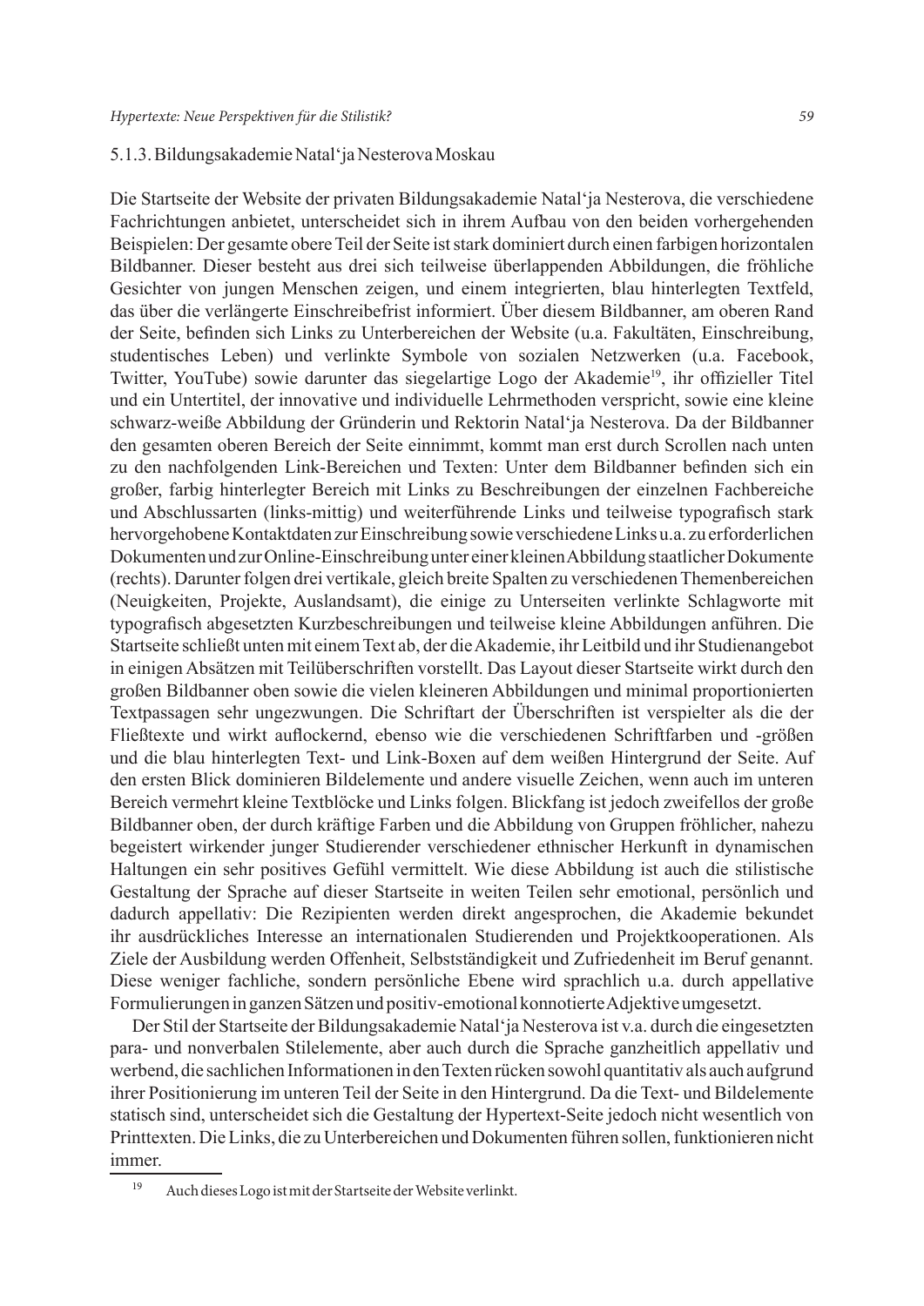### 5.1.3. Bildungsakademie Natal'ja Nesterova Moskau

Die Startseite der Website der privaten Bildungsakademie Natal'ja Nesterova, die verschiedene Fachrichtungen anbietet, unterscheidet sich in ihrem Aufbau von den beiden vorhergehenden Beispielen: Der gesamte obere Teil der Seite ist stark dominiert durch einen farbigen horizontalen Bildbanner. Dieser besteht aus drei sich teilweise überlappenden Abbildungen, die fröhliche Gesichter von jungen Menschen zeigen, und einem integrierten, blau hinterlegten Textfeld, das über die verlängerte Einschreibefrist informiert. Über diesem Bildbanner, am oberen Rand der Seite, befinden sich Links zu Unterbereichen der Website (u.a. Fakultäten, Einschreibung, studentisches Leben) und verlinkte Symbole von sozialen Netzwerken (u.a. Facebook, Twitter, YouTube) sowie darunter das siegelartige Logo der Akademie[19], ihr offizieller Titel und ein Untertitel, der innovative und individuelle Lehrmethoden verspricht, sowie eine kleine schwarz-weiße Abbildung der Gründerin und Rektorin Natal'ja Nesterova. Da der Bildbanner den gesamten oberen Bereich der Seite einnimmt, kommt man erst durch Scrollen nach unten zu den nachfolgenden Link-Bereichen und Texten: Unter dem Bildbanner befinden sich ein großer, farbig hinterlegter Bereich mit Links zu Beschreibungen der einzelnen Fachbereiche und Abschlussarten (links-mittig) und weiterführende Links und teilweise typografisch stark hervorgehobene Kontaktdaten zur Einschreibung sowie verschiedene Links u.a. zu erforderlichen Dokumenten und zur Online-Einschreibung unter einer kleinen Abbildung staatlicher Dokumente (rechts). Darunter folgen drei vertikale, gleich breite Spalten zu verschiedenen Themenbereichen (Neuigkeiten, Projekte, Auslandsamt), die einige zu Unterseiten verlinkte Schlagworte mit typografisch abgesetzten Kurzbeschreibungen und teilweise kleine Abbildungen anführen. Die Startseite schließt unten mit einem Text ab, der die Akademie, ihr Leitbild und ihr Studienangebot in einigen Absätzen mit Teilüberschriften vorstellt. Das Layout dieser Startseite wirkt durch den großen Bildbanner oben sowie die vielen kleineren Abbildungen und minimal proportionierten Textpassagen sehr ungezwungen. Die Schriftart der Überschriften ist verspielter als die der Fließtexte und wirkt auflockernd, ebenso wie die verschiedenen Schriftfarben und -größen und die blau hinterlegten Text- und Link-Boxen auf dem weißen Hintergrund der Seite. Auf den ersten Blick dominieren Bildelemente und andere visuelle Zeichen, wenn auch im unteren Bereich vermehrt kleine Textblöcke und Links folgen. Blickfang ist jedoch zweifellos der große Bildbanner oben, der durch kräftige Farben und die Abbildung von Gruppen fröhlicher, nahezu begeistert wirkender junger Studierender verschiedener ethnischer Herkunft in dynamischen Haltungen ein sehr positives Gefühl vermittelt. Wie diese Abbildung ist auch die stilistische Gestaltung der Sprache auf dieser Startseite in weiten Teilen sehr emotional, persönlich und dadurch appellativ: Die Rezipienten werden direkt angesprochen, die Akademie bekundet ihr ausdrückliches Interesse an internationalen Studierenden und Projektkooperationen. Als Ziele der Ausbildung werden Offenheit, Selbstständigkeit und Zufriedenheit im Beruf genannt. Diese weniger fachliche, sondern persönliche Ebene wird sprachlich u.a. durch appellative Formulierungen in ganzen Sätzen und positiv-emotional konnotierte Adjektive umgesetzt.

Der Stil der Startseite der Bildungsakademie Natal'ja Nesterova ist v.a. durch die eingesetzten para- und nonverbalen Stilelemente, aber auch durch die Sprache ganzheitlich appellativ und werbend, die sachlichen Informationen in den Texten rücken sowohl quantitativ als auch aufgrund ihrer Positionierung im unteren Teil der Seite in den Hintergrund. Da die Text- und Bildelemente statisch sind, unterscheidet sich die Gestaltung der Hypertext-Seite jedoch nicht wesentlich von Printtexten. Die Links, die zu Unterbereichen und Dokumenten führen sollen, funktionieren nicht immer.

[19] Auch dieses Logo ist mit der Startseite der Website verlinkt.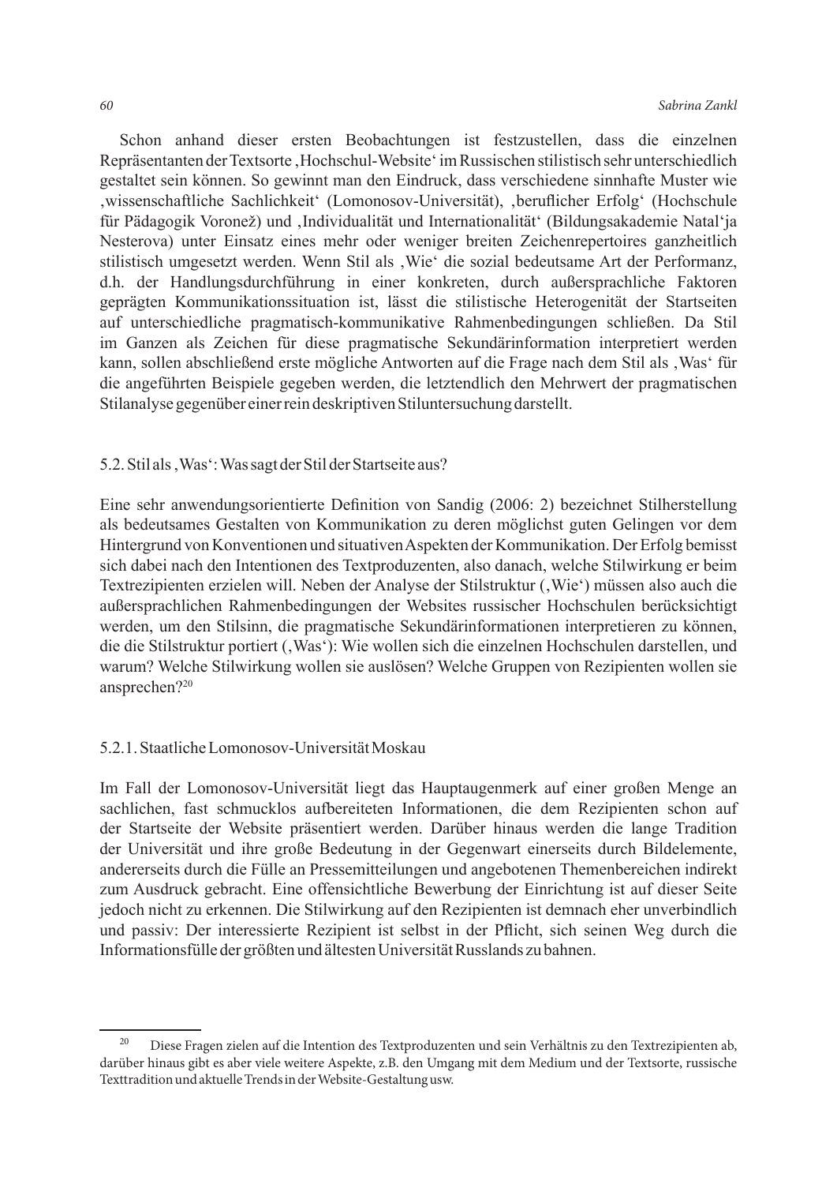Schon anhand dieser ersten Beobachtungen ist festzustellen, dass die einzelnen Repräsentanten der Textsorte ‚Hochschul-Website' im Russischen stilistisch sehr unterschiedlich gestaltet sein können. So gewinnt man den Eindruck, dass verschiedene sinnhafte Muster wie ‚wissenschaftliche Sachlichkeit' (Lomonosov-Universität), ‚beruflicher Erfolg' (Hochschule für Pädagogik Voronež) und ‚Individualität und Internationalität' (Bildungsakademie Natal'ja Nesterova) unter Einsatz eines mehr oder weniger breiten Zeichenrepertoires ganzheitlich stilistisch umgesetzt werden. Wenn Stil als ‚Wie' die sozial bedeutsame Art der Performanz, d.h. der Handlungsdurchführung in einer konkreten, durch außersprachliche Faktoren geprägten Kommunikationssituation ist, lässt die stilistische Heterogenität der Startseiten auf unterschiedliche pragmatisch-kommunikative Rahmenbedingungen schließen. Da Stil im Ganzen als Zeichen für diese pragmatische Sekundärinformation interpretiert werden kann, sollen abschließend erste mögliche Antworten auf die Frage nach dem Stil als ‚Was' für die angeführten Beispiele gegeben werden, die letztendlich den Mehrwert der pragmatischen Stilanalyse gegenüber einer rein deskriptiven Stiluntersuchung darstellt.

### 5.2. Stil als ‚Was': Was sagt der Stil der Startseite aus?

Eine sehr anwendungsorientierte Definition von Sandig (2006: 2) bezeichnet Stilherstellung als bedeutsames Gestalten von Kommunikation zu deren möglichst guten Gelingen vor dem Hintergrund von Konventionen und situativen Aspekten der Kommunikation. Der Erfolg bemisst sich dabei nach den Intentionen des Textproduzenten, also danach, welche Stilwirkung er beim Textrezipienten erzielen will. Neben der Analyse der Stilstruktur (‚Wie') müssen also auch die außersprachlichen Rahmenbedingungen der Websites russischer Hochschulen berücksichtigt werden, um den Stilsinn, die pragmatische Sekundärinformationen interpretieren zu können, die die Stilstruktur portiert (‚Was'): Wie wollen sich die einzelnen Hochschulen darstellen, und warum? Welche Stilwirkung wollen sie auslösen? Welche Gruppen von Rezipienten wollen sie ansprechen?[20]

#### 5.2.1. Staatliche Lomonosov-Universität Moskau

Im Fall der Lomonosov-Universität liegt das Hauptaugenmerk auf einer großen Menge an sachlichen, fast schmucklos aufbereiteten Informationen, die dem Rezipienten schon auf der Startseite der Website präsentiert werden. Darüber hinaus werden die lange Tradition der Universität und ihre große Bedeutung in der Gegenwart einerseits durch Bildelemente, andererseits durch die Fülle an Pressemitteilungen und angebotenen Themenbereichen indirekt zum Ausdruck gebracht. Eine offensichtliche Bewerbung der Einrichtung ist auf dieser Seite jedoch nicht zu erkennen. Die Stilwirkung auf den Rezipienten ist demnach eher unverbindlich und passiv: Der interessierte Rezipient ist selbst in der Pflicht, sich seinen Weg durch die Informationsfülle der größten und ältesten Universität Russlands zu bahnen.

---

[20] Diese Fragen zielen auf die Intention des Textproduzenten und sein Verhältnis zu den Textrezipienten ab, darüber hinaus gibt es aber viele weitere Aspekte, z.B. den Umgang mit dem Medium und der Textsorte, russische Texttradition und aktuelle Trends in der Website-Gestaltung usw.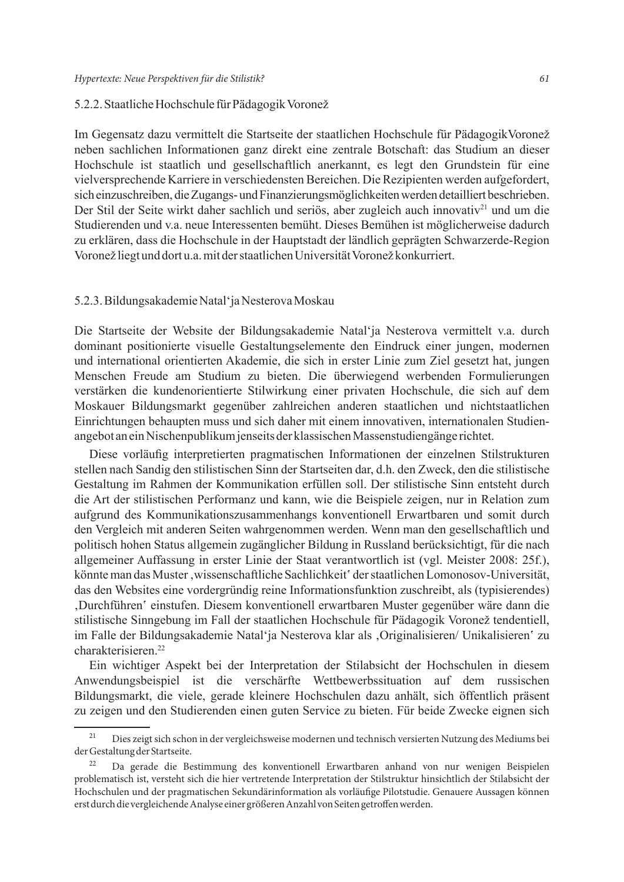### 5.2.2. Staatliche Hochschule für Pädagogik Voronež

Im Gegensatz dazu vermittelt die Startseite der staatlichen Hochschule für Pädagogik Voronež neben sachlichen Informationen ganz direkt eine zentrale Botschaft: das Studium an dieser Hochschule ist staatlich und gesellschaftlich anerkannt, es legt den Grundstein für eine vielversprechende Karriere in verschiedensten Bereichen. Die Rezipienten werden aufgefordert, sich einzuschreiben, die Zugangs- und Finanzierungsmöglichkeiten werden detailliert beschrieben. Der Stil der Seite wirkt daher sachlich und seriös, aber zugleich auch innovativ[21] und um die Studierenden und v.a. neue Interessenten bemüht. Dieses Bemühen ist möglicherweise dadurch zu erklären, dass die Hochschule in der Hauptstadt der ländlich geprägten Schwarzerde-Region Voronež liegt und dort u.a. mit der staatlichen Universität Voronež konkurriert.

### 5.2.3. Bildungsakademie Natal'ja Nesterova Moskau

Die Startseite der Website der Bildungsakademie Natal'ja Nesterova vermittelt v.a. durch dominant positionierte visuelle Gestaltungselemente den Eindruck einer jungen, modernen und international orientierten Akademie, die sich in erster Linie zum Ziel gesetzt hat, jungen Menschen Freude am Studium zu bieten. Die überwiegend werbenden Formulierungen verstärken die kundenorientierte Stilwirkung einer privaten Hochschule, die sich auf dem Moskauer Bildungsmarkt gegenüber zahlreichen anderen staatlichen und nichtstaatlichen Einrichtungen behaupten muss und sich daher mit einem innovativen, internationalen Studienangebot an ein Nischenpublikum jenseits der klassischen Massenstudiengänge richtet.

Diese vorläufig interpretierten pragmatischen Informationen der einzelnen Stilstrukturen stellen nach Sandig den stilistischen Sinn der Startseiten dar, d.h. den Zweck, den die stilistische Gestaltung im Rahmen der Kommunikation erfüllen soll. Der stilistische Sinn entsteht durch die Art der stilistischen Performanz und kann, wie die Beispiele zeigen, nur in Relation zum aufgrund des Kommunikationszusammenhangs konventionell Erwartbaren und somit durch den Vergleich mit anderen Seiten wahrgenommen werden. Wenn man den gesellschaftlich und politisch hohen Status allgemein zugänglicher Bildung in Russland berücksichtigt, für die nach allgemeiner Auffassung in erster Linie der Staat verantwortlich ist (vgl. Meister 2008: 25f.), könnte man das Muster ‚wissenschaftliche Sachlichkeit' der staatlichen Lomonosov-Universität, das den Websites eine vordergründig reine Informationsfunktion zuschreibt, als (typisierendes) ‚Durchführen' einstufen. Diesem konventionell erwartbaren Muster gegenüber wäre dann die stilistische Sinngebung im Fall der staatlichen Hochschule für Pädagogik Voronež tendentiell, im Falle der Bildungsakademie Natal'ja Nesterova klar als ‚Originalisieren/ Unikalisieren' zu charakterisieren.[22]

Ein wichtiger Aspekt bei der Interpretation der Stilabsicht der Hochschulen in diesem Anwendungsbeispiel ist die verschärfte Wettbewerbssituation auf dem russischen Bildungsmarkt, die viele, gerade kleinere Hochschulen dazu anhält, sich öffentlich präsent zu zeigen und den Studierenden einen guten Service zu bieten. Für beide Zwecke eignen sich

---

[21] Dies zeigt sich schon in der vergleichsweise modernen und technisch versierten Nutzung des Mediums bei der Gestaltung der Startseite.

[22] Da gerade die Bestimmung des konventionell Erwartbaren anhand von nur wenigen Beispielen problematisch ist, versteht sich die hier vertretende Interpretation der Stilstruktur hinsichtlich der Stilabsicht der Hochschulen und der pragmatischen Sekundärinformation als vorläufige Pilotstudie. Genauere Aussagen können erst durch die vergleichende Analyse einer größeren Anzahl von Seiten getroffen werden.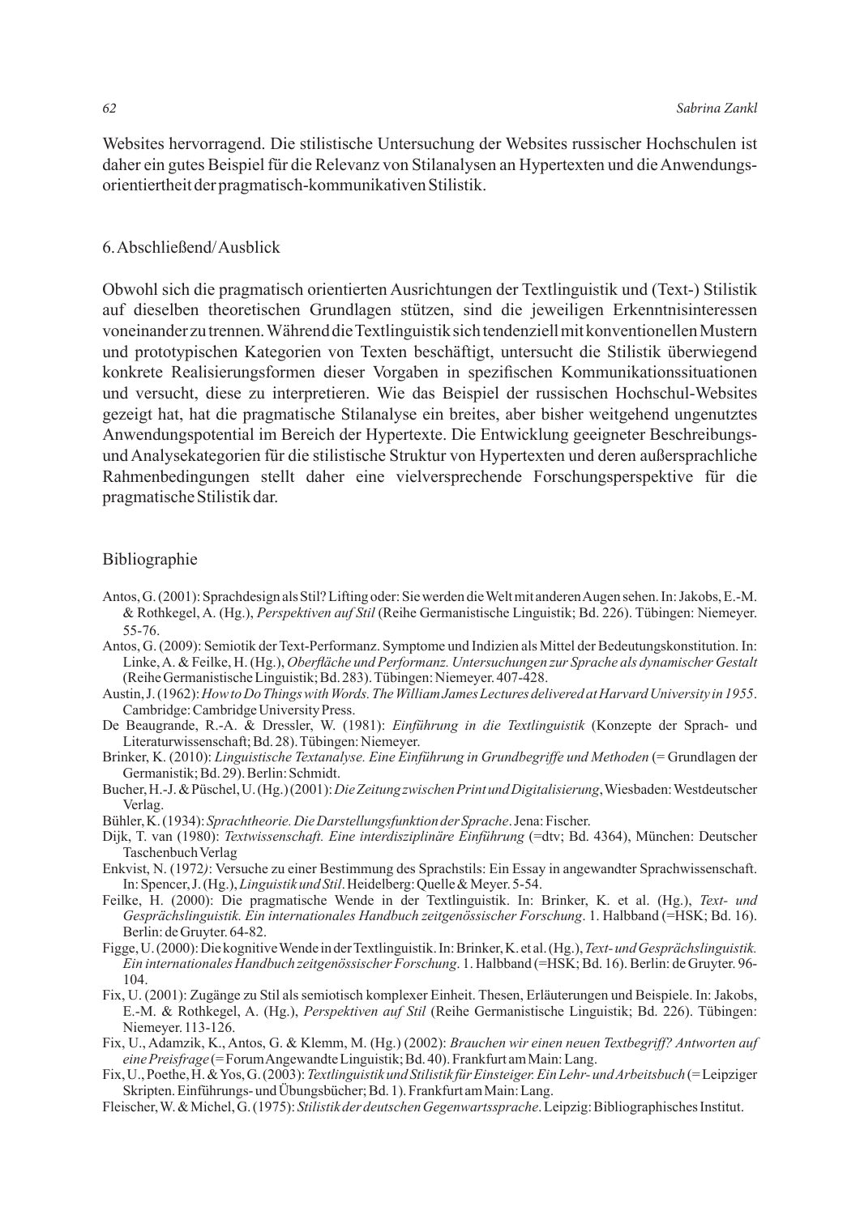Websites hervorragend. Die stilistische Untersuchung der Websites russischer Hochschulen ist daher ein gutes Beispiel für die Relevanz von Stilanalysen an Hypertexten und die Anwendungsorientiertheit der pragmatisch-kommunikativen Stilistik.

## 6. Abschließend/Ausblick

Obwohl sich die pragmatisch orientierten Ausrichtungen der Textlinguistik und (Text-) Stilistik auf dieselben theoretischen Grundlagen stützen, sind die jeweiligen Erkenntnisinteressen voneinander zu trennen. Während die Textlinguistik sich tendenziell mit konventionellen Mustern und prototypischen Kategorien von Texten beschäftigt, untersucht die Stilistik überwiegend konkrete Realisierungsformen dieser Vorgaben in spezifischen Kommunikationssituationen und versucht, diese zu interpretieren. Wie das Beispiel der russischen Hochschul-Websites gezeigt hat, hat die pragmatische Stilanalyse ein breites, aber bisher weitgehend ungenutztes Anwendungspotential im Bereich der Hypertexte. Die Entwicklung geeigneter Beschreibungs- und Analysekategorien für die stilistische Struktur von Hypertexten und deren außersprachliche Rahmenbedingungen stellt daher eine vielversprechende Forschungsperspektive für die pragmatische Stilistik dar.

## Bibliographie

Antos, G. (2001): Sprachdesign als Stil? Lifting oder: Sie werden die Welt mit anderen Augen sehen. In: Jakobs, E.-M. & Rothkegel, A. (Hg.), *Perspektiven auf Stil* (Reihe Germanistische Linguistik; Bd. 226). Tübingen: Niemeyer. 55-76.

Antos, G. (2009): Semiotik der Text-Performanz. Symptome und Indizien als Mittel der Bedeutungskonstitution. In: Linke, A. & Feilke, H. (Hg.), *Oberfläche und Performanz. Untersuchungen zur Sprache als dynamischer Gestalt* (Reihe Germanistische Linguistik; Bd. 283). Tübingen: Niemeyer. 407-428.

Austin, J. (1962): *How to Do Things with Words. The William James Lectures delivered at Harvard University in 1955*. Cambridge: Cambridge University Press.

De Beaugrande, R.-A. & Dressler, W. (1981): *Einführung in die Textlinguistik* (Konzepte der Sprach- und Literaturwissenschaft; Bd. 28). Tübingen: Niemeyer.

Brinker, K. (2010): *Linguistische Textanalyse. Eine Einführung in Grundbegriffe und Methoden* (= Grundlagen der Germanistik; Bd. 29). Berlin: Schmidt.

Bucher, H.-J. & Püschel, U. (Hg.) (2001): *Die Zeitung zwischen Print und Digitalisierung*, Wiesbaden: Westdeutscher Verlag.

Bühler, K. (1934): *Sprachtheorie. Die Darstellungsfunktion der Sprache*. Jena: Fischer.

Dijk, T. van (1980): *Textwissenschaft. Eine interdisziplinäre Einführung* (=dtv; Bd. 4364), München: Deutscher Taschenbuch Verlag

Enkvist, N. (1972*)*: Versuche zu einer Bestimmung des Sprachstils: Ein Essay in angewandter Sprachwissenschaft. In: Spencer, J. (Hg.), *Linguistik und Stil*. Heidelberg: Quelle & Meyer. 5-54.

Feilke, H. (2000): Die pragmatische Wende in der Textlinguistik. In: Brinker, K. et al. (Hg.), *Text- und Gesprächslinguistik. Ein internationales Handbuch zeitgenössischer Forschung*. 1. Halbband (=HSK; Bd. 16). Berlin: de Gruyter. 64-82.

Figge, U. (2000): Die kognitive Wende in der Textlinguistik. In: Brinker, K. et al. (Hg.), *Text- und Gesprächslinguistik. Ein internationales Handbuch zeitgenössischer Forschung*. 1. Halbband (=HSK; Bd. 16). Berlin: de Gruyter. 96-104.

Fix, U. (2001): Zugänge zu Stil als semiotisch komplexer Einheit. Thesen, Erläuterungen und Beispiele. In: Jakobs, E.-M. & Rothkegel, A. (Hg.), *Perspektiven auf Stil* (Reihe Germanistische Linguistik; Bd. 226). Tübingen: Niemeyer. 113-126.

Fix, U., Adamzik, K., Antos, G. & Klemm, M. (Hg.) (2002): *Brauchen wir einen neuen Textbegriff? Antworten auf eine Preisfrage* (= Forum Angewandte Linguistik; Bd. 40). Frankfurt am Main: Lang.

Fix, U., Poethe, H. & Yos, G. (2003): *Textlinguistik und Stilistik für Einsteiger. Ein Lehr- und Arbeitsbuch* (= Leipziger Skripten. Einführungs- und Übungsbücher; Bd. 1). Frankfurt am Main: Lang.

Fleischer, W. & Michel, G. (1975): *Stilistik der deutschen Gegenwartssprache*. Leipzig: Bibliographisches Institut.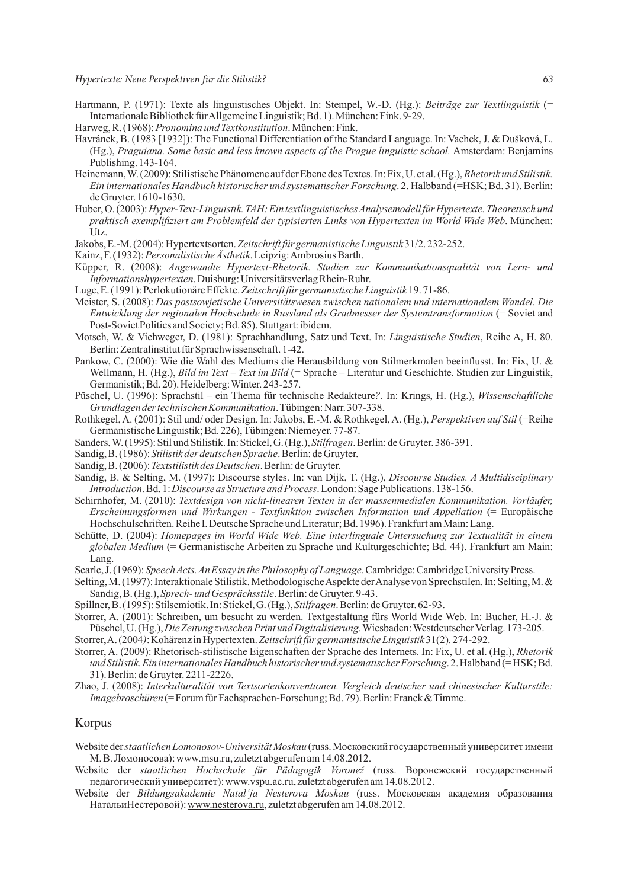Hartmann, P. (1971): Texte als linguistisches Objekt. In: Stempel, W.-D. (Hg.): *Beiträge zur Textlinguistik* (= Internationale Bibliothek für Allgemeine Linguistik; Bd. 1). München: Fink. 9-29.

Harweg, R. (1968): *Pronomina und Textkonstitution*. München: Fink.

Havránek, B. (1983 [1932]): The Functional Differentiation of the Standard Language. In: Vachek, J. & Dušková, L. (Hg.), *Praguiana. Some basic and less known aspects of the Prague linguistic school.* Amsterdam: Benjamins Publishing. 143-164.

Heinemann, W. (2009): Stilistische Phänomene auf der Ebene des Textes*.* In: Fix, U. et al. (Hg.), *Rhetorik und Stilistik. Ein internationales Handbuch historischer und systematischer Forschung*. 2. Halbband (=HSK; Bd. 31). Berlin: de Gruyter. 1610-1630.

Huber, O. (2003): *Hyper-Text-Linguistik. TAH: Ein textlinguistisches Analysemodell für Hypertexte. Theoretisch und praktisch exemplifiziert am Problemfeld der typisierten Links von Hypertexten im World Wide Web*. München: Utz.

Jakobs, E.-M. (2004): Hypertextsorten. *Zeitschrift für germanistische Linguistik* 31/2. 232-252.

Kainz, F. (1932): *Personalistische Ästhetik*. Leipzig: Ambrosius Barth.

Küpper, R. (2008): *Angewandte Hypertext-Rhetorik. Studien zur Kommunikationsqualität von Lern- und Informationshypertexten*. Duisburg: Universitätsverlag Rhein-Ruhr.

Luge, E. (1991): Perlokutionäre Effekte. *Zeitschrift für germanistische Linguistik* 19. 71-86.

Meister, S. (2008): *Das postsowjetische Universitätswesen zwischen nationalem und internationalem Wandel. Die Entwicklung der regionalen Hochschule in Russland als Gradmesser der Systemtransformation* (= Soviet and Post-Soviet Politics and Society; Bd. 85). Stuttgart: ibidem.

Motsch, W. & Viehweger, D. (1981): Sprachhandlung, Satz und Text. In: *Linguistische Studien*, Reihe A, H. 80. Berlin: Zentralinstitut für Sprachwissenschaft. 1-42.

Pankow, C. (2000): Wie die Wahl des Mediums die Herausbildung von Stilmerkmalen beeinflusst. In: Fix, U. & Wellmann, H. (Hg.), *Bild im Text – Text im Bild* (= Sprache – Literatur und Geschichte. Studien zur Linguistik, Germanistik; Bd. 20). Heidelberg: Winter. 243-257.

Püschel, U. (1996): Sprachstil – ein Thema für technische Redakteure*?*. In: Krings, H. (Hg.), *Wissenschaftliche Grundlagen der technischen Kommunikation*. Tübingen: Narr. 307-338.

Rothkegel, A. (2001): Stil und/ oder Design. In: Jakobs, E.-M. & Rothkegel, A. (Hg.), *Perspektiven auf Stil* (=Reihe Germanistische Linguistik; Bd. 226), Tübingen: Niemeyer. 77-87.

Sanders, W. (1995): Stil und Stilistik. In: Stickel, G. (Hg.), *Stilfragen*. Berlin: de Gruyter. 386-391.

Sandig, B. (1986): *Stilistik der deutschen Sprache*. Berlin: de Gruyter.

Sandig, B. (2006): *Textstilistik des Deutschen*. Berlin: de Gruyter.

Sandig, B. & Selting, M. (1997): Discourse styles. In: van Dijk, T. (Hg.), *Discourse Studies. A Multidisciplinary Introduction*. Bd. 1: *Discourse as Structure and Process*. London: Sage Publications. 138-156.

Schirnhofer, M. (2010): *Textdesign von nicht-linearen Texten in der massenmedialen Kommunikation. Vorläufer, Erscheinungsformen und Wirkungen - Textfunktion zwischen Information und Appellation* (= Europäische Hochschulschriften. Reihe I. Deutsche Sprache und Literatur; Bd. 1996). Frankfurt am Main: Lang.

Schütte, D. (2004): *Homepages im World Wide Web. Eine interlinguale Untersuchung zur Textualität in einem globalen Medium* (= Germanistische Arbeiten zu Sprache und Kulturgeschichte; Bd. 44). Frankfurt am Main: Lang.

Searle, J. (1969): *Speech Acts. An Essay in the Philosophy of Language*. Cambridge: Cambridge University Press.

Selting, M. (1997): Interaktionale Stilistik. Methodologische Aspekte der Analyse von Sprechstilen. In: Selting, M. & Sandig, B. (Hg.), *Sprech- und Gesprächsstile*. Berlin: de Gruyter. 9-43.

Spillner, B. (1995): Stilsemiotik. In: Stickel, G. (Hg.), *Stilfragen*. Berlin: de Gruyter. 62-93.

Storrer, A. (2001): Schreiben, um besucht zu werden. Textgestaltung fürs World Wide Web. In: Bucher, H.-J. & Püschel, U. (Hg.), *Die Zeitung zwischen Print und Digitalisierung*. Wiesbaden: Westdeutscher Verlag. 173-205.

Storrer, A. (2004*)*: Kohärenz in Hypertexten. *Zeitschrift für germanistische Linguistik* 31(2). 274-292.

Storrer, A. (2009): Rhetorisch-stilistische Eigenschaften der Sprache des Internets. In: Fix, U. et al. (Hg.), *Rhetorik und Stilistik. Ein internationales Handbuch historischer und systematischer Forschung*. 2. Halbband (= HSK; Bd. 31). Berlin: de Gruyter. 2211-2226.

Zhao, J. (2008): *Interkulturalität von Textsortenkonventionen. Vergleich deutscher und chinesischer Kulturstile: Imagebroschüren* (= Forum für Fachsprachen-Forschung; Bd. 79). Berlin: Franck & Timme.

## Korpus

Website der *staatlichen Lomonosov-Universität Moskau* (russ. Московский государственный университет имени М. В. Ломоносова): www.msu.ru, zuletzt abgerufen am 14.08.2012.

Website der *staatlichen Hochschule für Pädagogik Voronež* (russ. Воронежский государственный педагогический университет): www.vspu.ac.ru, zuletzt abgerufen am 14.08.2012.

Website der *Bildungsakademie Natal'ja Nesterova Moskau* (russ. Московская академия образования НатальиНестеровой): www.nesterova.ru, zuletzt abgerufen am 14.08.2012.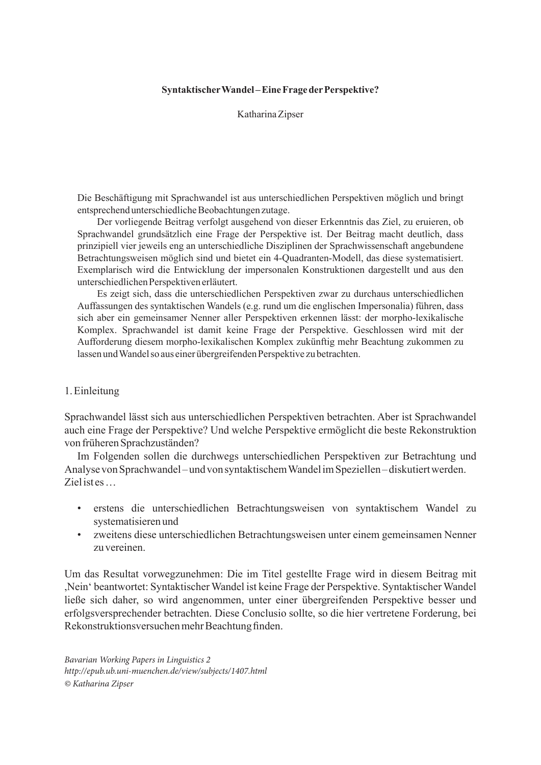**Syntaktischer Wandel – Eine Frage der Perspektive?**

Katharina Zipser

Die Beschäftigung mit Sprachwandel ist aus unterschiedlichen Perspektiven möglich und bringt entsprechend unterschiedliche Beobachtungen zutage.

Der vorliegende Beitrag verfolgt ausgehend von dieser Erkenntnis das Ziel, zu eruieren, ob Sprachwandel grundsätzlich eine Frage der Perspektive ist. Der Beitrag macht deutlich, dass prinzipiell vier jeweils eng an unterschiedliche Disziplinen der Sprachwissenschaft angebundene Betrachtungsweisen möglich sind und bietet ein 4-Quadranten-Modell, das diese systematisiert. Exemplarisch wird die Entwicklung der impersonalen Konstruktionen dargestellt und aus den unterschiedlichen Perspektiven erläutert.

Es zeigt sich, dass die unterschiedlichen Perspektiven zwar zu durchaus unterschiedlichen Auffassungen des syntaktischen Wandels (e.g. rund um die englischen Impersonalia) führen, dass sich aber ein gemeinsamer Nenner aller Perspektiven erkennen lässt: der morpho-lexikalische Komplex. Sprachwandel ist damit keine Frage der Perspektive. Geschlossen wird mit der Aufforderung diesem morpho-lexikalischen Komplex zukünftig mehr Beachtung zukommen zu lassen und Wandel so aus einer übergreifenden Perspektive zu betrachten.

## 1. Einleitung

Sprachwandel lässt sich aus unterschiedlichen Perspektiven betrachten. Aber ist Sprachwandel auch eine Frage der Perspektive? Und welche Perspektive ermöglicht die beste Rekonstruktion von früheren Sprachzuständen?

Im Folgenden sollen die durchwegs unterschiedlichen Perspektiven zur Betrachtung und Analyse von Sprachwandel – und von syntaktischem Wandel im Speziellen – diskutiert werden. Ziel ist es …

- erstens die unterschiedlichen Betrachtungsweisen von syntaktischem Wandel zu systematisieren und
- zweitens diese unterschiedlichen Betrachtungsweisen unter einem gemeinsamen Nenner zu vereinen.

Um das Resultat vorwegzunehmen: Die im Titel gestellte Frage wird in diesem Beitrag mit ‚Nein' beantwortet: Syntaktischer Wandel ist keine Frage der Perspektive. Syntaktischer Wandel ließe sich daher, so wird angenommen, unter einer übergreifenden Perspektive besser und erfolgsversprechender betrachten. Diese Conclusio sollte, so die hier vertretene Forderung, bei Rekonstruktionsversuchen mehr Beachtung finden.

*Bavarian Working Papers in Linguistics 2*
*http://epub.ub.uni-muenchen.de/view/subjects/1407.html*
*© Katharina Zipser*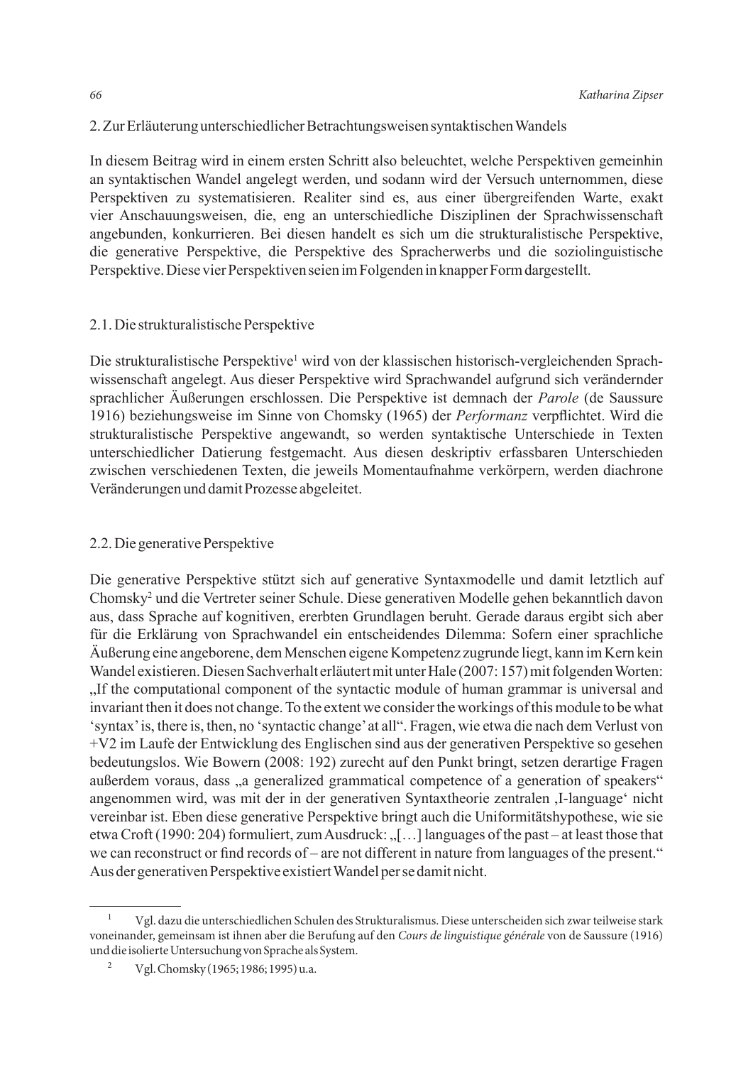## 2. Zur Erläuterung unterschiedlicher Betrachtungsweisen syntaktischen Wandels

In diesem Beitrag wird in einem ersten Schritt also beleuchtet, welche Perspektiven gemeinhin an syntaktischen Wandel angelegt werden, und sodann wird der Versuch unternommen, diese Perspektiven zu systematisieren. Realiter sind es, aus einer übergreifenden Warte, exakt vier Anschauungsweisen, die, eng an unterschiedliche Disziplinen der Sprachwissenschaft angebunden, konkurrieren. Bei diesen handelt es sich um die strukturalistische Perspektive, die generative Perspektive, die Perspektive des Spracherwerbs und die soziolinguistische Perspektive. Diese vier Perspektiven seien im Folgenden in knapper Form dargestellt.

### 2.1. Die strukturalistische Perspektive

Die strukturalistische Perspektive[1] wird von der klassischen historisch-vergleichenden Sprachwissenschaft angelegt. Aus dieser Perspektive wird Sprachwandel aufgrund sich verändernder sprachlicher Äußerungen erschlossen. Die Perspektive ist demnach der *Parole* (de Saussure 1916) beziehungsweise im Sinne von Chomsky (1965) der *Performanz* verpflichtet. Wird die strukturalistische Perspektive angewandt, so werden syntaktische Unterschiede in Texten unterschiedlicher Datierung festgemacht. Aus diesen deskriptiv erfassbaren Unterschieden zwischen verschiedenen Texten, die jeweils Momentaufnahme verkörpern, werden diachrone Veränderungen und damit Prozesse abgeleitet.

### 2.2. Die generative Perspektive

Die generative Perspektive stützt sich auf generative Syntaxmodelle und damit letztlich auf Chomsky[2] und die Vertreter seiner Schule. Diese generativen Modelle gehen bekanntlich davon aus, dass Sprache auf kognitiven, ererbten Grundlagen beruht. Gerade daraus ergibt sich aber für die Erklärung von Sprachwandel ein entscheidendes Dilemma: Sofern einer sprachliche Äußerung eine angeborene, dem Menschen eigene Kompetenz zugrunde liegt, kann im Kern kein Wandel existieren. Diesen Sachverhalt erläutert mit unter Hale (2007: 157) mit folgenden Worten: „If the computational component of the syntactic module of human grammar is universal and invariant then it does not change. To the extent we consider the workings of this module to be what 'syntax' is, there is, then, no 'syntactic change' at all". Fragen, wie etwa die nach dem Verlust von +V2 im Laufe der Entwicklung des Englischen sind aus der generativen Perspektive so gesehen bedeutungslos. Wie Bowern (2008: 192) zurecht auf den Punkt bringt, setzen derartige Fragen außerdem voraus, dass „a generalized grammatical competence of a generation of speakers" angenommen wird, was mit der in der generativen Syntaxtheorie zentralen ‚I-language' nicht vereinbar ist. Eben diese generative Perspektive bringt auch die Uniformitätshypothese, wie sie etwa Croft (1990: 204) formuliert, zum Ausdruck: „[…] languages of the past – at least those that we can reconstruct or find records of – are not different in nature from languages of the present." Aus der generativen Perspektive existiert Wandel per se damit nicht.

---

[1] Vgl. dazu die unterschiedlichen Schulen des Strukturalismus. Diese unterscheiden sich zwar teilweise stark voneinander, gemeinsam ist ihnen aber die Berufung auf den *Cours de linguistique générale* von de Saussure (1916) und die isolierte Untersuchung von Sprache als System.

[2] Vgl. Chomsky (1965; 1986; 1995) u.a.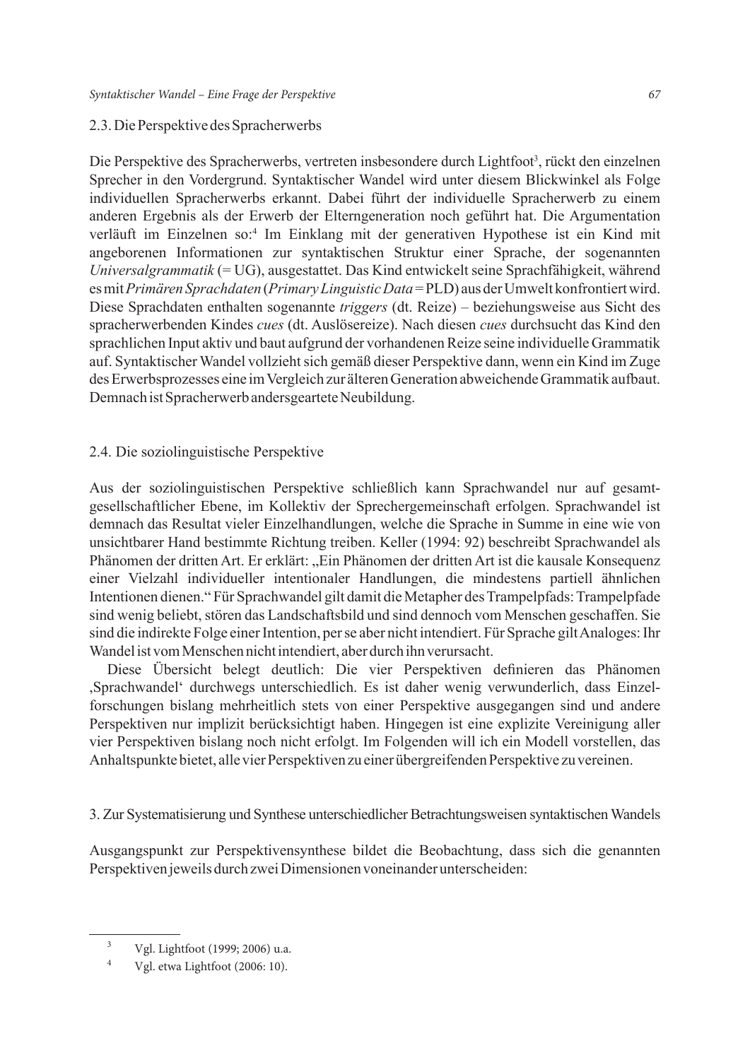## 2.3. Die Perspektive des Spracherwerbs

Die Perspektive des Spracherwerbs, vertreten insbesondere durch Lightfoot[3], rückt den einzelnen Sprecher in den Vordergrund. Syntaktischer Wandel wird unter diesem Blickwinkel als Folge individuellen Spracherwerbs erkannt. Dabei führt der individuelle Spracherwerb zu einem anderen Ergebnis als der Erwerb der Elterngeneration noch geführt hat. Die Argumentation verläuft im Einzelnen so:[4] Im Einklang mit der generativen Hypothese ist ein Kind mit angeborenen Informationen zur syntaktischen Struktur einer Sprache, der sogenannten *Universalgrammatik* (= UG), ausgestattet. Das Kind entwickelt seine Sprachfähigkeit, während es mit *Primären Sprachdaten* (*Primary Linguistic Data* = PLD) aus der Umwelt konfrontiert wird. Diese Sprachdaten enthalten sogenannte *triggers* (dt. Reize) – beziehungsweise aus Sicht des spracherwerbenden Kindes *cues* (dt. Auslösereize). Nach diesen *cues* durchsucht das Kind den sprachlichen Input aktiv und baut aufgrund der vorhandenen Reize seine individuelle Grammatik auf. Syntaktischer Wandel vollzieht sich gemäß dieser Perspektive dann, wenn ein Kind im Zuge des Erwerbsprozesses eine im Vergleich zur älteren Generation abweichende Grammatik aufbaut. Demnach ist Spracherwerb andersgeartete Neubildung.

## 2.4. Die soziolinguistische Perspektive

Aus der soziolinguistischen Perspektive schließlich kann Sprachwandel nur auf gesamtgesellschaftlicher Ebene, im Kollektiv der Sprechergemeinschaft erfolgen. Sprachwandel ist demnach das Resultat vieler Einzelhandlungen, welche die Sprache in Summe in eine wie von unsichtbarer Hand bestimmte Richtung treiben. Keller (1994: 92) beschreibt Sprachwandel als Phänomen der dritten Art. Er erklärt: „Ein Phänomen der dritten Art ist die kausale Konsequenz einer Vielzahl individueller intentionaler Handlungen, die mindestens partiell ähnlichen Intentionen dienen." Für Sprachwandel gilt damit die Metapher des Trampelpfads: Trampelpfade sind wenig beliebt, stören das Landschaftsbild und sind dennoch vom Menschen geschaffen. Sie sind die indirekte Folge einer Intention, per se aber nicht intendiert. Für Sprache gilt Analoges: Ihr Wandel ist vom Menschen nicht intendiert, aber durch ihn verursacht.

Diese Übersicht belegt deutlich: Die vier Perspektiven definieren das Phänomen ‚Sprachwandel' durchwegs unterschiedlich. Es ist daher wenig verwunderlich, dass Einzelforschungen bislang mehrheitlich stets von einer Perspektive ausgegangen sind und andere Perspektiven nur implizit berücksichtigt haben. Hingegen ist eine explizite Vereinigung aller vier Perspektiven bislang noch nicht erfolgt. Im Folgenden will ich ein Modell vorstellen, das Anhaltspunkte bietet, alle vier Perspektiven zu einer übergreifenden Perspektive zu vereinen.

# 3. Zur Systematisierung und Synthese unterschiedlicher Betrachtungsweisen syntaktischen Wandels

Ausgangspunkt zur Perspektivensynthese bildet die Beobachtung, dass sich die genannten Perspektiven jeweils durch zwei Dimensionen voneinander unterscheiden:

---

[3] Vgl. Lightfoot (1999; 2006) u.a.

[4] Vgl. etwa Lightfoot (2006: 10).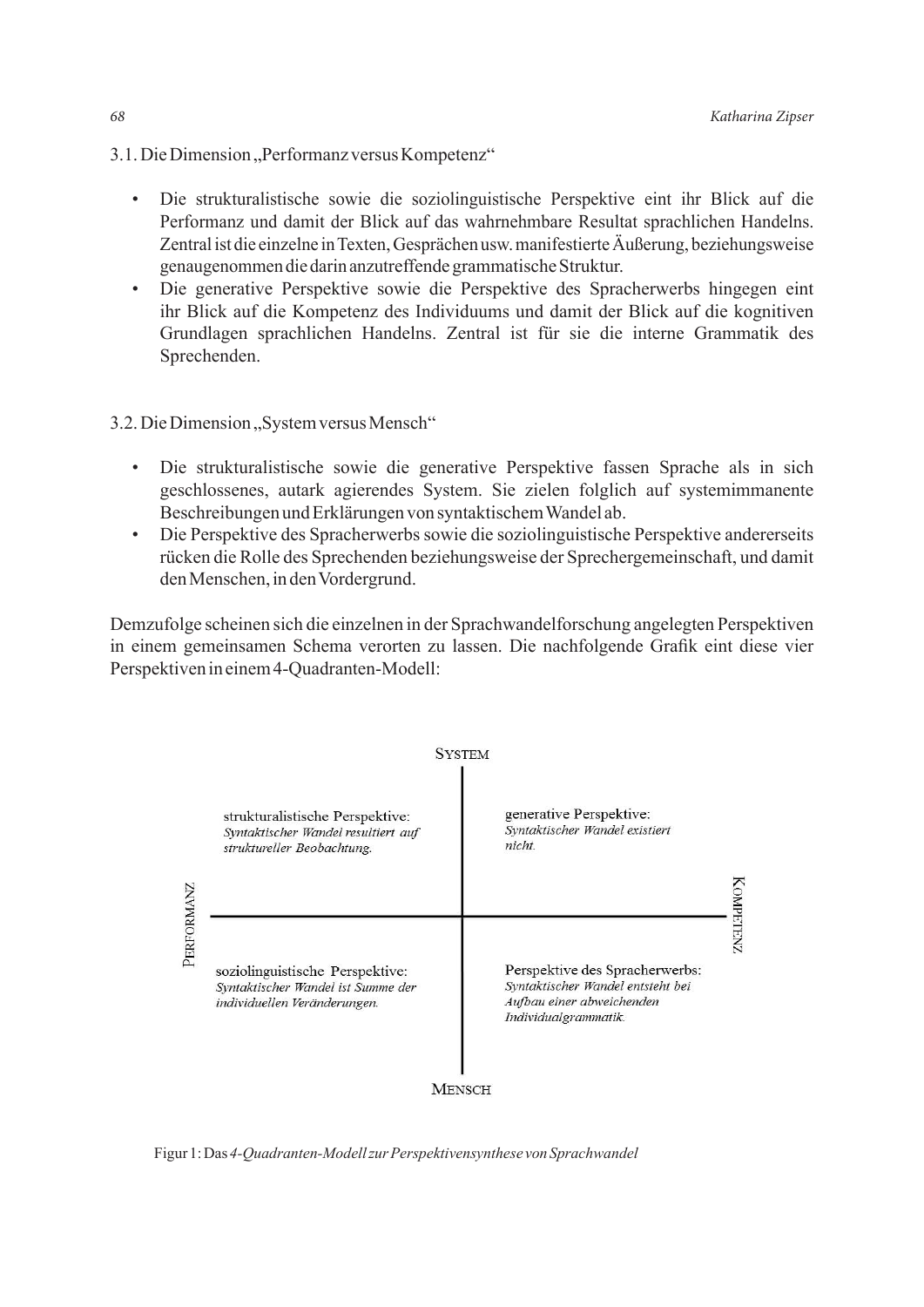### 3.1. Die Dimension „Performanz versus Kompetenz“

- Die strukturalistische sowie die soziolinguistische Perspektive eint ihr Blick auf die Performanz und damit der Blick auf das wahrnehmbare Resultat sprachlichen Handelns. Zentral ist die einzelne in Texten, Gesprächen usw. manifestierte Äußerung, beziehungsweise genaugenommen die darin anzutreffende grammatische Struktur.
- Die generative Perspektive sowie die Perspektive des Spracherwerbs hingegen eint ihr Blick auf die Kompetenz des Individuums und damit der Blick auf die kognitiven Grundlagen sprachlichen Handelns. Zentral ist für sie die interne Grammatik des Sprechenden.

### 3.2. Die Dimension „System versus Mensch“

- Die strukturalistische sowie die generative Perspektive fassen Sprache als in sich geschlossenes, autark agierendes System. Sie zielen folglich auf systemimmanente Beschreibungen und Erklärungen von syntaktischem Wandel ab.
- Die Perspektive des Spracherwerbs sowie die soziolinguistische Perspektive andererseits rücken die Rolle des Sprechenden beziehungsweise der Sprechergemeinschaft, und damit den Menschen, in den Vordergrund.

Demzufolge scheinen sich die einzelnen in der Sprachwandelforschung angelegten Perspektiven in einem gemeinsamen Schema verorten zu lassen. Die nachfolgende Grafik eint diese vier Perspektiven in einem 4-Quadranten-Modell:

SYSTEM

strukturalistische Perspektive: *Syntaktischer Wandel resultiert auf struktureller Beobachtung.*

generative Perspektive: *Syntaktischer Wandel existiert nicht.*

PERFORMANZ — KOMPETENZ

soziolinguistische Perspektive: *Syntaktischer Wandel ist Summe der individuellen Veränderungen.*

Perspektive des Spracherwerbs: *Syntaktischer Wandel entsteht bei Aufbau einer abweichenden Individualgrammatik.*

MENSCH

Figur 1: Das *4-Quadranten-Modell zur Perspektivensynthese von Sprachwandel*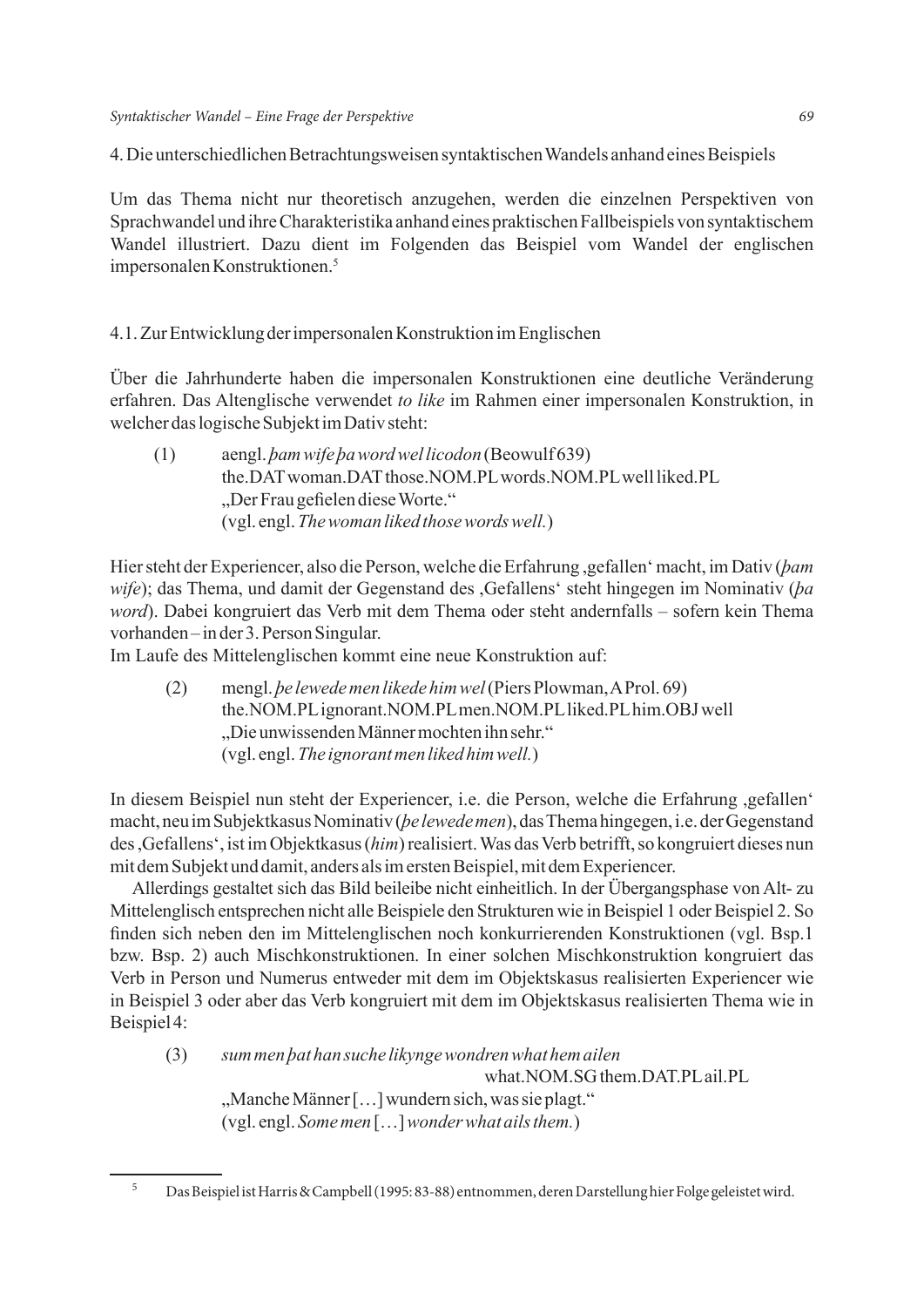4. Die unterschiedlichen Betrachtungsweisen syntaktischen Wandels anhand eines Beispiels

Um das Thema nicht nur theoretisch anzugehen, werden die einzelnen Perspektiven von Sprachwandel und ihre Charakteristika anhand eines praktischen Fallbeispiels von syntaktischem Wandel illustriert. Dazu dient im Folgenden das Beispiel vom Wandel der englischen impersonalen Konstruktionen.[5]

4.1. Zur Entwicklung der impersonalen Konstruktion im Englischen

Über die Jahrhunderte haben die impersonalen Konstruktionen eine deutliche Veränderung erfahren. Das Altenglische verwendet *to like* im Rahmen einer impersonalen Konstruktion, in welcher das logische Subjekt im Dativ steht:

(1) aengl. *þam wife þa word wel licodon* (Beowulf 639)
the.DAT woman.DAT those.NOM.PL words.NOM.PL well liked.PL
„Der Frau gefielen diese Worte."
(vgl. engl. *The woman liked those words well.*)

Hier steht der Experiencer, also die Person, welche die Erfahrung ‚gefallen' macht, im Dativ (*þam wife*); das Thema, und damit der Gegenstand des ‚Gefallens' steht hingegen im Nominativ (*þa word*). Dabei kongruiert das Verb mit dem Thema oder steht andernfalls – sofern kein Thema vorhanden – in der 3. Person Singular.
Im Laufe des Mittelenglischen kommt eine neue Konstruktion auf:

(2) mengl. *þe lewede men likede him wel* (Piers Plowman, A Prol. 69)
the.NOM.PL ignorant.NOM.PL men.NOM.PL liked.PL him.OBJ well
„Die unwissenden Männer mochten ihn sehr."
(vgl. engl. *The ignorant men liked him well.*)

In diesem Beispiel nun steht der Experiencer, i.e. die Person, welche die Erfahrung ‚gefallen' macht, neu im Subjektkasus Nominativ (*þe lewede men*), das Thema hingegen, i.e. der Gegenstand des ‚Gefallens', ist im Objektkasus (*him*) realisiert. Was das Verb betrifft, so kongruiert dieses nun mit dem Subjekt und damit, anders als im ersten Beispiel, mit dem Experiencer.

Allerdings gestaltet sich das Bild beileibe nicht einheitlich. In der Übergangsphase von Alt- zu Mittelenglisch entsprechen nicht alle Beispiele den Strukturen wie in Beispiel 1 oder Beispiel 2. So finden sich neben den im Mittelenglischen noch konkurrierenden Konstruktionen (vgl. Bsp.1 bzw. Bsp. 2) auch Mischkonstruktionen. In einer solchen Mischkonstruktion kongruiert das Verb in Person und Numerus entweder mit dem im Objektskasus realisierten Experiencer wie in Beispiel 3 oder aber das Verb kongruiert mit dem im Objektskasus realisierten Thema wie in Beispiel 4:

(3) *sum men þat han suche likynge wondren what hem ailen*
what.NOM.SG them.DAT.PL ail.PL
„Manche Männer […] wundern sich, was sie plagt."
(vgl. engl. *Some men* […] *wonder what ails them.*)

[5] Das Beispiel ist Harris & Campbell (1995: 83-88) entnommen, deren Darstellung hier Folge geleistet wird.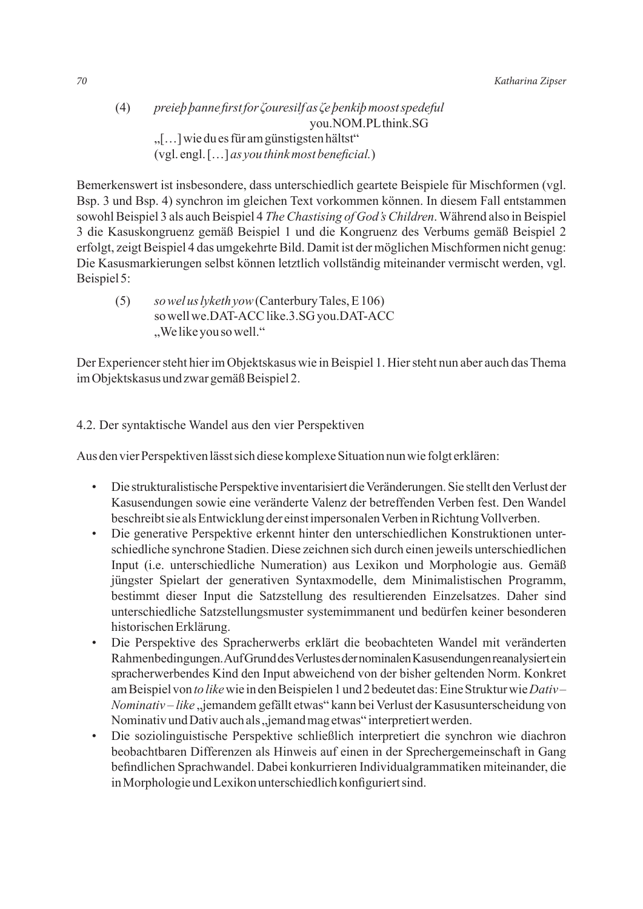(4) *preieþ þanne first for ȝouresilf as ȝe þenkiþ moost spedeful*
you.NOM.PL think.SG
„[…] wie du es für am günstigsten hältst"
(vgl. engl. […] *as you think most beneficial.*)

Bemerkenswert ist insbesondere, dass unterschiedlich geartete Beispiele für Mischformen (vgl. Bsp. 3 und Bsp. 4) synchron im gleichen Text vorkommen können. In diesem Fall entstammen sowohl Beispiel 3 als auch Beispiel 4 *The Chastising of God's Children*. Während also in Beispiel 3 die Kasuskongruenz gemäß Beispiel 1 und die Kongruenz des Verbums gemäß Beispiel 2 erfolgt, zeigt Beispiel 4 das umgekehrte Bild. Damit ist der möglichen Mischformen nicht genug: Die Kasusmarkierungen selbst können letztlich vollständig miteinander vermischt werden, vgl. Beispiel 5:

(5) *so wel us lyketh yow* (Canterbury Tales, E 106)
so well we.DAT-ACC like.3.SG you.DAT-ACC
„We like you so well."

Der Experiencer steht hier im Objektskasus wie in Beispiel 1. Hier steht nun aber auch das Thema im Objektskasus und zwar gemäß Beispiel 2.

### 4.2. Der syntaktische Wandel aus den vier Perspektiven

Aus den vier Perspektiven lässt sich diese komplexe Situation nun wie folgt erklären:

- Die strukturalistische Perspektive inventarisiert die Veränderungen. Sie stellt den Verlust der Kasusendungen sowie eine veränderte Valenz der betreffenden Verben fest. Den Wandel beschreibt sie als Entwicklung der einst impersonalen Verben in Richtung Vollverben.
- Die generative Perspektive erkennt hinter den unterschiedlichen Konstruktionen unterschiedliche synchrone Stadien. Diese zeichnen sich durch einen jeweils unterschiedlichen Input (i.e. unterschiedliche Numeration) aus Lexikon und Morphologie aus. Gemäß jüngster Spielart der generativen Syntaxmodelle, dem Minimalistischen Programm, bestimmt dieser Input die Satzstellung des resultierenden Einzelsatzes. Daher sind unterschiedliche Satzstellungsmuster systemimmanent und bedürfen keiner besonderen historischen Erklärung.
- Die Perspektive des Spracherwerbs erklärt die beobachteten Wandel mit veränderten Rahmenbedingungen. Auf Grund des Verlustes der nominalen Kasusendungen reanalysiert ein spracherwerbendes Kind den Input abweichend von der bisher geltenden Norm. Konkret am Beispiel von *to like* wie in den Beispielen 1 und 2 bedeutet das: Eine Struktur wie *Dativ – Nominativ – like* „jemandem gefällt etwas" kann bei Verlust der Kasusunterscheidung von Nominativ und Dativ auch als „jemand mag etwas" interpretiert werden.
- Die soziolinguistische Perspektive schließlich interpretiert die synchron wie diachron beobachtbaren Differenzen als Hinweis auf einen in der Sprechergemeinschaft in Gang befindlichen Sprachwandel. Dabei konkurrieren Individualgrammatiken miteinander, die in Morphologie und Lexikon unterschiedlich konfiguriert sind.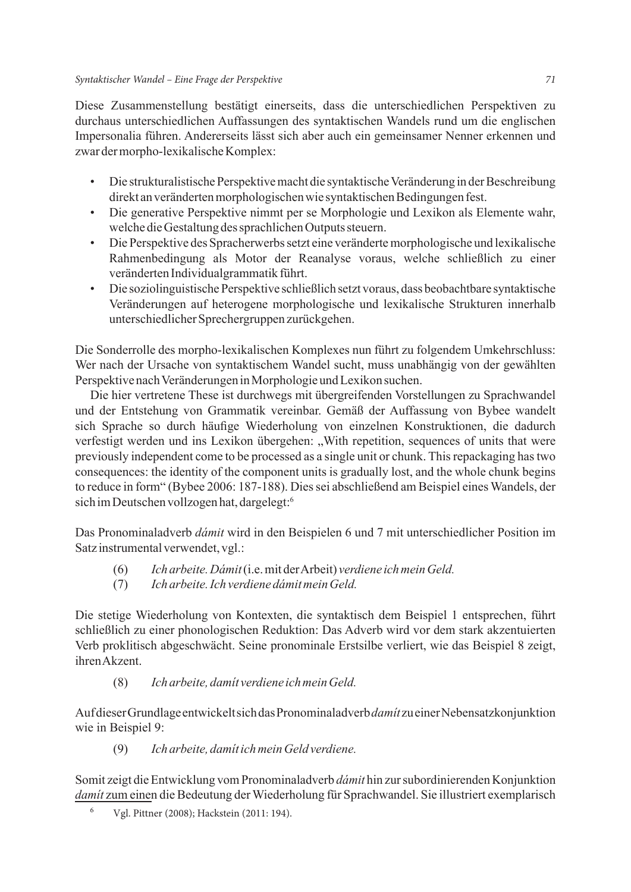Diese Zusammenstellung bestätigt einerseits, dass die unterschiedlichen Perspektiven zu durchaus unterschiedlichen Auffassungen des syntaktischen Wandels rund um die englischen Impersonalia führen. Andererseits lässt sich aber auch ein gemeinsamer Nenner erkennen und zwar der morpho-lexikalische Komplex:

- Die strukturalistische Perspektive macht die syntaktische Veränderung in der Beschreibung direkt an veränderten morphologischen wie syntaktischen Bedingungen fest.
- Die generative Perspektive nimmt per se Morphologie und Lexikon als Elemente wahr, welche die Gestaltung des sprachlichen Outputs steuern.
- Die Perspektive des Spracherwerbs setzt eine veränderte morphologische und lexikalische Rahmenbedingung als Motor der Reanalyse voraus, welche schließlich zu einer veränderten Individualgrammatik führt.
- Die soziolinguistische Perspektive schließlich setzt voraus, dass beobachtbare syntaktische Veränderungen auf heterogene morphologische und lexikalische Strukturen innerhalb unterschiedlicher Sprechergruppen zurückgehen.

Die Sonderrolle des morpho-lexikalischen Komplexes nun führt zu folgendem Umkehrschluss: Wer nach der Ursache von syntaktischem Wandel sucht, muss unabhängig von der gewählten Perspektive nach Veränderungen in Morphologie und Lexikon suchen.

Die hier vertretene These ist durchwegs mit übergreifenden Vorstellungen zu Sprachwandel und der Entstehung von Grammatik vereinbar. Gemäß der Auffassung von Bybee wandelt sich Sprache so durch häufige Wiederholung von einzelnen Konstruktionen, die dadurch verfestigt werden und ins Lexikon übergehen: „With repetition, sequences of units that were previously independent come to be processed as a single unit or chunk. This repackaging has two consequences: the identity of the component units is gradually lost, and the whole chunk begins to reduce in form" (Bybee 2006: 187-188). Dies sei abschließend am Beispiel eines Wandels, der sich im Deutschen vollzogen hat, dargelegt:[6]

Das Pronominaladverb *dámit* wird in den Beispielen 6 und 7 mit unterschiedlicher Position im Satz instrumental verwendet, vgl.:

(6) *Ich arbeite. Dámit* (i.e. mit der Arbeit) *verdiene ich mein Geld.*

(7) *Ich arbeite. Ich verdiene dámit mein Geld.*

Die stetige Wiederholung von Kontexten, die syntaktisch dem Beispiel 1 entsprechen, führt schließlich zu einer phonologischen Reduktion: Das Adverb wird vor dem stark akzentuierten Verb proklitisch abgeschwächt. Seine pronominale Erstsilbe verliert, wie das Beispiel 8 zeigt, ihren Akzent.

(8) *Ich arbeite, damít verdiene ich mein Geld.*

Auf dieser Grundlage entwickelt sich das Pronominaladverb *damít* zu einer Nebensatzkonjunktion wie in Beispiel 9:

(9) *Ich arbeite, damít ich mein Geld verdiene.*

Somit zeigt die Entwicklung vom Pronominaladverb *dámit* hin zur subordinierenden Konjunktion *damít* zum einen die Bedeutung der Wiederholung für Sprachwandel. Sie illustriert exemplarisch

[6] Vgl. Pittner (2008); Hackstein (2011: 194).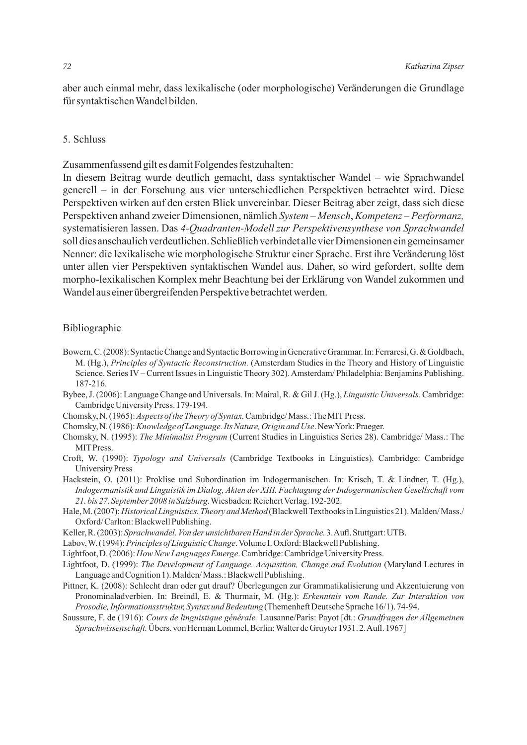aber auch einmal mehr, dass lexikalische (oder morphologische) Veränderungen die Grundlage für syntaktischen Wandel bilden.

## 5. Schluss

Zusammenfassend gilt es damit Folgendes festzuhalten:
In diesem Beitrag wurde deutlich gemacht, dass syntaktischer Wandel – wie Sprachwandel generell – in der Forschung aus vier unterschiedlichen Perspektiven betrachtet wird. Diese Perspektiven wirken auf den ersten Blick unvereinbar. Dieser Beitrag aber zeigt, dass sich diese Perspektiven anhand zweier Dimensionen, nämlich *System – Mensch*, *Kompetenz – Performanz,* systematisieren lassen. Das *4-Quadranten-Modell zur Perspektivensynthese von Sprachwandel* soll dies anschaulich verdeutlichen. Schließlich verbindet alle vier Dimensionen ein gemeinsamer Nenner: die lexikalische wie morphologische Struktur einer Sprache. Erst ihre Veränderung löst unter allen vier Perspektiven syntaktischen Wandel aus. Daher, so wird gefordert, sollte dem morpho-lexikalischen Komplex mehr Beachtung bei der Erklärung von Wandel zukommen und Wandel aus einer übergreifenden Perspektive betrachtet werden.

## Bibliographie

Bowern, C. (2008): Syntactic Change and Syntactic Borrowing in Generative Grammar. In: Ferraresi, G. & Goldbach, M. (Hg.), *Principles of Syntactic Reconstruction.* (Amsterdam Studies in the Theory and History of Linguistic Science. Series IV – Current Issues in Linguistic Theory 302). Amsterdam/ Philadelphia: Benjamins Publishing. 187-216.

Bybee, J. (2006): Language Change and Universals. In: Mairal, R. & Gil J. (Hg.), *Linguistic Universals*. Cambridge: Cambridge University Press. 179-194.

Chomsky, N. (1965): *Aspects of the Theory of Syntax.* Cambridge/ Mass.: The MIT Press.

Chomsky, N. (1986): *Knowledge of Language. Its Nature, Origin and Use*. New York: Praeger.

Chomsky, N. (1995): *The Minimalist Program* (Current Studies in Linguistics Series 28). Cambridge/ Mass.: The MIT Press.

Croft, W. (1990): *Typology and Universals* (Cambridge Textbooks in Linguistics). Cambridge: Cambridge University Press

Hackstein, O. (2011): Proklise und Subordination im Indogermanischen. In: Krisch, T. & Lindner, T. (Hg.), *Indogermanistik und Linguistik im Dialog, Akten der XIII. Fachtagung der Indogermanischen Gesellschaft vom 21. bis 27. September 2008 in Salzburg*. Wiesbaden: Reichert Verlag. 192-202.

Hale, M. (2007): *Historical Linguistics. Theory and Method* (Blackwell Textbooks in Linguistics 21). Malden/ Mass./ Oxford/ Carlton: Blackwell Publishing.

Keller, R. (2003): *Sprachwandel. Von der unsichtbaren Hand in der Sprache.* 3. Aufl. Stuttgart: UTB.

Labov, W. (1994): *Principles of Linguistic Change*. Volume I. Oxford: Blackwell Publishing.

Lightfoot, D. (2006): *How New Languages Emerge*. Cambridge: Cambridge University Press.

Lightfoot, D. (1999): *The Development of Language. Acquisition, Change and Evolution* (Maryland Lectures in Language and Cognition 1). Malden/ Mass.: Blackwell Publishing.

Pittner, K. (2008): Schlecht dran oder gut drauf? Überlegungen zur Grammatikalisierung und Akzentuierung von Pronominaladverbien. In: Breindl, E. & Thurmair, M. (Hg.): *Erkenntnis vom Rande. Zur Interaktion von Prosodie, Informationsstruktur, Syntax und Bedeutung* (Themenheft Deutsche Sprache 16/1). 74-94.

Saussure, F. de (1916): *Cours de linguistique générale.* Lausanne/Paris: Payot [dt.: *Grundfragen der Allgemeinen Sprachwissenschaft.* Übers. von Herman Lommel, Berlin: Walter de Gruyter 1931. 2. Aufl. 1967]